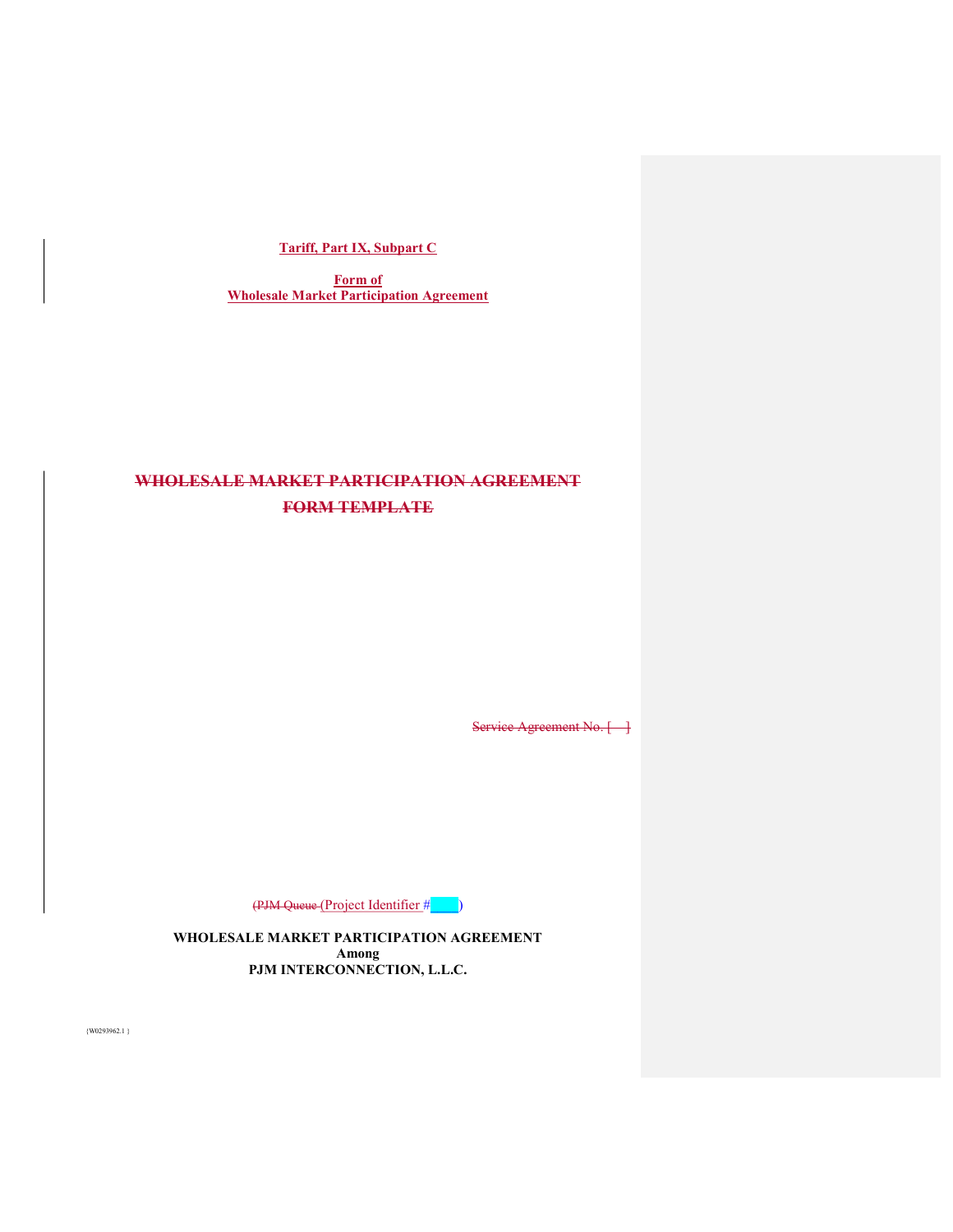**Tariff, Part IX, Subpart C**

**Form of**
**Wholesale Market Participation Agreement**

~~**WHOLESALE MARKET PARTICIPATION AGREEMENT**~~

~~**FORM TEMPLATE**~~

~~Service Agreement No. [ ]~~

~~(PJM Queue~~ (Project Identifier # )

**WHOLESALE MARKET PARTICIPATION AGREEMENT**
**Among**
**PJM INTERCONNECTION, L.L.C.**

{W0293962.1 }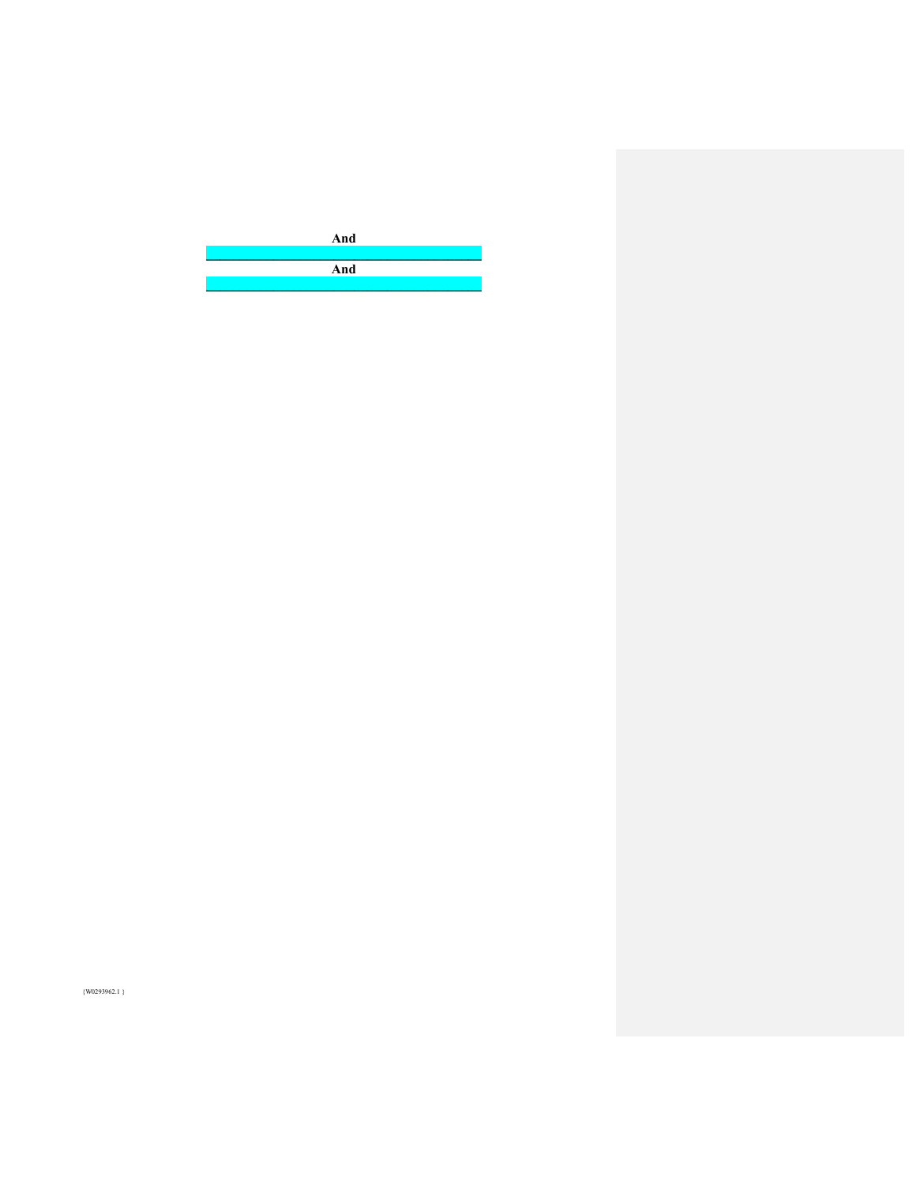**And**

\_\_\_\_\_\_\_\_\_\_\_\_\_\_\_\_\_\_\_\_\_\_\_\_\_\_\_\_\_\_\_\_\_\_\_\_\_\_

**And**

\_\_\_\_\_\_\_\_\_\_\_\_\_\_\_\_\_\_\_\_\_\_\_\_\_\_\_\_\_\_\_\_\_\_\_\_\_\_

{W0293962.1 }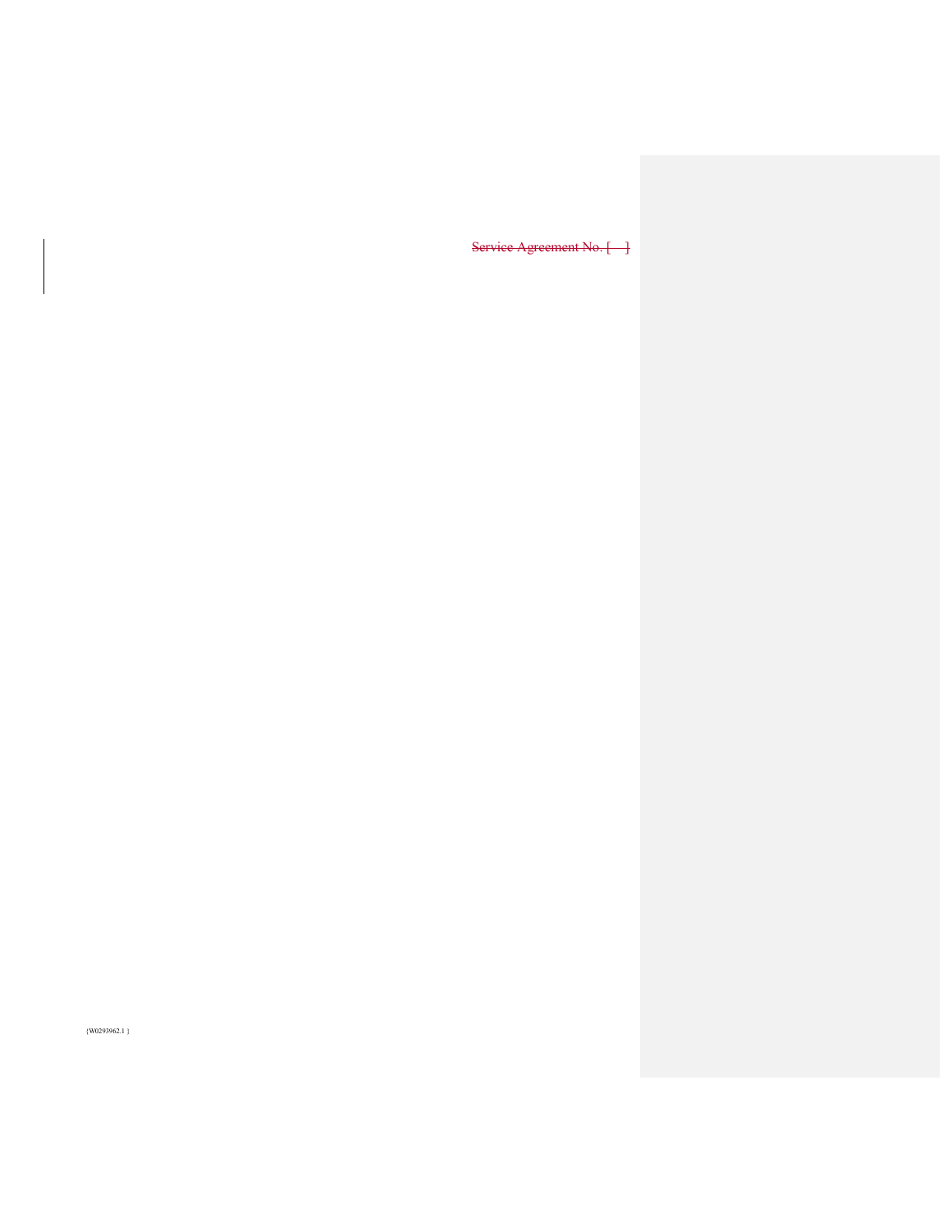~~Service Agreement No. [   ]~~

{W0293962.1 }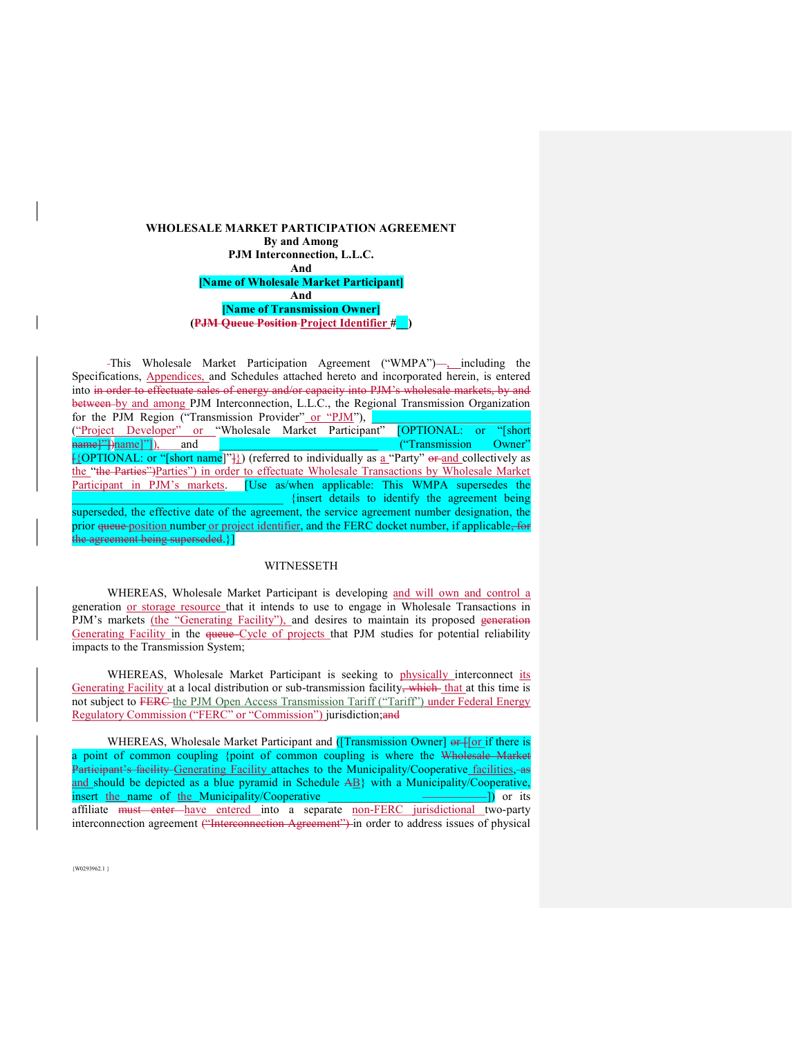**WHOLESALE MARKET PARTICIPATION AGREEMENT**
**By and Among**
**PJM Interconnection, L.L.C.**
**And**
**[Name of Wholesale Market Participant]**
**And**
**[Name of Transmission Owner]**
**(~~PJM Queue Position~~ Project Identifier #__)**

This Wholesale Market Participation Agreement ("WMPA")~~—~~, including the Specifications, Appendices, and Schedules attached hereto and incorporated herein, is entered into ~~in order to effectuate sales of energy and/or capacity into PJM's wholesale markets, by and between~~ by and among PJM Interconnection, L.L.C., the Regional Transmission Organization for the PJM Region ("Transmission Provider" or "PJM"), ______________ ("Project Developer" or "Wholesale Market Participant" [OPTIONAL: or "[short ~~name]"])~~name]"]), and ______________ ("Transmission Owner" ~~[~~{OPTIONAL: or "[short name]"~~]~~}) (referred to individually as a "Party" ~~or~~ and collectively as the "~~the Parties")~~Parties") in order to effectuate Wholesale Transactions by Wholesale Market Participant in PJM's markets. [Use as/when applicable: This WMPA supersedes the ______________ {insert details to identify the agreement being superseded, the effective date of the agreement, the service agreement number designation, the prior ~~queue~~ position number or project identifier, and the FERC docket number, if applicable~~, for the agreement being superseded~~.}]

WITNESSETH

WHEREAS, Wholesale Market Participant is developing and will own and control a generation or storage resource that it intends to use to engage in Wholesale Transactions in PJM's markets (the "Generating Facility"), and desires to maintain its proposed ~~generation~~ Generating Facility in the ~~queue~~ Cycle of projects that PJM studies for potential reliability impacts to the Transmission System;

WHEREAS, Wholesale Market Participant is seeking to physically interconnect its Generating Facility at a local distribution or sub-transmission facility~~, which~~ that at this time is not subject to ~~FERC~~ the PJM Open Access Transmission Tariff ("Tariff") under Federal Energy Regulatory Commission ("FERC" or "Commission") jurisdiction;~~and~~

WHEREAS, Wholesale Market Participant and ([Transmission Owner] ~~or [~~[or if there is a point of common coupling {point of common coupling is where the ~~Wholesale Market Participant's facility~~ Generating Facility attaches to the Municipality/Cooperative facilities~~, as~~ and should be depicted as a blue pyramid in Schedule ~~A~~B} with a Municipality/Cooperative, insert the name of the Municipality/Cooperative ______________]) or its affiliate ~~must enter~~ have entered into a separate non-FERC jurisdictional two-party interconnection agreement ~~("Interconnection Agreement")~~ in order to address issues of physical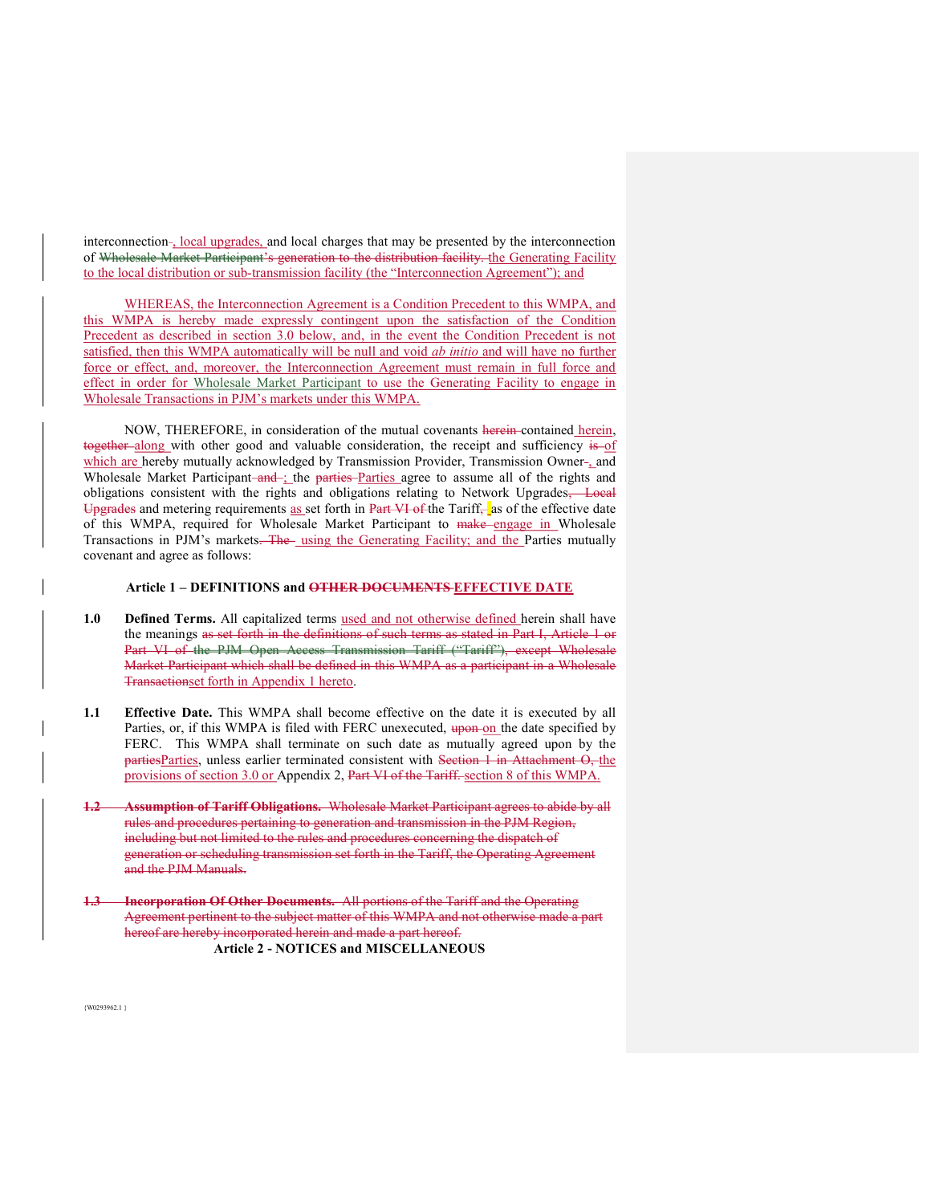interconnection~~ ~~, local upgrades, and local charges that may be presented by the interconnection of ~~Wholesale Market Participant's generation to the distribution facility.~~ the Generating Facility to the local distribution or sub-transmission facility (the "Interconnection Agreement"); and

WHEREAS, the Interconnection Agreement is a Condition Precedent to this WMPA, and this WMPA is hereby made expressly contingent upon the satisfaction of the Condition Precedent as described in section 3.0 below, and, in the event the Condition Precedent is not satisfied, then this WMPA automatically will be null and void *ab initio* and will have no further force or effect, and, moreover, the Interconnection Agreement must remain in full force and effect in order for Wholesale Market Participant to use the Generating Facility to engage in Wholesale Transactions in PJM's markets under this WMPA.

NOW, THEREFORE, in consideration of the mutual covenants ~~herein~~ contained herein, ~~together~~ along with other good and valuable consideration, the receipt and sufficiency ~~is~~ of which are hereby mutually acknowledged by Transmission Provider, Transmission Owner~~-~~, and Wholesale Market Participant ~~and~~ ; the ~~parties~~ Parties agree to assume all of the rights and obligations consistent with the rights and obligations relating to Network Upgrades~~, Local Upgrades~~ and metering requirements as set forth in ~~Part VI of~~ the Tariff~~,~~ as of the effective date of this WMPA, required for Wholesale Market Participant to ~~make~~ engage in Wholesale Transactions in PJM's markets~~. The~~ using the Generating Facility; and the Parties mutually covenant and agree as follows:

**Article 1 – DEFINITIONS and ~~OTHER DOCUMENTS~~ EFFECTIVE DATE**

**1.0 Defined Terms.** All capitalized terms used and not otherwise defined herein shall have the meanings ~~as set forth in the definitions of such terms as stated in Part I, Article 1 or Part VI of the PJM Open Access Transmission Tariff ("Tariff"), except Wholesale Market Participant which shall be defined in this WMPA as a participant in a Wholesale Transaction~~set forth in Appendix 1 hereto.

**1.1 Effective Date.** This WMPA shall become effective on the date it is executed by all Parties, or, if this WMPA is filed with FERC unexecuted, ~~upon~~ on the date specified by FERC. This WMPA shall terminate on such date as mutually agreed upon by the ~~parties~~Parties, unless earlier terminated consistent with ~~Section 1 in Attachment O,~~ the provisions of section 3.0 or Appendix 2, ~~Part VI of the Tariff.~~ section 8 of this WMPA.

~~**1.2 Assumption of Tariff Obligations.** Wholesale Market Participant agrees to abide by all rules and procedures pertaining to generation and transmission in the PJM Region, including but not limited to the rules and procedures concerning the dispatch of generation or scheduling transmission set forth in the Tariff, the Operating Agreement and the PJM Manuals.~~

~~**1.3 Incorporation Of Other Documents.** All portions of the Tariff and the Operating Agreement pertinent to the subject matter of this WMPA and not otherwise made a part hereof are hereby incorporated herein and made a part hereof.~~

**Article 2 - NOTICES and MISCELLANEOUS**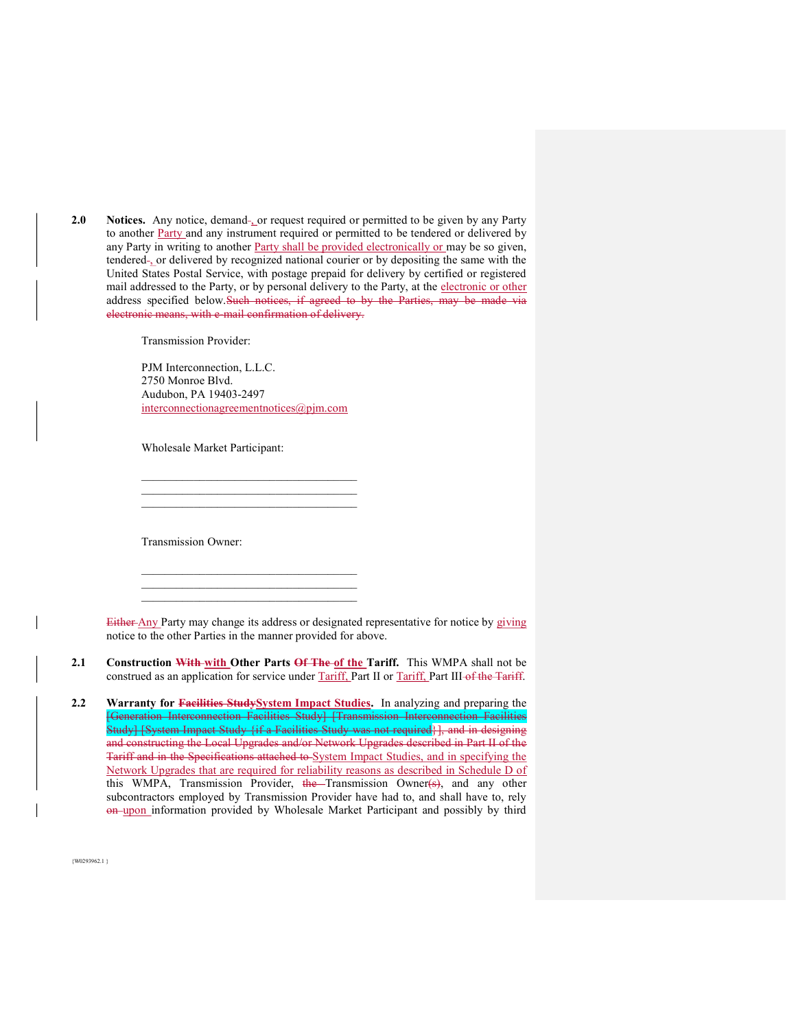**2.0 Notices.** Any notice, demand, or request required or permitted to be given by any Party to another Party and any instrument required or permitted to be tendered or delivered by any Party in writing to another Party shall be provided electronically or may be so given, tendered, or delivered by recognized national courier or by depositing the same with the United States Postal Service, with postage prepaid for delivery by certified or registered mail addressed to the Party, or by personal delivery to the Party, at the electronic or other address specified below. Such notices, if agreed to by the Parties, may be made via electronic means, with e-mail confirmation of delivery.

Transmission Provider:

PJM Interconnection, L.L.C.
2750 Monroe Blvd.
Audubon, PA 19403-2497
interconnectionagreementnotices@pjm.com

Wholesale Market Participant:

_____________________________________
_____________________________________
_____________________________________

Transmission Owner:

_____________________________________
_____________________________________
_____________________________________

Either Any Party may change its address or designated representative for notice by giving notice to the other Parties in the manner provided for above.

**2.1 Construction With with Other Parts Of The of the Tariff.** This WMPA shall not be construed as an application for service under Tariff, Part II or Tariff, Part III of the Tariff.

**2.2 Warranty for Facilities Study System Impact Studies.** In analyzing and preparing the [Generation Interconnection Facilities Study] [Transmission Interconnection Facilities Study] [System Impact Study {if a Facilities Study was not required}], and in designing and constructing the Local Upgrades and/or Network Upgrades described in Part II of the Tariff and in the Specifications attached to System Impact Studies, and in specifying the Network Upgrades that are required for reliability reasons as described in Schedule D of this WMPA, Transmission Provider, the Transmission Owner(s), and any other subcontractors employed by Transmission Provider have had to, and shall have to, rely on upon information provided by Wholesale Market Participant and possibly by third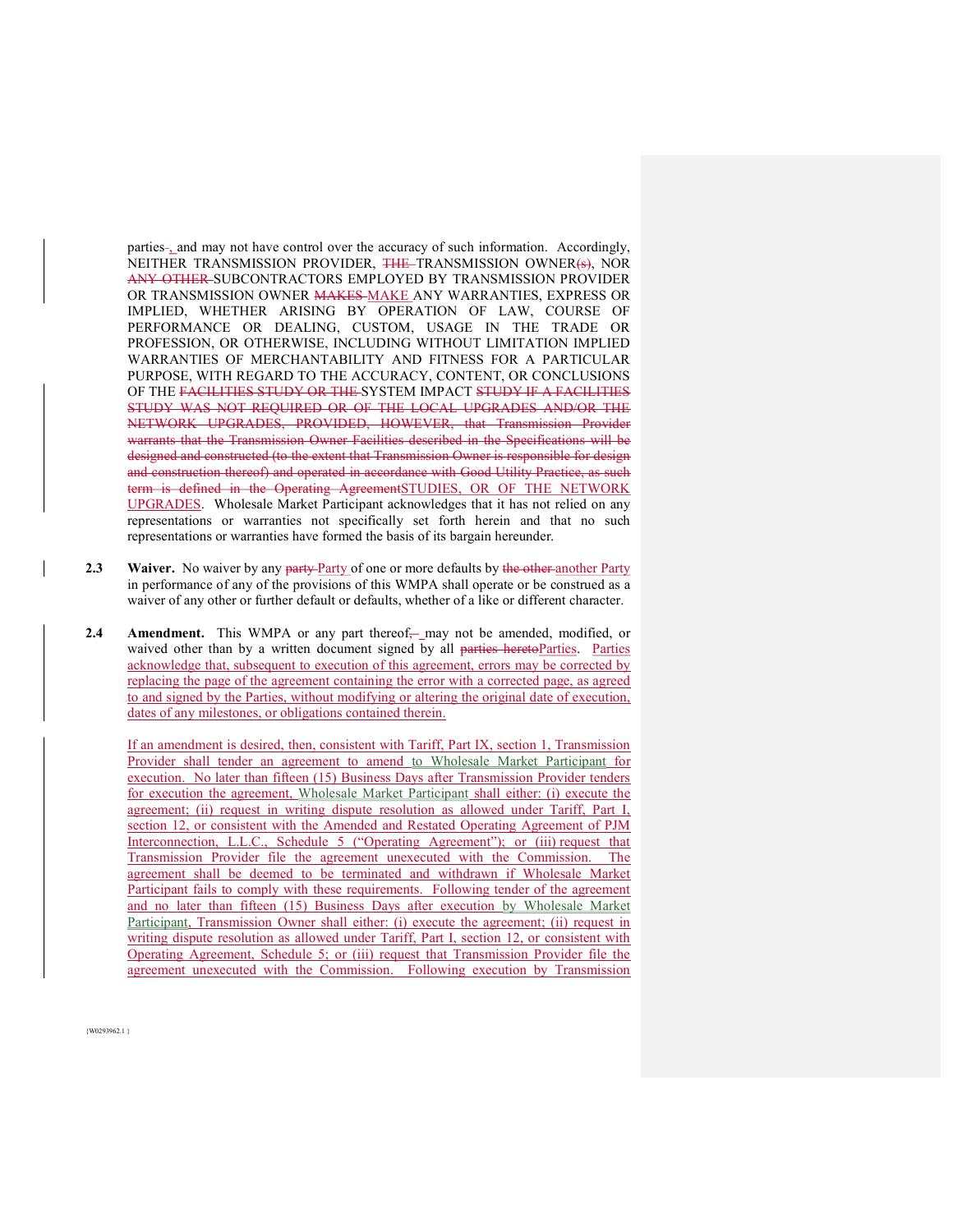parties~~,~~ and may not have control over the accuracy of such information. Accordingly, NEITHER TRANSMISSION PROVIDER, ~~THE~~ TRANSMISSION OWNER~~(s)~~, NOR ~~ANY OTHER~~ SUBCONTRACTORS EMPLOYED BY TRANSMISSION PROVIDER OR TRANSMISSION OWNER ~~MAKES~~ MAKE ANY WARRANTIES, EXPRESS OR IMPLIED, WHETHER ARISING BY OPERATION OF LAW, COURSE OF PERFORMANCE OR DEALING, CUSTOM, USAGE IN THE TRADE OR PROFESSION, OR OTHERWISE, INCLUDING WITHOUT LIMITATION IMPLIED WARRANTIES OF MERCHANTABILITY AND FITNESS FOR A PARTICULAR PURPOSE, WITH REGARD TO THE ACCURACY, CONTENT, OR CONCLUSIONS OF THE ~~FACILITIES STUDY OR THE~~ SYSTEM IMPACT ~~STUDY IF A FACILITIES STUDY WAS NOT REQUIRED OR OF THE LOCAL UPGRADES AND/OR THE NETWORK UPGRADES, PROVIDED, HOWEVER, that Transmission Provider warrants that the Transmission Owner Facilities described in the Specifications will be designed and constructed (to the extent that Transmission Owner is responsible for design and construction thereof) and operated in accordance with Good Utility Practice, as such term is defined in the Operating Agreement~~STUDIES, OR OF THE NETWORK UPGRADES. Wholesale Market Participant acknowledges that it has not relied on any representations or warranties not specifically set forth herein and that no such representations or warranties have formed the basis of its bargain hereunder.

**2.3 Waiver.** No waiver by any ~~party~~ Party of one or more defaults by ~~the other~~ another Party in performance of any of the provisions of this WMPA shall operate or be construed as a waiver of any other or further default or defaults, whether of a like or different character.

**2.4 Amendment.** This WMPA or any part thereof~~,~~ may not be amended, modified, or waived other than by a written document signed by all ~~parties hereto~~Parties. Parties acknowledge that, subsequent to execution of this agreement, errors may be corrected by replacing the page of the agreement containing the error with a corrected page, as agreed to and signed by the Parties, without modifying or altering the original date of execution, dates of any milestones, or obligations contained therein.

If an amendment is desired, then, consistent with Tariff, Part IX, section 1, Transmission Provider shall tender an agreement to amend to Wholesale Market Participant for execution. No later than fifteen (15) Business Days after Transmission Provider tenders for execution the agreement, Wholesale Market Participant shall either: (i) execute the agreement; (ii) request in writing dispute resolution as allowed under Tariff, Part I, section 12, or consistent with the Amended and Restated Operating Agreement of PJM Interconnection, L.L.C., Schedule 5 ("Operating Agreement"); or (iii) request that Transmission Provider file the agreement unexecuted with the Commission. The agreement shall be deemed to be terminated and withdrawn if Wholesale Market Participant fails to comply with these requirements. Following tender of the agreement and no later than fifteen (15) Business Days after execution by Wholesale Market Participant, Transmission Owner shall either: (i) execute the agreement; (ii) request in writing dispute resolution as allowed under Tariff, Part I, section 12, or consistent with Operating Agreement, Schedule 5; or (iii) request that Transmission Provider file the agreement unexecuted with the Commission. Following execution by Transmission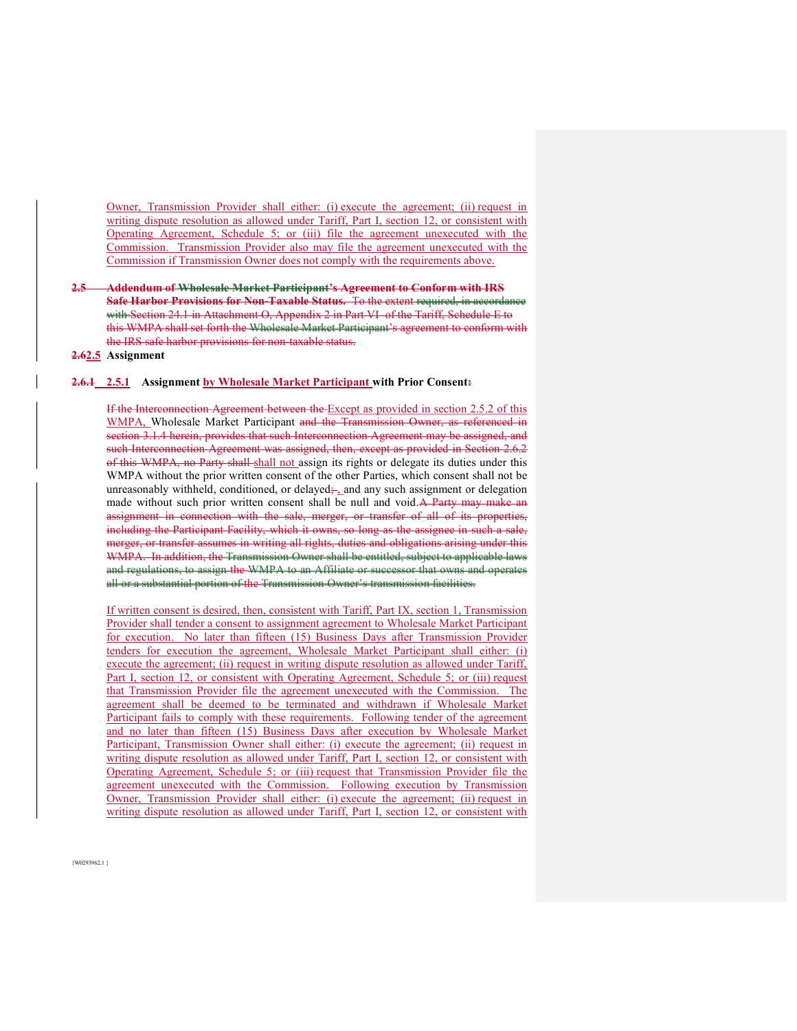Owner, Transmission Provider shall either: (i) execute the agreement; (ii) request in writing dispute resolution as allowed under Tariff, Part I, section 12, or consistent with Operating Agreement, Schedule 5; or (iii) file the agreement unexecuted with the Commission. Transmission Provider also may file the agreement unexecuted with the Commission if Transmission Owner does not comply with the requirements above.

~~**2.5 Addendum of Wholesale Market Participant's Agreement to Conform with IRS Safe Harbor Provisions for Non-Taxable Status.**~~ ~~To the extent required, in accordance with Section 24.1 in Attachment O, Appendix 2 in Part VI of the Tariff, Schedule E to this WMPA shall set forth the Wholesale Market Participant's agreement to conform with the IRS safe harbor provisions for non-taxable status.~~

**~~2.6~~2.5 Assignment**

**~~2.6.1~~ 2.5.1 Assignment by Wholesale Market Participant with Prior Consent~~:~~**

~~If the Interconnection Agreement between the~~ Except as provided in section 2.5.2 of this WMPA, Wholesale Market Participant ~~and the Transmission Owner, as referenced in section 3.1.4 herein, provides that such Interconnection Agreement may be assigned, and such Interconnection Agreement was assigned, then, except as provided in Section 2.6.2 of this WMPA, no Party shall~~ shall not assign its rights or delegate its duties under this WMPA without the prior written consent of the other Parties, which consent shall not be unreasonably withheld, conditioned, or delayed~~;~~, and any such assignment or delegation made without such prior written consent shall be null and void.~~A Party may make an assignment in connection with the sale, merger, or transfer of all of its properties, including the Participant Facility, which it owns, so long as the assignee in such a sale, merger, or transfer assumes in writing all rights, duties and obligations arising under this WMPA. In addition, the Transmission Owner shall be entitled, subject to applicable laws and regulations, to assign the WMPA to an Affiliate or successor that owns and operates all or a substantial portion of the Transmission Owner's transmission facilities.~~

If written consent is desired, then, consistent with Tariff, Part IX, section 1, Transmission Provider shall tender a consent to assignment agreement to Wholesale Market Participant for execution. No later than fifteen (15) Business Days after Transmission Provider tenders for execution the agreement, Wholesale Market Participant shall either: (i) execute the agreement; (ii) request in writing dispute resolution as allowed under Tariff, Part I, section 12, or consistent with Operating Agreement, Schedule 5; or (iii) request that Transmission Provider file the agreement unexecuted with the Commission. The agreement shall be deemed to be terminated and withdrawn if Wholesale Market Participant fails to comply with these requirements. Following tender of the agreement and no later than fifteen (15) Business Days after execution by Wholesale Market Participant, Transmission Owner shall either: (i) execute the agreement; (ii) request in writing dispute resolution as allowed under Tariff, Part I, section 12, or consistent with Operating Agreement, Schedule 5; or (iii) request that Transmission Provider file the agreement unexecuted with the Commission. Following execution by Transmission Owner, Transmission Provider shall either: (i) execute the agreement; (ii) request in writing dispute resolution as allowed under Tariff, Part I, section 12, or consistent with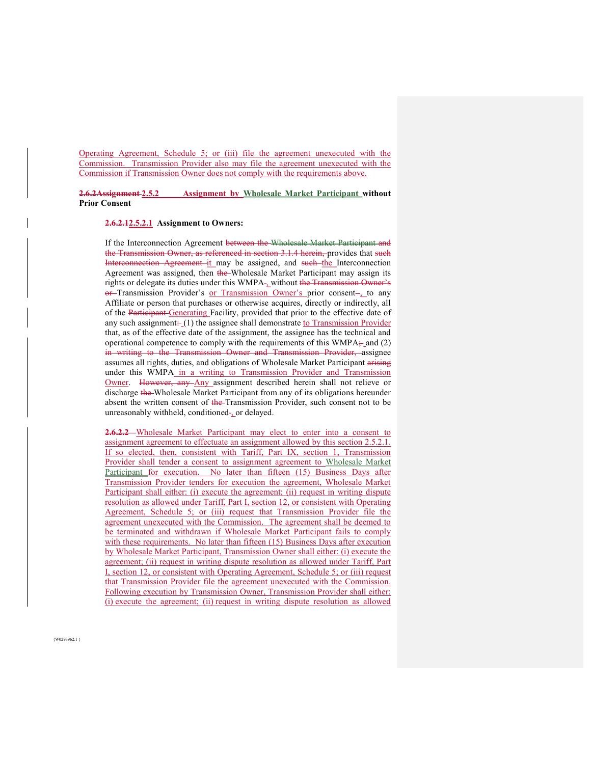Operating Agreement, Schedule 5; or (iii) file the agreement unexecuted with the Commission. Transmission Provider also may file the agreement unexecuted with the Commission if Transmission Owner does not comply with the requirements above.

**~~2.6.2Assignment~~ 2.5.2 Assignment by Wholesale Market Participant without Prior Consent**

**~~2.6.2.1~~2.5.2.1 Assignment to Owners:**

If the Interconnection Agreement ~~between the Wholesale Market Participant and the Transmission Owner, as referenced in section 3.1.4 herein,~~ provides that ~~such Interconnection Agreement~~ it may be assigned, and ~~such~~ the Interconnection Agreement was assigned, then ~~the~~ Wholesale Market Participant may assign its rights or delegate its duties under this WMPA~~.~~, without ~~the Transmission Owner's or~~ Transmission Provider's or Transmission Owner's prior consent~~–~~, to any Affiliate or person that purchases or otherwise acquires, directly or indirectly, all of the ~~Participant~~ Generating Facility, provided that prior to the effective date of any such assignment~~:~~ (1) the assignee shall demonstrate to Transmission Provider that, as of the effective date of the assignment, the assignee has the technical and operational competence to comply with the requirements of this WMPA~~;~~ and (2) ~~in writing to the Transmission Owner and Transmission Provider,~~ assignee assumes all rights, duties, and obligations of Wholesale Market Participant ~~arising~~ under this WMPA in a writing to Transmission Provider and Transmission Owner. ~~However, any~~ Any assignment described herein shall not relieve or discharge ~~the~~ Wholesale Market Participant from any of its obligations hereunder absent the written consent of ~~the~~ Transmission Provider, such consent not to be unreasonably withheld, conditioned~~.~~, or delayed.

~~2.6.2.2~~ Wholesale Market Participant may elect to enter into a consent to assignment agreement to effectuate an assignment allowed by this section 2.5.2.1. If so elected, then, consistent with Tariff, Part IX, section 1, Transmission Provider shall tender a consent to assignment agreement to Wholesale Market Participant for execution. No later than fifteen (15) Business Days after Transmission Provider tenders for execution the agreement, Wholesale Market Participant shall either: (i) execute the agreement; (ii) request in writing dispute resolution as allowed under Tariff, Part I, section 12, or consistent with Operating Agreement, Schedule 5; or (iii) request that Transmission Provider file the agreement unexecuted with the Commission. The agreement shall be deemed to be terminated and withdrawn if Wholesale Market Participant fails to comply with these requirements. No later than fifteen (15) Business Days after execution by Wholesale Market Participant, Transmission Owner shall either: (i) execute the agreement; (ii) request in writing dispute resolution as allowed under Tariff, Part I, section 12, or consistent with Operating Agreement, Schedule 5; or (iii) request that Transmission Provider file the agreement unexecuted with the Commission. Following execution by Transmission Owner, Transmission Provider shall either: (i) execute the agreement; (ii) request in writing dispute resolution as allowed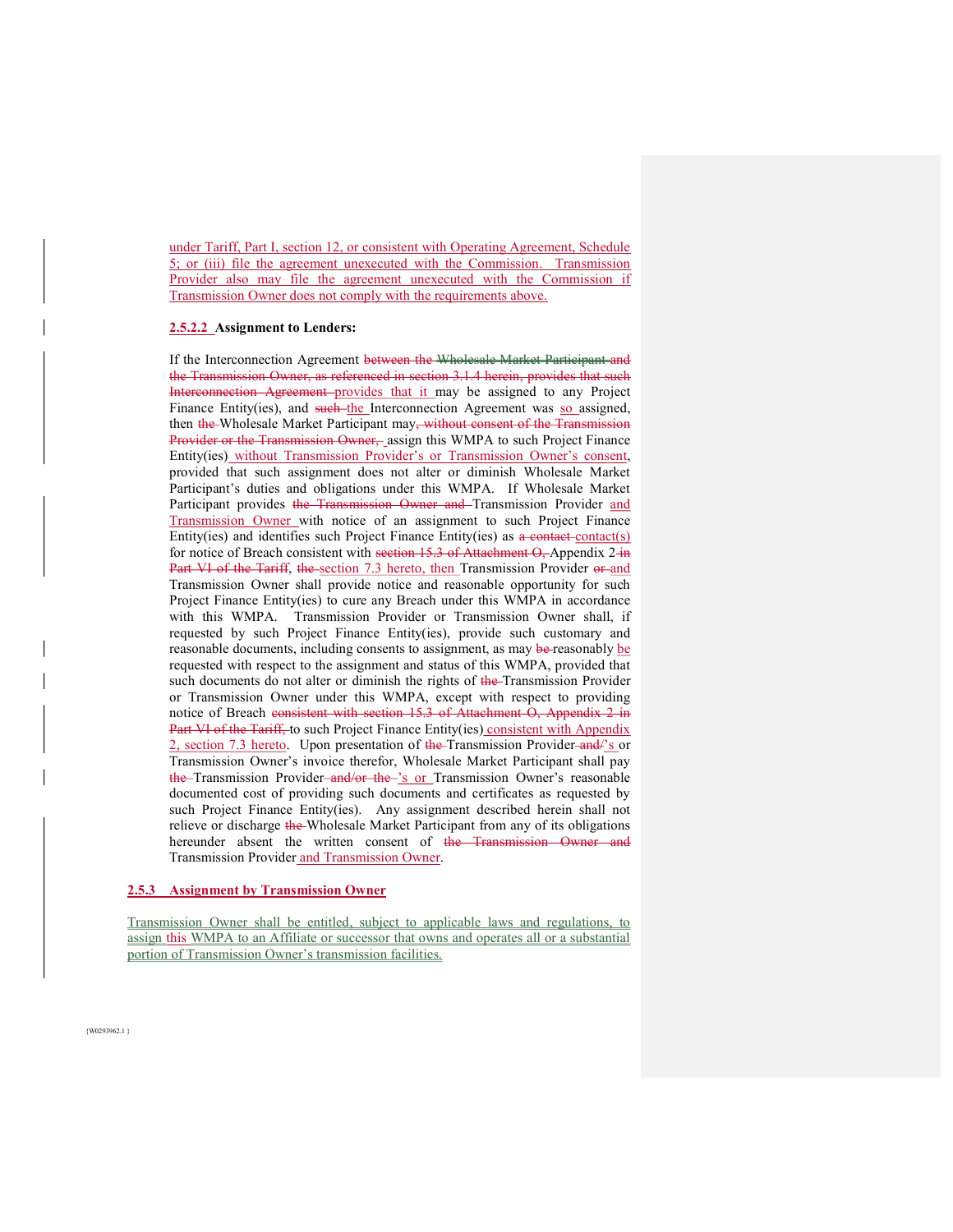under Tariff, Part I, section 12, or consistent with Operating Agreement, Schedule 5; or (iii) file the agreement unexecuted with the Commission. Transmission Provider also may file the agreement unexecuted with the Commission if Transmission Owner does not comply with the requirements above.

#### 2.5.2.2 Assignment to Lenders:

If the Interconnection Agreement ~~between the Wholesale Market Participant and the Transmission Owner, as referenced in section 3.1.4 herein, provides that such Interconnection Agreement~~ provides that it may be assigned to any Project Finance Entity(ies), and ~~such~~ the Interconnection Agreement was so assigned, then ~~the~~ Wholesale Market Participant may~~, without consent of the Transmission Provider or the Transmission Owner,~~ assign this WMPA to such Project Finance Entity(ies) without Transmission Provider's or Transmission Owner's consent, provided that such assignment does not alter or diminish Wholesale Market Participant's duties and obligations under this WMPA. If Wholesale Market Participant provides ~~the Transmission Owner and~~ Transmission Provider and Transmission Owner with notice of an assignment to such Project Finance Entity(ies) and identifies such Project Finance Entity(ies) as ~~a contact~~ contact(s) for notice of Breach consistent with ~~section 15.3 of Attachment O,~~ Appendix 2 ~~in Part VI of the Tariff~~, ~~the~~ section 7.3 hereto, then Transmission Provider ~~or~~ and Transmission Owner shall provide notice and reasonable opportunity for such Project Finance Entity(ies) to cure any Breach under this WMPA in accordance with this WMPA. Transmission Provider or Transmission Owner shall, if requested by such Project Finance Entity(ies), provide such customary and reasonable documents, including consents to assignment, as may ~~be~~ reasonably be requested with respect to the assignment and status of this WMPA, provided that such documents do not alter or diminish the rights of ~~the~~ Transmission Provider or Transmission Owner under this WMPA, except with respect to providing notice of Breach ~~consistent with section 15.3 of Attachment O, Appendix 2 in Part VI of the Tariff,~~ to such Project Finance Entity(ies) consistent with Appendix 2, section 7.3 hereto. Upon presentation of ~~the~~ Transmission Provider~~ and/~~'s or Transmission Owner's invoice therefor, Wholesale Market Participant shall pay ~~the~~ Transmission Provider~~ and/or the~~'s or Transmission Owner's reasonable documented cost of providing such documents and certificates as requested by such Project Finance Entity(ies). Any assignment described herein shall not relieve or discharge ~~the~~ Wholesale Market Participant from any of its obligations hereunder absent the written consent of ~~the Transmission Owner and~~ Transmission Provider and Transmission Owner.

### 2.5.3 Assignment by Transmission Owner

Transmission Owner shall be entitled, subject to applicable laws and regulations, to assign this WMPA to an Affiliate or successor that owns and operates all or a substantial portion of Transmission Owner's transmission facilities.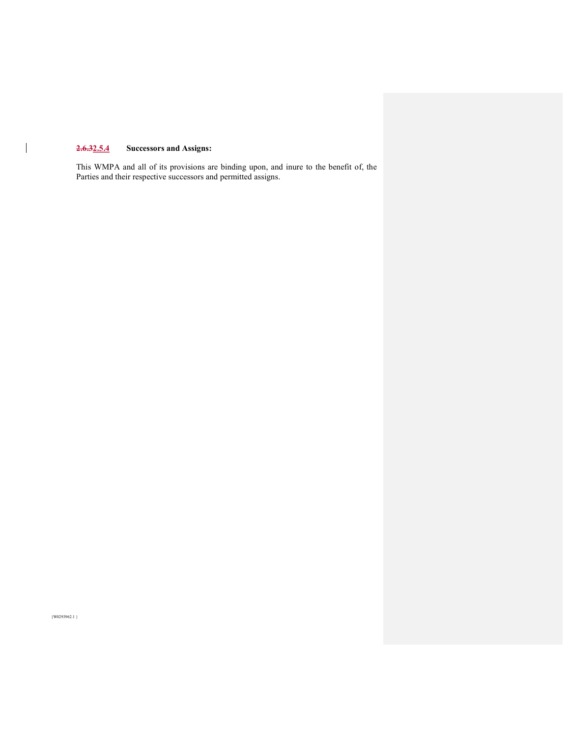**~~2.6.3~~2.5.4 Successors and Assigns:**

This WMPA and all of its provisions are binding upon, and inure to the benefit of, the Parties and their respective successors and permitted assigns.

{W0293962.1 }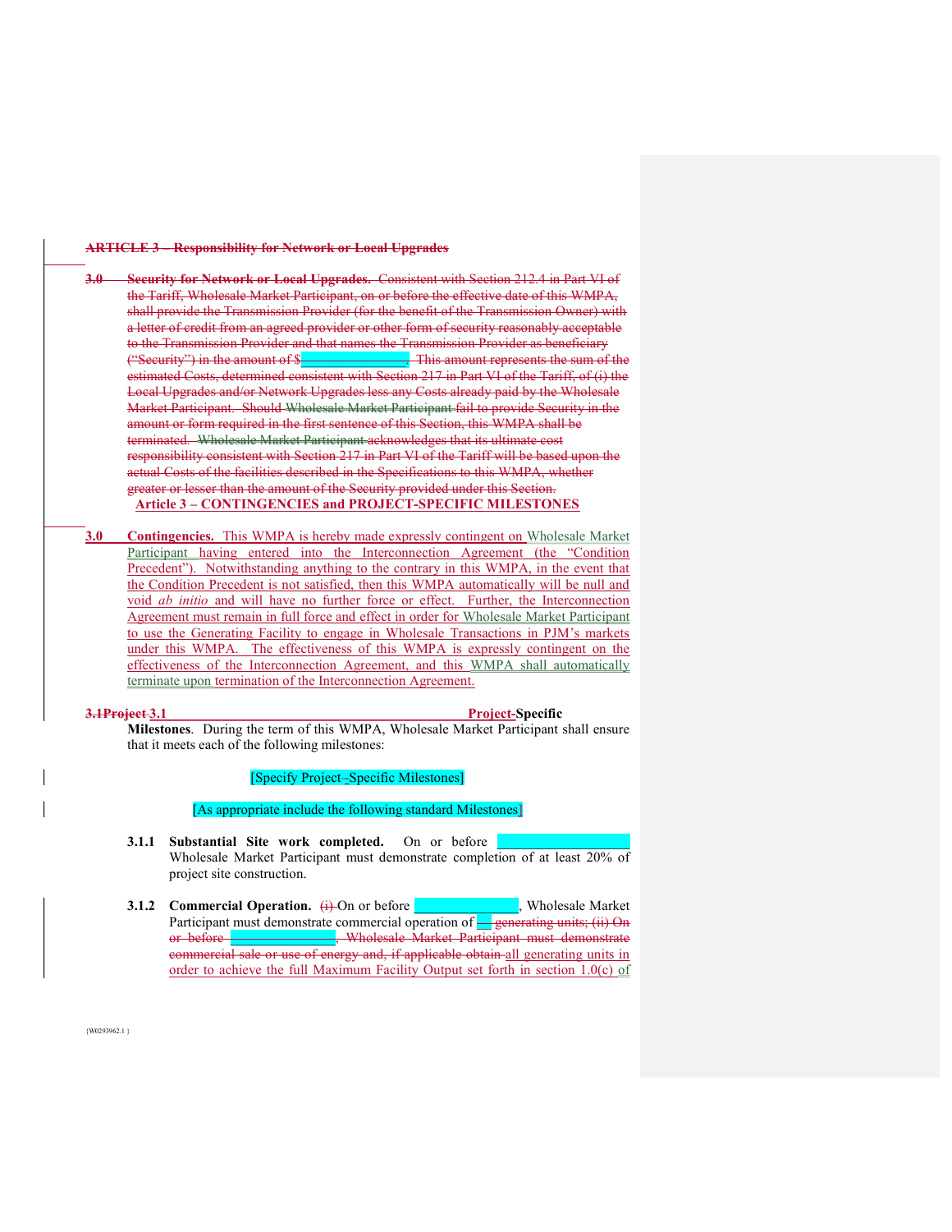~~**ARTICLE 3 – Responsibility for Network or Local Upgrades**~~

~~**3.0 Security for Network or Local Upgrades.** Consistent with Section 212.4 in Part VI of the Tariff, Wholesale Market Participant, on or before the effective date of this WMPA, shall provide the Transmission Provider (for the benefit of the Transmission Owner) with a letter of credit from an agreed provider or other form of security reasonably acceptable to the Transmission Provider and that names the Transmission Provider as beneficiary ("Security") in the amount of $_______________. This amount represents the sum of the estimated Costs, determined consistent with Section 217 in Part VI of the Tariff, of (i) the Local Upgrades and/or Network Upgrades less any Costs already paid by the Wholesale Market Participant. Should Wholesale Market Participant fail to provide Security in the amount or form required in the first sentence of this Section, this WMPA shall be terminated. Wholesale Market Participant acknowledges that its ultimate cost responsibility consistent with Section 217 in Part VI of the Tariff will be based upon the actual Costs of the facilities described in the Specifications to this WMPA, whether greater or lesser than the amount of the Security provided under this Section.~~

**Article 3 – CONTINGENCIES and PROJECT-SPECIFIC MILESTONES**

**3.0 Contingencies.** This WMPA is hereby made expressly contingent on Wholesale Market Participant having entered into the Interconnection Agreement (the "Condition Precedent"). Notwithstanding anything to the contrary in this WMPA, in the event that the Condition Precedent is not satisfied, then this WMPA automatically will be null and void *ab initio* and will have no further force or effect. Further, the Interconnection Agreement must remain in full force and effect in order for Wholesale Market Participant to use the Generating Facility to engage in Wholesale Transactions in PJM's markets under this WMPA. The effectiveness of this WMPA is expressly contingent on the effectiveness of the Interconnection Agreement, and this WMPA shall automatically terminate upon termination of the Interconnection Agreement.

~~**3.1Project**~~ **3.1 Project-Specific Milestones**. During the term of this WMPA, Wholesale Market Participant shall ensure that it meets each of the following milestones:

[Specify Project-Specific Milestones]

[As appropriate include the following standard Milestones]

**3.1.1 Substantial Site work completed.** On or before _______________ Wholesale Market Participant must demonstrate completion of at least 20% of project site construction.

**3.1.2 Commercial Operation.** ~~(i)~~ On or before _______________, Wholesale Market Participant must demonstrate commercial operation of ~~__ generating units; (ii) On or before _______________, Wholesale Market Participant must demonstrate commercial sale or use of energy and, if applicable obtain~~ all generating units in order to achieve the full Maximum Facility Output set forth in section 1.0(c) of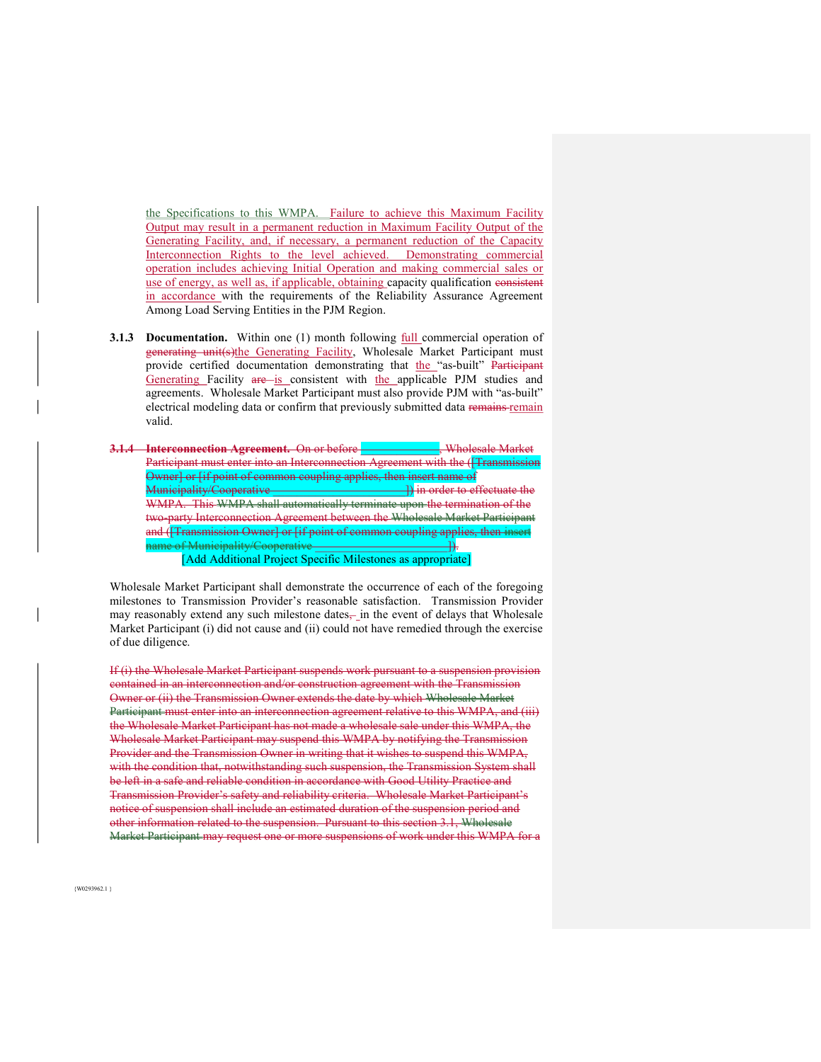the Specifications to this WMPA. Failure to achieve this Maximum Facility Output may result in a permanent reduction in Maximum Facility Output of the Generating Facility, and, if necessary, a permanent reduction of the Capacity Interconnection Rights to the level achieved. Demonstrating commercial operation includes achieving Initial Operation and making commercial sales or use of energy, as well as, if applicable, obtaining capacity qualification ~~consistent~~ in accordance with the requirements of the Reliability Assurance Agreement Among Load Serving Entities in the PJM Region.

**3.1.3 Documentation.** Within one (1) month following full commercial operation of ~~generating unit(s)~~the Generating Facility, Wholesale Market Participant must provide certified documentation demonstrating that the "as-built" ~~Participant~~ Generating Facility ~~are~~ is consistent with the applicable PJM studies and agreements. Wholesale Market Participant must also provide PJM with "as-built" electrical modeling data or confirm that previously submitted data ~~remains~~ remain valid.

~~**3.1.4 Interconnection Agreement.** On or before \_\_\_\_\_\_\_\_\_\_\_\_\_\_, Wholesale Market Participant must enter into an Interconnection Agreement with the ([Transmission Owner] or [if point of common coupling applies, then insert name of Municipality/Cooperative \_\_\_\_\_\_\_\_\_\_\_\_\_\_\_\_\_\_\_\_\_\_\_\_\_]) in order to effectuate the WMPA. This WMPA shall automatically terminate upon the termination of the two-party Interconnection Agreement between the Wholesale Market Participant and ([Transmission Owner] or [if point of common coupling applies, then insert name of Municipality/Cooperative \_\_\_\_\_\_\_\_\_\_\_\_\_\_\_\_\_\_\_\_\_\_\_\_\_]).~~

[Add Additional Project Specific Milestones as appropriate]

Wholesale Market Participant shall demonstrate the occurrence of each of the foregoing milestones to Transmission Provider's reasonable satisfaction. Transmission Provider may reasonably extend any such milestone dates~~,~~ in the event of delays that Wholesale Market Participant (i) did not cause and (ii) could not have remedied through the exercise of due diligence.

~~If (i) the Wholesale Market Participant suspends work pursuant to a suspension provision contained in an interconnection and/or construction agreement with the Transmission Owner or (ii) the Transmission Owner extends the date by which Wholesale Market Participant must enter into an interconnection agreement relative to this WMPA, and (iii) the Wholesale Market Participant has not made a wholesale sale under this WMPA, the Wholesale Market Participant may suspend this WMPA by notifying the Transmission Provider and the Transmission Owner in writing that it wishes to suspend this WMPA, with the condition that, notwithstanding such suspension, the Transmission System shall be left in a safe and reliable condition in accordance with Good Utility Practice and Transmission Provider's safety and reliability criteria. Wholesale Market Participant's notice of suspension shall include an estimated duration of the suspension period and other information related to the suspension. Pursuant to this section 3.1, Wholesale Market Participant may request one or more suspensions of work under this WMPA for a~~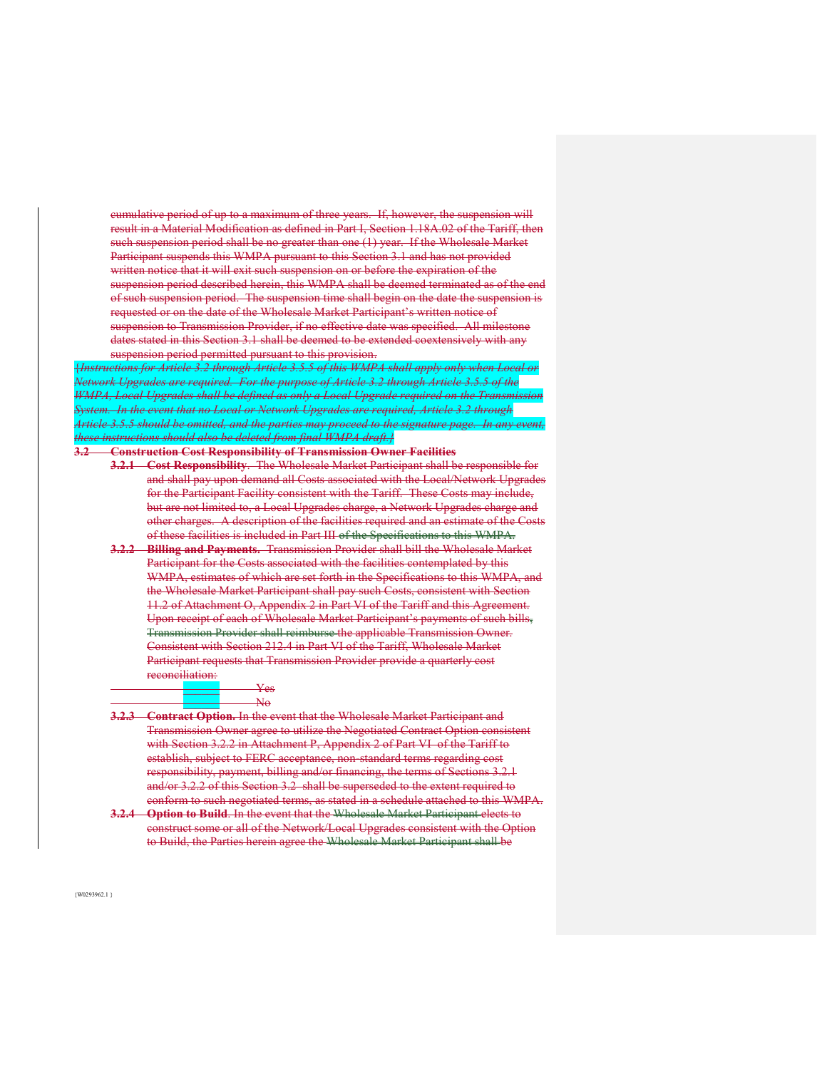cumulative period of up to a maximum of three years. If, however, the suspension will result in a Material Modification as defined in Part I, Section 1.18A.02 of the Tariff, then such suspension period shall be no greater than one (1) year. If the Wholesale Market Participant suspends this WMPA pursuant to this Section 3.1 and has not provided written notice that it will exit such suspension on or before the expiration of the suspension period described herein, this WMPA shall be deemed terminated as of the end of such suspension period. The suspension time shall begin on the date the suspension is requested or on the date of the Wholesale Market Participant's written notice of suspension to Transmission Provider, if no effective date was specified. All milestone dates stated in this Section 3.1 shall be deemed to be extended coextensively with any suspension period permitted pursuant to this provision.

*{Instructions for Article 3.2 through Article 3.5.5 of this WMPA shall apply only when Local or Network Upgrades are required. For the purpose of Article 3.2 through Article 3.5.5 of the WMPA, Local Upgrades shall be defined as only a Local Upgrade required on the Transmission System. In the event that no Local or Network Upgrades are required, Article 3.2 through Article 3.5.5 should be omitted, and the parties may proceed to the signature page. In any event, these instructions should also be deleted from final WMPA draft.}*

**3.2 Construction Cost Responsibility of Transmission Owner Facilities**

**3.2.1 Cost Responsibility**. The Wholesale Market Participant shall be responsible for and shall pay upon demand all Costs associated with the Local/Network Upgrades for the Participant Facility consistent with the Tariff. These Costs may include, but are not limited to, a Local Upgrades charge, a Network Upgrades charge and other charges. A description of the facilities required and an estimate of the Costs of these facilities is included in Part III of the Specifications to this WMPA.

**3.2.2 Billing and Payments.** Transmission Provider shall bill the Wholesale Market Participant for the Costs associated with the facilities contemplated by this WMPA, estimates of which are set forth in the Specifications to this WMPA, and the Wholesale Market Participant shall pay such Costs, consistent with Section 11.2 of Attachment O, Appendix 2 in Part VI of the Tariff and this Agreement. Upon receipt of each of Wholesale Market Participant's payments of such bills, Transmission Provider shall reimburse the applicable Transmission Owner. Consistent with Section 212.4 in Part VI of the Tariff, Wholesale Market Participant requests that Transmission Provider provide a quarterly cost reconciliation:

_______ Yes

_______ No

**3.2.3 Contract Option.** In the event that the Wholesale Market Participant and Transmission Owner agree to utilize the Negotiated Contract Option consistent with Section 3.2.2 in Attachment P, Appendix 2 of Part VI of the Tariff to establish, subject to FERC acceptance, non-standard terms regarding cost responsibility, payment, billing and/or financing, the terms of Sections 3.2.1 and/or 3.2.2 of this Section 3.2 shall be superseded to the extent required to conform to such negotiated terms, as stated in a schedule attached to this WMPA.

**3.2.4 Option to Build**. In the event that the Wholesale Market Participant elects to construct some or all of the Network/Local Upgrades consistent with the Option to Build, the Parties herein agree the Wholesale Market Participant shall be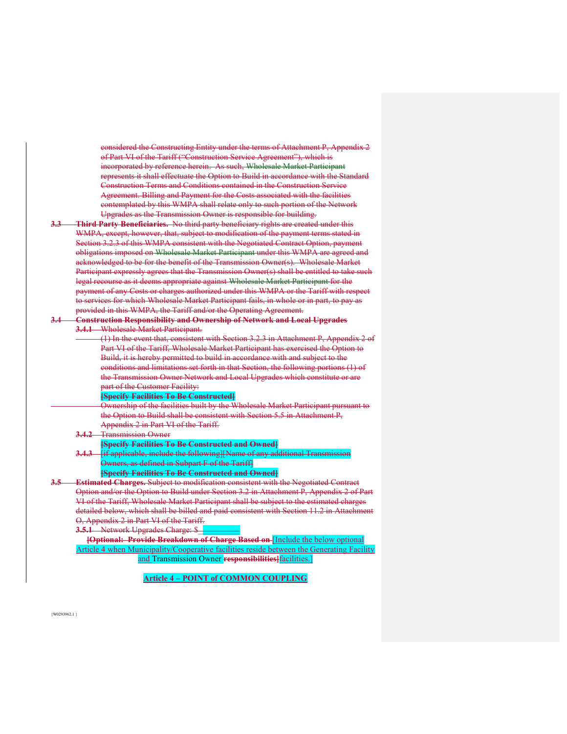considered the Constructing Entity under the terms of Attachment P, Appendix 2 of Part VI of the Tariff ("Construction Service Agreement"), which is incorporated by reference herein. As such, Wholesale Market Participant represents it shall effectuate the Option to Build in accordance with the Standard Construction Terms and Conditions contained in the Construction Service Agreement. Billing and Payment for the Costs associated with the facilities contemplated by this WMPA shall relate only to such portion of the Network Upgrades as the Transmission Owner is responsible for building.

**3.3 Third Party Beneficiaries.** No third party beneficiary rights are created under this WMPA, except, however, that, subject to modification of the payment terms stated in Section 3.2.3 of this WMPA consistent with the Negotiated Contract Option, payment obligations imposed on Wholesale Market Participant under this WMPA are agreed and acknowledged to be for the benefit of the Transmission Owner(s). Wholesale Market Participant expressly agrees that the Transmission Owner(s) shall be entitled to take such legal recourse as it deems appropriate against Wholesale Market Participant for the payment of any Costs or charges authorized under this WMPA or the Tariff with respect to services for which Wholesale Market Participant fails, in whole or in part, to pay as provided in this WMPA, the Tariff and/or the Operating Agreement.

**3.4 Construction Responsibility and Ownership of Network and Local Upgrades**

**3.4.1** Wholesale Market Participant.

(1) In the event that, consistent with Section 3.2.3 in Attachment P, Appendix 2 of Part VI of the Tariff, Wholesale Market Participant has exercised the Option to Build, it is hereby permitted to build in accordance with and subject to the conditions and limitations set forth in that Section, the following portions (1) of the Transmission Owner Network and Local Upgrades which constitute or are part of the Customer Facility:

**[Specify Facilities To Be Constructed]**

Ownership of the facilities built by the Wholesale Market Participant pursuant to the Option to Build shall be consistent with Section 5.5 in Attachment P, Appendix 2 in Part VI of the Tariff.

**3.4.2** Transmission Owner

**[Specify Facilities To Be Constructed and Owned]**

**3.4.3** [if applicable, include the following][Name of any additional Transmission Owners, as defined in Subpart F of the Tariff]

**[Specify Facilities To Be Constructed and Owned]**

**3.5 Estimated Charges.** Subject to modification consistent with the Negotiated Contract Option and/or the Option to Build under Section 3.2 in Attachment P, Appendix 2 of Part VI of the Tariff, Wholesale Market Participant shall be subject to the estimated charges detailed below, which shall be billed and paid consistent with Section 11.2 in Attachment O, Appendix 2 in Part VI of the Tariff.

**3.5.1** Network Upgrades Charge: $ \_\_\_\_\_\_\_\_\_

**[Optional: Provide Breakdown of Charge Based on** [Include the below optional Article 4 when Municipality/Cooperative facilities reside between the Generating Facility and Transmission Owner **responsibilities]** facilities.]

**Article 4 – POINT of COMMON COUPLING**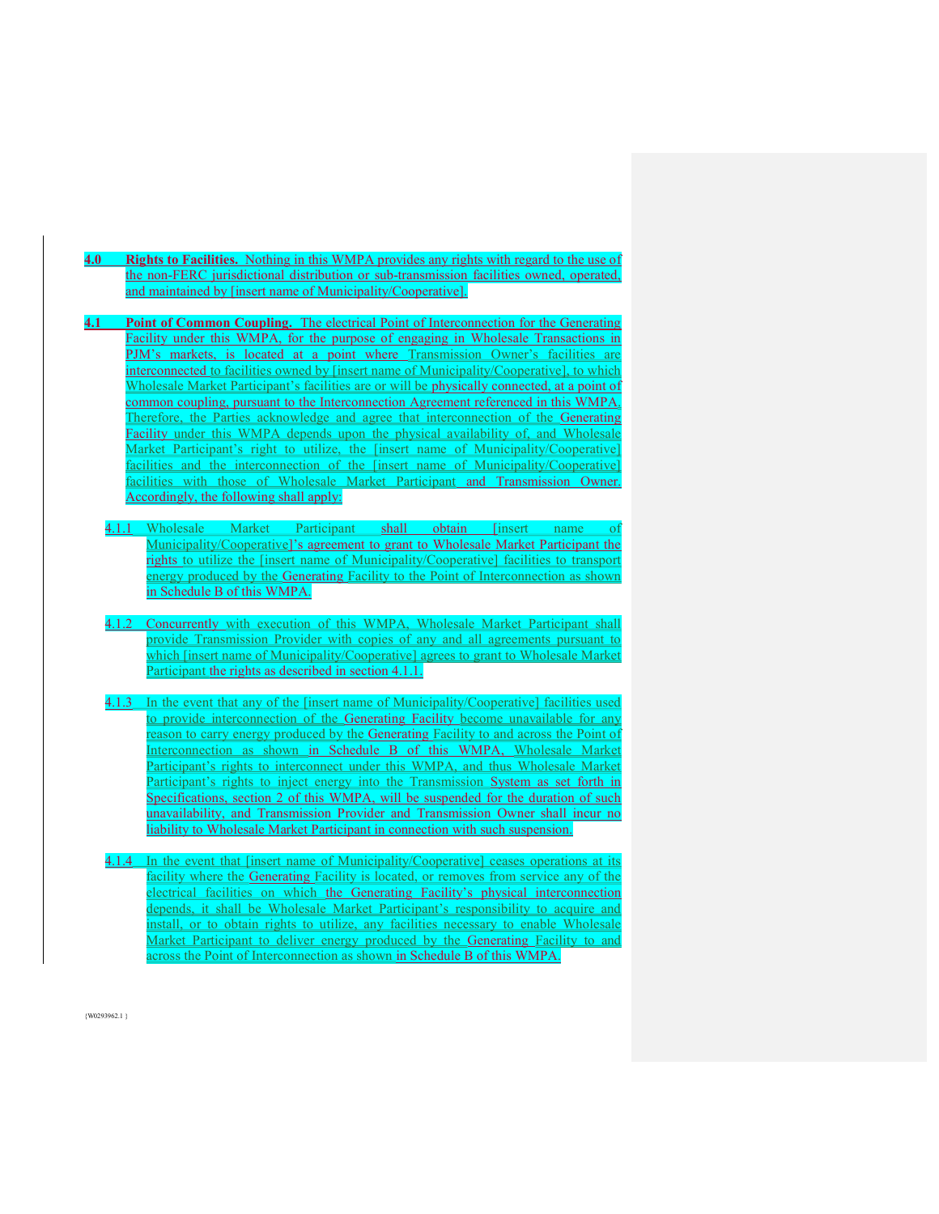**4.0 Rights to Facilities.** Nothing in this WMPA provides any rights with regard to the use of the non-FERC jurisdictional distribution or sub-transmission facilities owned, operated, and maintained by [insert name of Municipality/Cooperative].

**4.1 Point of Common Coupling.** The electrical Point of Interconnection for the Generating Facility under this WMPA, for the purpose of engaging in Wholesale Transactions in PJM's markets, is located at a point where Transmission Owner's facilities are interconnected to facilities owned by [insert name of Municipality/Cooperative], to which Wholesale Market Participant's facilities are or will be physically connected, at a point of common coupling, pursuant to the Interconnection Agreement referenced in this WMPA. Therefore, the Parties acknowledge and agree that interconnection of the Generating Facility under this WMPA depends upon the physical availability of, and Wholesale Market Participant's right to utilize, the [insert name of Municipality/Cooperative] facilities and the interconnection of the [insert name of Municipality/Cooperative] facilities with those of Wholesale Market Participant and Transmission Owner. Accordingly, the following shall apply:

4.1.1 Wholesale Market Participant shall obtain [insert name of Municipality/Cooperative]'s agreement to grant to Wholesale Market Participant the rights to utilize the [insert name of Municipality/Cooperative] facilities to transport energy produced by the Generating Facility to the Point of Interconnection as shown in Schedule B of this WMPA.

4.1.2 Concurrently with execution of this WMPA, Wholesale Market Participant shall provide Transmission Provider with copies of any and all agreements pursuant to which [insert name of Municipality/Cooperative] agrees to grant to Wholesale Market Participant the rights as described in section 4.1.1.

4.1.3 In the event that any of the [insert name of Municipality/Cooperative] facilities used to provide interconnection of the Generating Facility become unavailable for any reason to carry energy produced by the Generating Facility to and across the Point of Interconnection as shown in Schedule B of this WMPA, Wholesale Market Participant's rights to interconnect under this WMPA, and thus Wholesale Market Participant's rights to inject energy into the Transmission System as set forth in Specifications, section 2 of this WMPA, will be suspended for the duration of such unavailability, and Transmission Provider and Transmission Owner shall incur no liability to Wholesale Market Participant in connection with such suspension.

4.1.4 In the event that [insert name of Municipality/Cooperative] ceases operations at its facility where the Generating Facility is located, or removes from service any of the electrical facilities on which the Generating Facility's physical interconnection depends, it shall be Wholesale Market Participant's responsibility to acquire and install, or to obtain rights to utilize, any facilities necessary to enable Wholesale Market Participant to deliver energy produced by the Generating Facility to and across the Point of Interconnection as shown in Schedule B of this WMPA.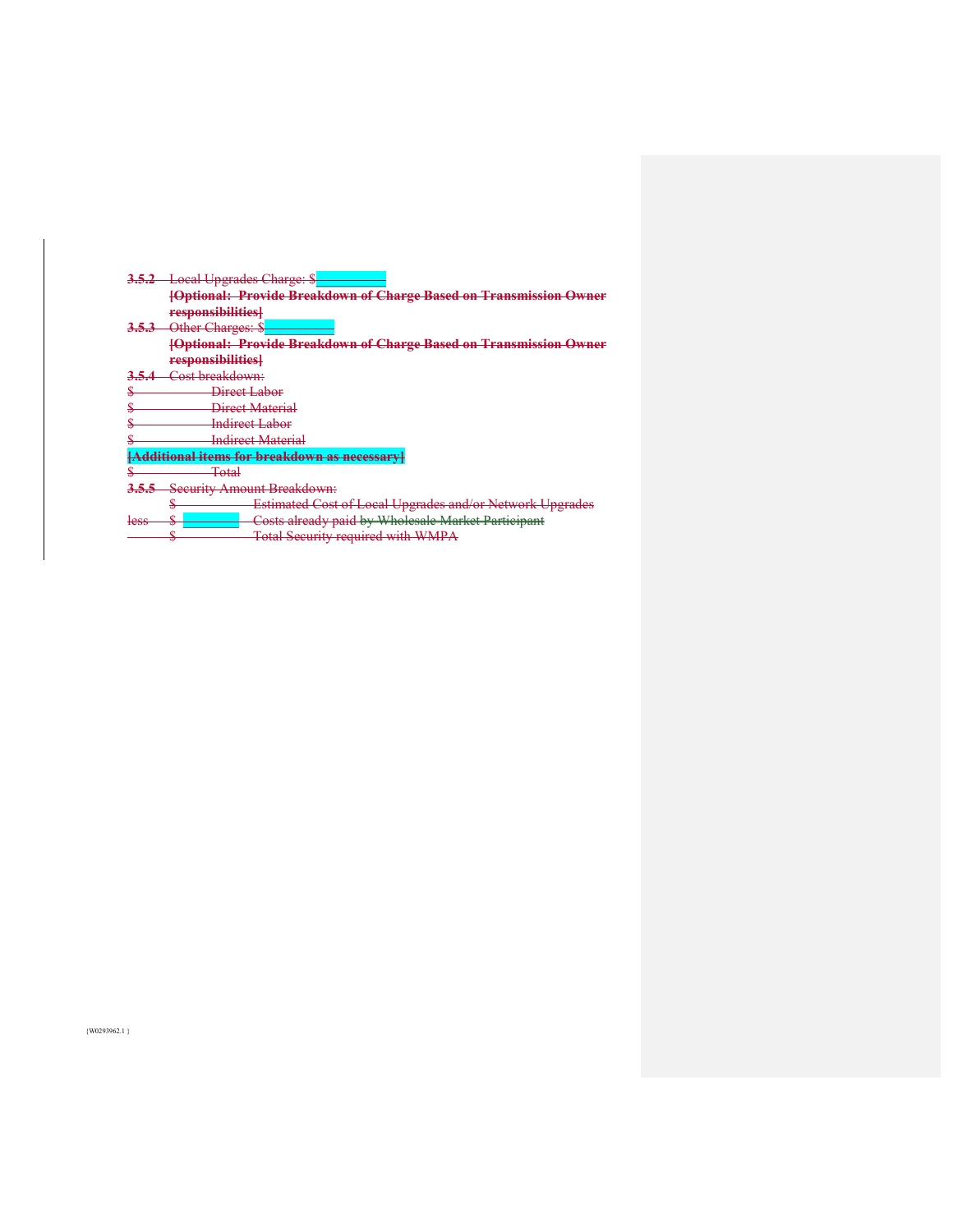**3.5.2** Local Upgrades Charge: $__________

**[Optional: Provide Breakdown of Charge Based on Transmission Owner responsibilities]**

**3.5.3** Other Charges: $__________

**[Optional: Provide Breakdown of Charge Based on Transmission Owner responsibilities]**

**3.5.4** Cost breakdown:

$__________ Direct Labor

$__________ Direct Material

$__________ Indirect Labor

$__________ Indirect Material

**[Additional items for breakdown as necessary]**

$__________ Total

**3.5.5** Security Amount Breakdown:

$__________ Estimated Cost of Local Upgrades and/or Network Upgrades

less $__________ Costs already paid by Wholesale Market Participant

$__________ Total Security required with WMPA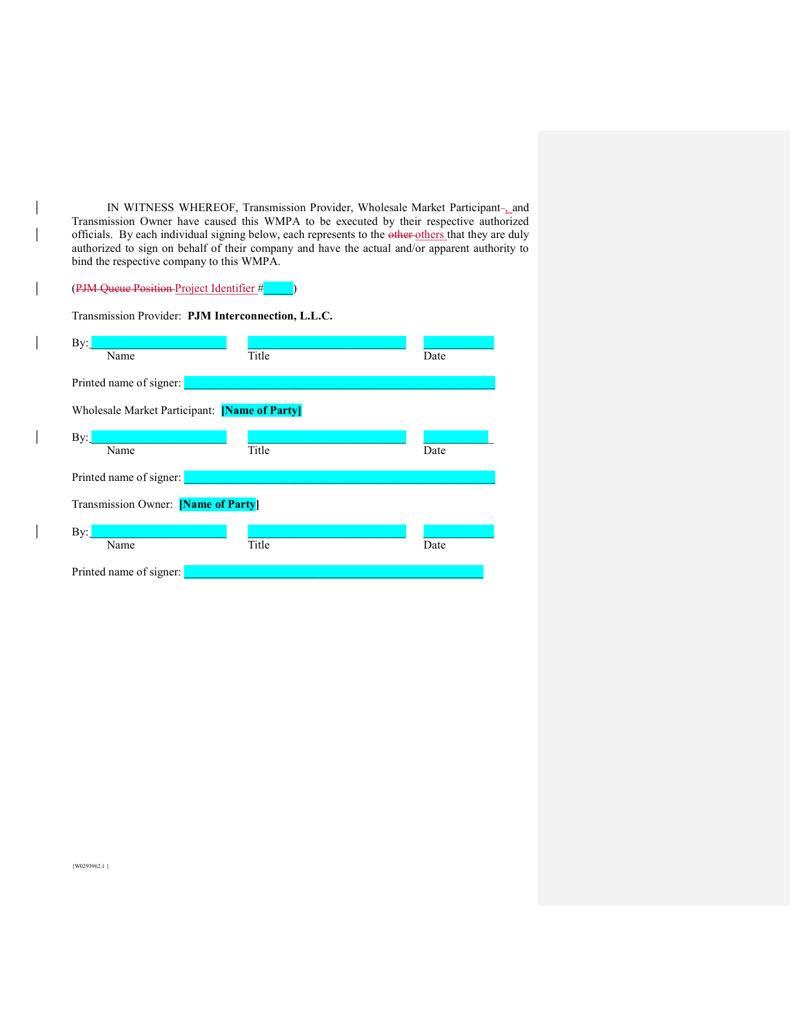IN WITNESS WHEREOF, Transmission Provider, Wholesale Market Participant, and Transmission Owner have caused this WMPA to be executed by their respective authorized officials. By each individual signing below, each represents to the ~~other~~ others that they are duly authorized to sign on behalf of their company and have the actual and/or apparent authority to bind the respective company to this WMPA.

(~~PJM Queue Position~~ Project Identifier #\_\_\_\_\_)

Transmission Provider: **PJM Interconnection, L.L.C.**

By: \_\_\_\_\_\_\_\_\_\_\_\_\_\_\_\_\_\_\_\_ \_\_\_\_\_\_\_\_\_\_\_\_\_\_\_\_\_\_\_\_ \_\_\_\_\_\_\_\_\_\_
Name Title Date

Printed name of signer: \_\_\_\_\_\_\_\_\_\_\_\_\_\_\_\_\_\_\_\_\_\_\_\_\_\_\_\_\_\_\_\_\_\_\_\_

Wholesale Market Participant: **[Name of Party]**

By: \_\_\_\_\_\_\_\_\_\_\_\_\_\_\_\_\_\_\_\_ \_\_\_\_\_\_\_\_\_\_\_\_\_\_\_\_\_\_\_\_ \_\_\_\_\_\_\_\_\_\_
Name Title Date

Printed name of signer: \_\_\_\_\_\_\_\_\_\_\_\_\_\_\_\_\_\_\_\_\_\_\_\_\_\_\_\_\_\_\_\_\_\_\_\_

Transmission Owner: **[Name of Party]**

By: \_\_\_\_\_\_\_\_\_\_\_\_\_\_\_\_\_\_\_\_ \_\_\_\_\_\_\_\_\_\_\_\_\_\_\_\_\_\_\_\_ \_\_\_\_\_\_\_\_\_\_
Name Title Date

Printed name of signer: \_\_\_\_\_\_\_\_\_\_\_\_\_\_\_\_\_\_\_\_\_\_\_\_\_\_\_\_\_\_\_\_\_\_\_\_

{W0293962.1 }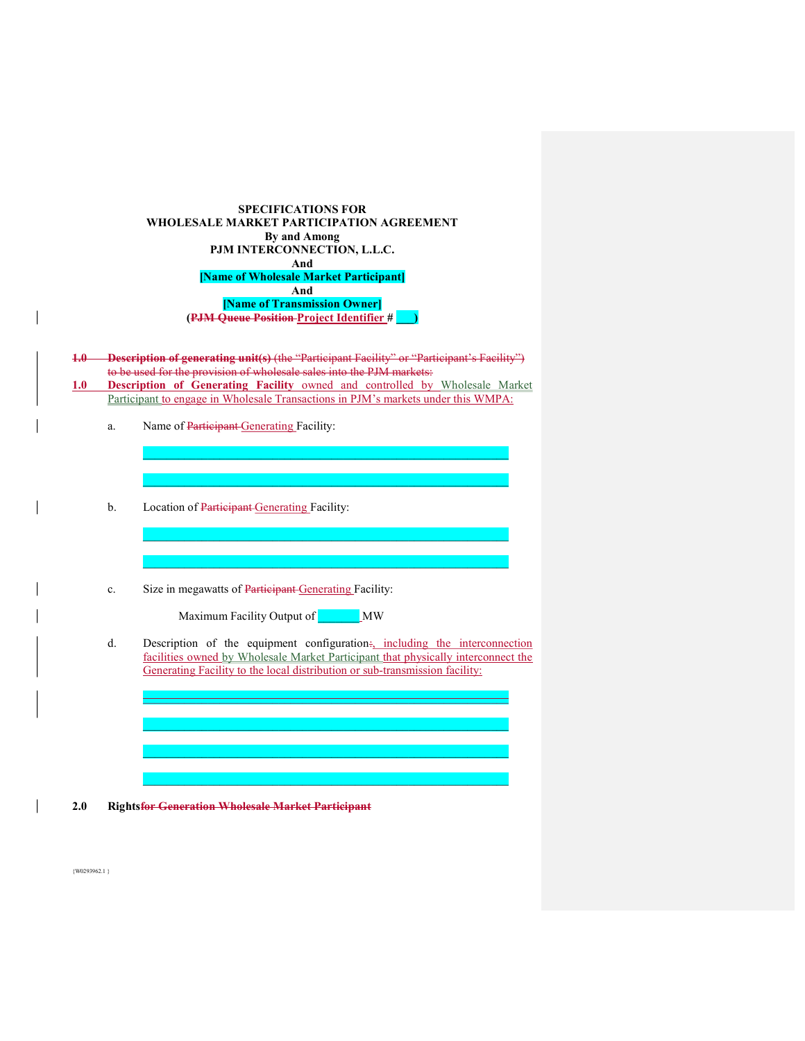**SPECIFICATIONS FOR**
**WHOLESALE MARKET PARTICIPATION AGREEMENT**
**By and Among**
**PJM INTERCONNECTION, L.L.C.**
**And**
**[Name of Wholesale Market Participant]**
**And**
**[Name of Transmission Owner]**
**(~~PJM Queue Position~~ Project Identifier # \_\_\_)**

~~**1.0 Description of generating unit(s)** (the "Participant Facility" or "Participant's Facility") to be used for the provision of wholesale sales into the PJM markets:~~

**1.0 Description of Generating Facility** owned and controlled by Wholesale Market Participant to engage in Wholesale Transactions in PJM's markets under this WMPA:

a. Name of ~~Participant~~ Generating Facility:

\_\_\_\_\_\_\_\_\_\_\_\_\_\_\_\_\_\_\_\_\_\_\_\_\_\_\_\_\_\_\_\_\_\_\_\_\_\_\_\_

\_\_\_\_\_\_\_\_\_\_\_\_\_\_\_\_\_\_\_\_\_\_\_\_\_\_\_\_\_\_\_\_\_\_\_\_\_\_\_\_

b. Location of ~~Participant~~ Generating Facility:

\_\_\_\_\_\_\_\_\_\_\_\_\_\_\_\_\_\_\_\_\_\_\_\_\_\_\_\_\_\_\_\_\_\_\_\_\_\_\_\_

\_\_\_\_\_\_\_\_\_\_\_\_\_\_\_\_\_\_\_\_\_\_\_\_\_\_\_\_\_\_\_\_\_\_\_\_\_\_\_\_

c. Size in megawatts of ~~Participant~~ Generating Facility:

Maximum Facility Output of \_\_\_\_\_\_\_ MW

d. Description of the equipment configuration~~:~~, including the interconnection facilities owned by Wholesale Market Participant that physically interconnect the Generating Facility to the local distribution or sub-transmission facility:

\_\_\_\_\_\_\_\_\_\_\_\_\_\_\_\_\_\_\_\_\_\_\_\_\_\_\_\_\_\_\_\_\_\_\_\_\_\_\_\_

\_\_\_\_\_\_\_\_\_\_\_\_\_\_\_\_\_\_\_\_\_\_\_\_\_\_\_\_\_\_\_\_\_\_\_\_\_\_\_\_

\_\_\_\_\_\_\_\_\_\_\_\_\_\_\_\_\_\_\_\_\_\_\_\_\_\_\_\_\_\_\_\_\_\_\_\_\_\_\_\_

\_\_\_\_\_\_\_\_\_\_\_\_\_\_\_\_\_\_\_\_\_\_\_\_\_\_\_\_\_\_\_\_\_\_\_\_\_\_\_\_

**2.0 Rights~~for Generation Wholesale Market Participant~~**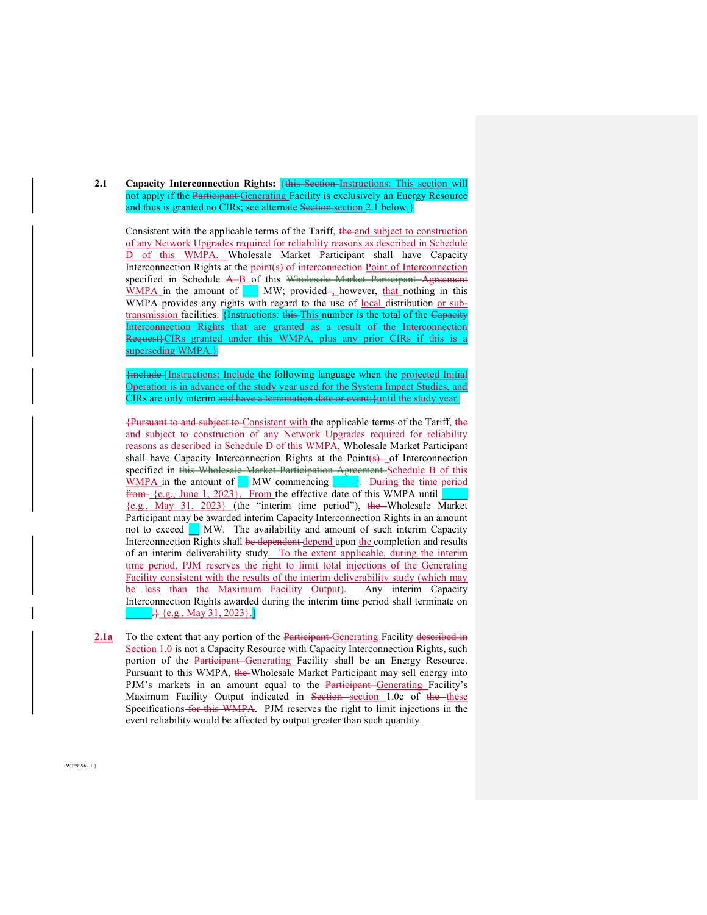**2.1 Capacity Interconnection Rights:** {this Section Instructions: This section will not apply if the Participant Generating Facility is exclusively an Energy Resource and thus is granted no CIRs; see alternate Section section 2.1 below.}

Consistent with the applicable terms of the Tariff, the and subject to construction of any Network Upgrades required for reliability reasons as described in Schedule D of this WMPA, Wholesale Market Participant shall have Capacity Interconnection Rights at the point(s) of interconnection Point of Interconnection specified in Schedule A B of this Wholesale Market Participant Agreement WMPA in the amount of ___ MW; provided–, however, that nothing in this WMPA provides any rights with regard to the use of local distribution or sub-transmission facilities. {Instructions: this This number is the total of the Capacity Interconnection Rights that are granted as a result of the Interconnection Request}CIRs granted under this WMPA, plus any prior CIRs if this is a superseding WMPA.}

{include [Instructions: Include the following language when the projected Initial Operation is in advance of the study year used for the System Impact Studies, and CIRs are only interim and have a termination date or event:}until the study year.

{Pursuant to and subject to Consistent with the applicable terms of the Tariff, the and subject to construction of any Network Upgrades required for reliability reasons as described in Schedule D of this WMPA, Wholesale Market Participant shall have Capacity Interconnection Rights at the Point(s) of Interconnection specified in this Wholesale Market Participation Agreement Schedule B of this WMPA in the amount of __ MW commencing ______. During the time period from {e.g., June 1, 2023}. From the effective date of this WMPA until ______ {e.g., May 31, 2023} (the "interim time period"), the Wholesale Market Participant may be awarded interim Capacity Interconnection Rights in an amount not to exceed __ MW. The availability and amount of such interim Capacity Interconnection Rights shall be dependent depend upon the completion and results of an interim deliverability study. To the extent applicable, during the interim time period, PJM reserves the right to limit total injections of the Generating Facility consistent with the results of the interim deliverability study (which may be less than the Maximum Facility Output). Any interim Capacity Interconnection Rights awarded during the interim time period shall terminate on ______.} {e.g., May 31, 2023}.]

**2.1a** To the extent that any portion of the Participant Generating Facility described in Section 1.0 is not a Capacity Resource with Capacity Interconnection Rights, such portion of the Participant Generating Facility shall be an Energy Resource. Pursuant to this WMPA, the Wholesale Market Participant may sell energy into PJM's markets in an amount equal to the Participant Generating Facility's Maximum Facility Output indicated in Section section 1.0c of the these Specifications for this WMPA. PJM reserves the right to limit injections in the event reliability would be affected by output greater than such quantity.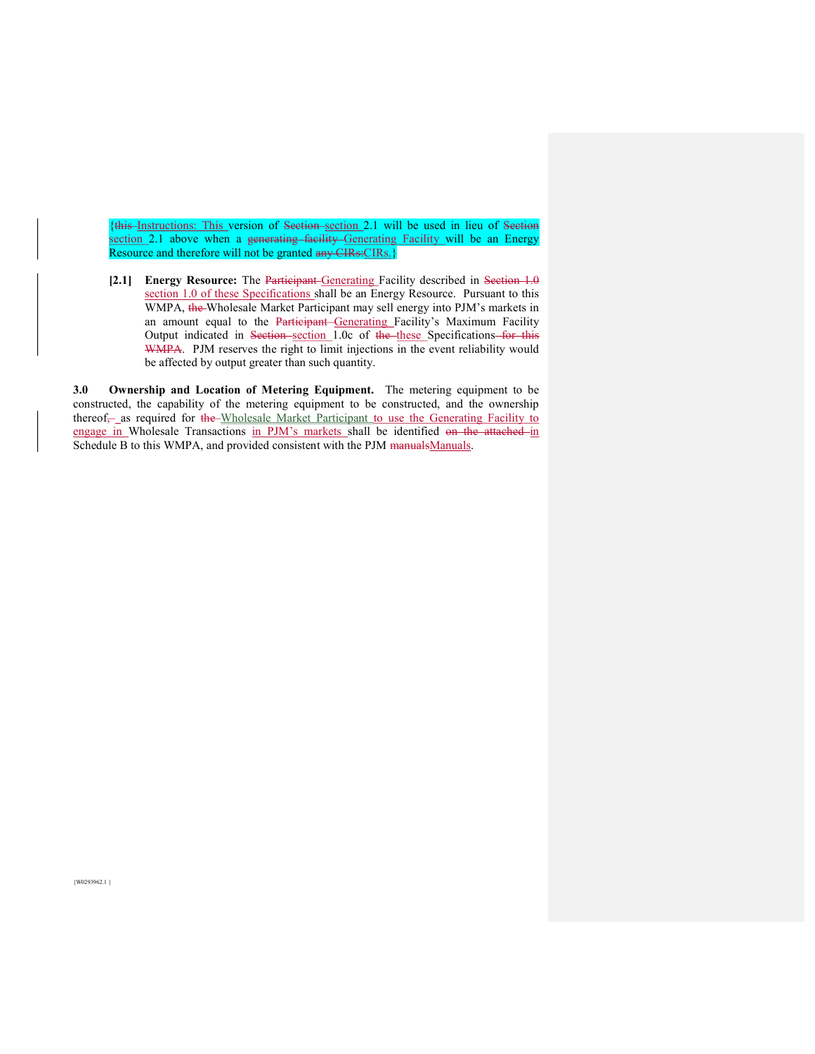{~~this~~ Instructions: This version of ~~Section~~ section 2.1 will be used in lieu of ~~Section~~ section 2.1 above when a ~~generating facility~~ Generating Facility will be an Energy Resource and therefore will not be granted ~~any CIRs.~~CIRs.}

**[2.1]** **Energy Resource:** The ~~Participant~~ Generating Facility described in ~~Section 1.0~~ section 1.0 of these Specifications shall be an Energy Resource. Pursuant to this WMPA, ~~the~~ Wholesale Market Participant may sell energy into PJM's markets in an amount equal to the ~~Participant~~ Generating Facility's Maximum Facility Output indicated in ~~Section~~ section 1.0c of ~~the~~ these Specifications ~~for this WMPA~~. PJM reserves the right to limit injections in the event reliability would be affected by output greater than such quantity.

**3.0 Ownership and Location of Metering Equipment.** The metering equipment to be constructed, the capability of the metering equipment to be constructed, and the ownership thereof, ~~–~~ as required for ~~the~~ Wholesale Market Participant to use the Generating Facility to engage in Wholesale Transactions in PJM's markets shall be identified ~~on the attached~~ in Schedule B to this WMPA, and provided consistent with the PJM ~~manuals~~Manuals.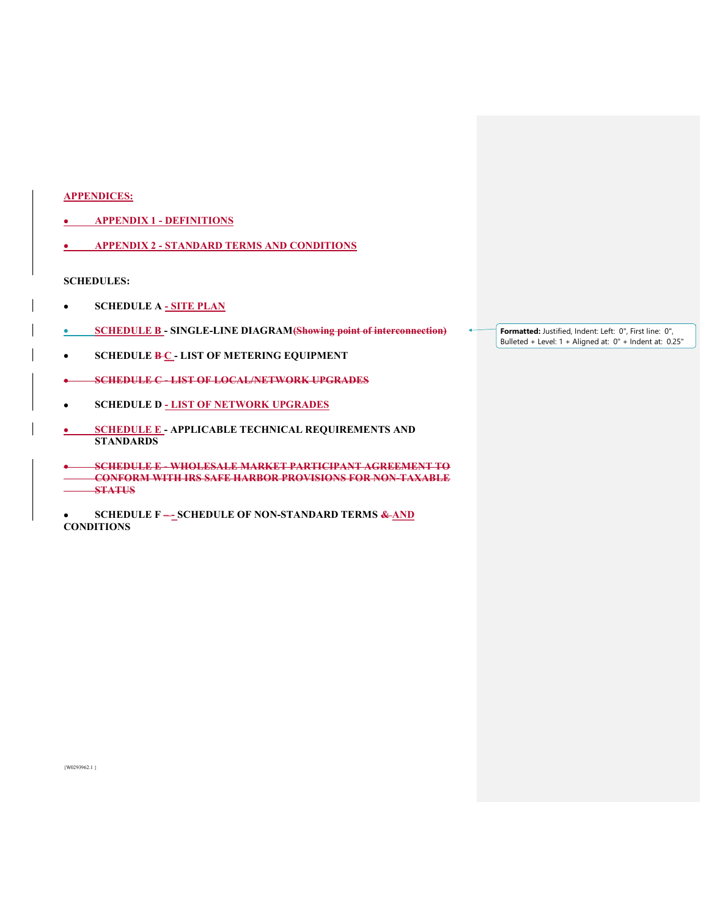**APPENDICES:**

- **APPENDIX 1 - DEFINITIONS**
- **APPENDIX 2 - STANDARD TERMS AND CONDITIONS**

**SCHEDULES:**

- **SCHEDULE A - SITE PLAN**
- **SCHEDULE B - SINGLE-LINE DIAGRAM(Showing point of interconnection)**
- **SCHEDULE B C - LIST OF METERING EQUIPMENT**
- **SCHEDULE C - LIST OF LOCAL/NETWORK UPGRADES**
- **SCHEDULE D - LIST OF NETWORK UPGRADES**
- **SCHEDULE E - APPLICABLE TECHNICAL REQUIREMENTS AND STANDARDS**
- **SCHEDULE E - WHOLESALE MARKET PARTICIPANT AGREEMENT TO CONFORM WITH IRS SAFE HARBOR PROVISIONS FOR NON-TAXABLE STATUS**
- **SCHEDULE F – - SCHEDULE OF NON-STANDARD TERMS & AND CONDITIONS**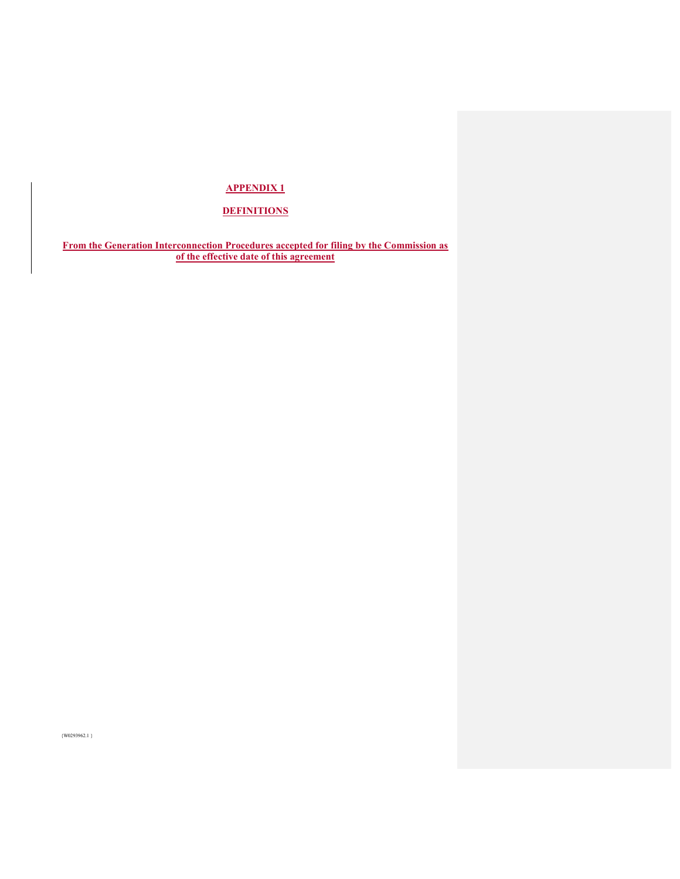# APPENDIX 1

## DEFINITIONS

**From the Generation Interconnection Procedures accepted for filing by the Commission as of the effective date of this agreement**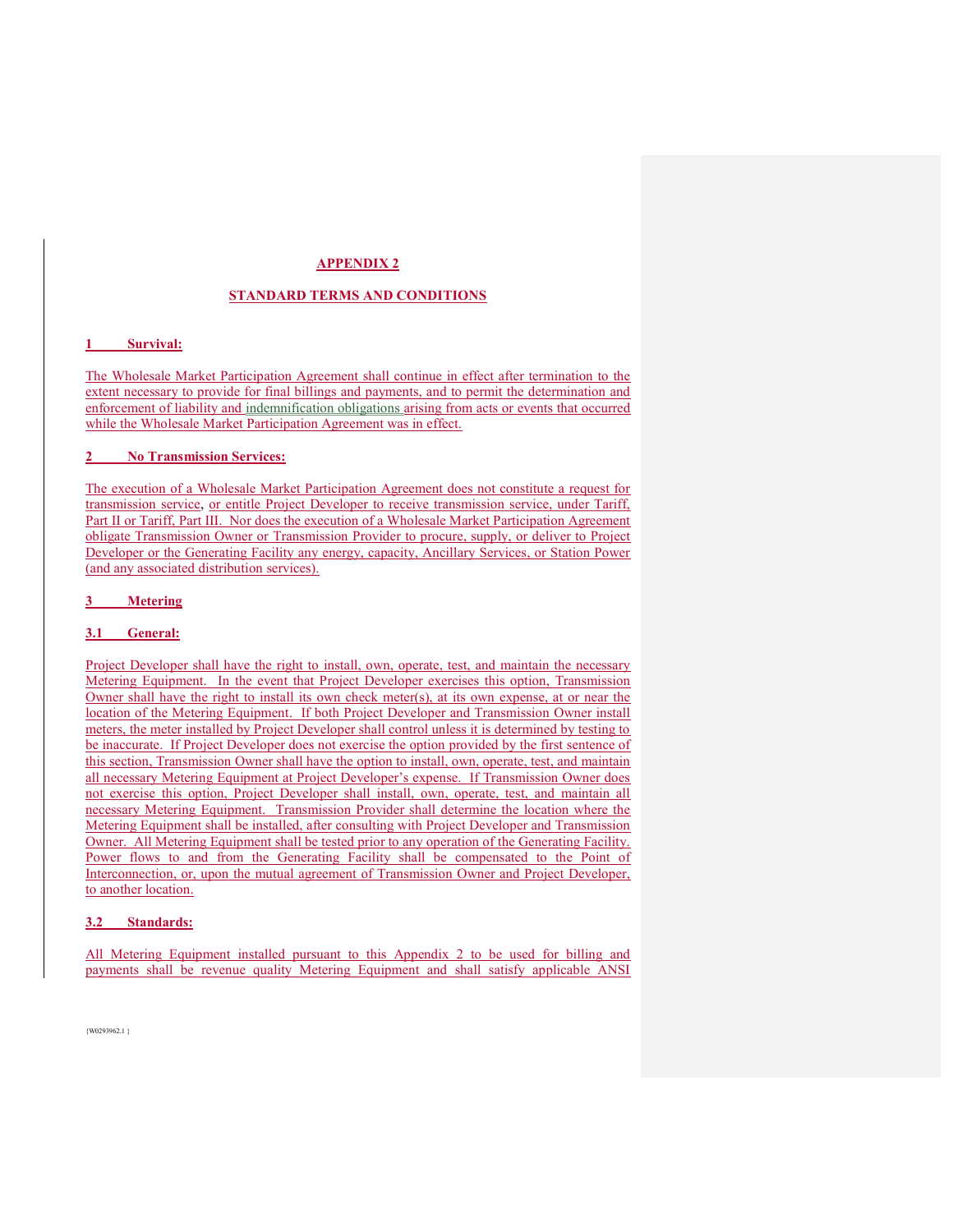# APPENDIX 2

## STANDARD TERMS AND CONDITIONS

### 1 Survival:

The Wholesale Market Participation Agreement shall continue in effect after termination to the extent necessary to provide for final billings and payments, and to permit the determination and enforcement of liability and indemnification obligations arising from acts or events that occurred while the Wholesale Market Participation Agreement was in effect.

### 2 No Transmission Services:

The execution of a Wholesale Market Participation Agreement does not constitute a request for transmission service, or entitle Project Developer to receive transmission service, under Tariff, Part II or Tariff, Part III. Nor does the execution of a Wholesale Market Participation Agreement obligate Transmission Owner or Transmission Provider to procure, supply, or deliver to Project Developer or the Generating Facility any energy, capacity, Ancillary Services, or Station Power (and any associated distribution services).

### 3 Metering

#### 3.1 General:

Project Developer shall have the right to install, own, operate, test, and maintain the necessary Metering Equipment. In the event that Project Developer exercises this option, Transmission Owner shall have the right to install its own check meter(s), at its own expense, at or near the location of the Metering Equipment. If both Project Developer and Transmission Owner install meters, the meter installed by Project Developer shall control unless it is determined by testing to be inaccurate. If Project Developer does not exercise the option provided by the first sentence of this section, Transmission Owner shall have the option to install, own, operate, test, and maintain all necessary Metering Equipment at Project Developer's expense. If Transmission Owner does not exercise this option, Project Developer shall install, own, operate, test, and maintain all necessary Metering Equipment. Transmission Provider shall determine the location where the Metering Equipment shall be installed, after consulting with Project Developer and Transmission Owner. All Metering Equipment shall be tested prior to any operation of the Generating Facility. Power flows to and from the Generating Facility shall be compensated to the Point of Interconnection, or, upon the mutual agreement of Transmission Owner and Project Developer, to another location.

#### 3.2 Standards:

All Metering Equipment installed pursuant to this Appendix 2 to be used for billing and payments shall be revenue quality Metering Equipment and shall satisfy applicable ANSI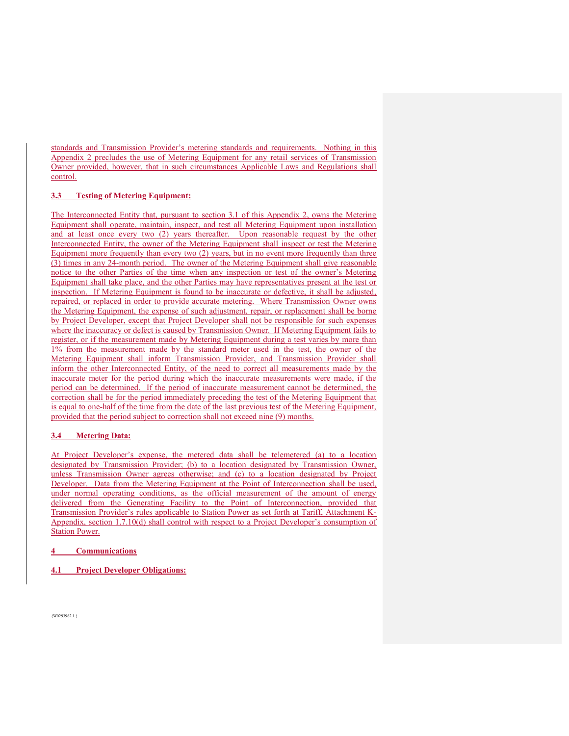standards and Transmission Provider's metering standards and requirements. Nothing in this Appendix 2 precludes the use of Metering Equipment for any retail services of Transmission Owner provided, however, that in such circumstances Applicable Laws and Regulations shall control.

### 3.3 Testing of Metering Equipment:

The Interconnected Entity that, pursuant to section 3.1 of this Appendix 2, owns the Metering Equipment shall operate, maintain, inspect, and test all Metering Equipment upon installation and at least once every two (2) years thereafter. Upon reasonable request by the other Interconnected Entity, the owner of the Metering Equipment shall inspect or test the Metering Equipment more frequently than every two (2) years, but in no event more frequently than three (3) times in any 24-month period. The owner of the Metering Equipment shall give reasonable notice to the other Parties of the time when any inspection or test of the owner's Metering Equipment shall take place, and the other Parties may have representatives present at the test or inspection. If Metering Equipment is found to be inaccurate or defective, it shall be adjusted, repaired, or replaced in order to provide accurate metering. Where Transmission Owner owns the Metering Equipment, the expense of such adjustment, repair, or replacement shall be borne by Project Developer, except that Project Developer shall not be responsible for such expenses where the inaccuracy or defect is caused by Transmission Owner. If Metering Equipment fails to register, or if the measurement made by Metering Equipment during a test varies by more than 1% from the measurement made by the standard meter used in the test, the owner of the Metering Equipment shall inform Transmission Provider, and Transmission Provider shall inform the other Interconnected Entity, of the need to correct all measurements made by the inaccurate meter for the period during which the inaccurate measurements were made, if the period can be determined. If the period of inaccurate measurement cannot be determined, the correction shall be for the period immediately preceding the test of the Metering Equipment that is equal to one-half of the time from the date of the last previous test of the Metering Equipment, provided that the period subject to correction shall not exceed nine (9) months.

### 3.4 Metering Data:

At Project Developer's expense, the metered data shall be telemetered (a) to a location designated by Transmission Provider; (b) to a location designated by Transmission Owner, unless Transmission Owner agrees otherwise; and (c) to a location designated by Project Developer. Data from the Metering Equipment at the Point of Interconnection shall be used, under normal operating conditions, as the official measurement of the amount of energy delivered from the Generating Facility to the Point of Interconnection, provided that Transmission Provider's rules applicable to Station Power as set forth at Tariff, Attachment K-Appendix, section 1.7.10(d) shall control with respect to a Project Developer's consumption of Station Power.

## 4 Communications

### 4.1 Project Developer Obligations: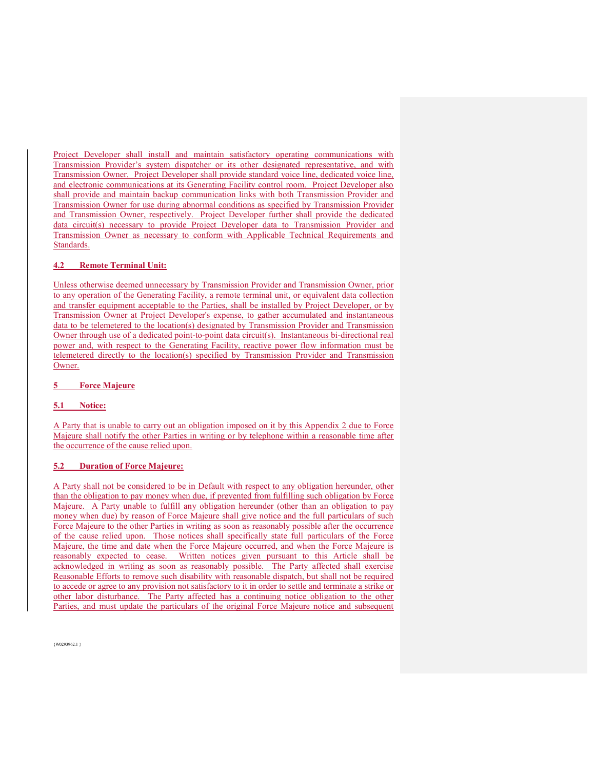Project Developer shall install and maintain satisfactory operating communications with Transmission Provider's system dispatcher or its other designated representative, and with Transmission Owner. Project Developer shall provide standard voice line, dedicated voice line, and electronic communications at its Generating Facility control room. Project Developer also shall provide and maintain backup communication links with both Transmission Provider and Transmission Owner for use during abnormal conditions as specified by Transmission Provider and Transmission Owner, respectively. Project Developer further shall provide the dedicated data circuit(s) necessary to provide Project Developer data to Transmission Provider and Transmission Owner as necessary to conform with Applicable Technical Requirements and Standards.

### 4.2 Remote Terminal Unit:

Unless otherwise deemed unnecessary by Transmission Provider and Transmission Owner, prior to any operation of the Generating Facility, a remote terminal unit, or equivalent data collection and transfer equipment acceptable to the Parties, shall be installed by Project Developer, or by Transmission Owner at Project Developer's expense, to gather accumulated and instantaneous data to be telemetered to the location(s) designated by Transmission Provider and Transmission Owner through use of a dedicated point-to-point data circuit(s). Instantaneous bi-directional real power and, with respect to the Generating Facility, reactive power flow information must be telemetered directly to the location(s) specified by Transmission Provider and Transmission Owner.

## 5 Force Majeure

### 5.1 Notice:

A Party that is unable to carry out an obligation imposed on it by this Appendix 2 due to Force Majeure shall notify the other Parties in writing or by telephone within a reasonable time after the occurrence of the cause relied upon.

### 5.2 Duration of Force Majeure:

A Party shall not be considered to be in Default with respect to any obligation hereunder, other than the obligation to pay money when due, if prevented from fulfilling such obligation by Force Majeure. A Party unable to fulfill any obligation hereunder (other than an obligation to pay money when due) by reason of Force Majeure shall give notice and the full particulars of such Force Majeure to the other Parties in writing as soon as reasonably possible after the occurrence of the cause relied upon. Those notices shall specifically state full particulars of the Force Majeure, the time and date when the Force Majeure occurred, and when the Force Majeure is reasonably expected to cease. Written notices given pursuant to this Article shall be acknowledged in writing as soon as reasonably possible. The Party affected shall exercise Reasonable Efforts to remove such disability with reasonable dispatch, but shall not be required to accede or agree to any provision not satisfactory to it in order to settle and terminate a strike or other labor disturbance. The Party affected has a continuing notice obligation to the other Parties, and must update the particulars of the original Force Majeure notice and subsequent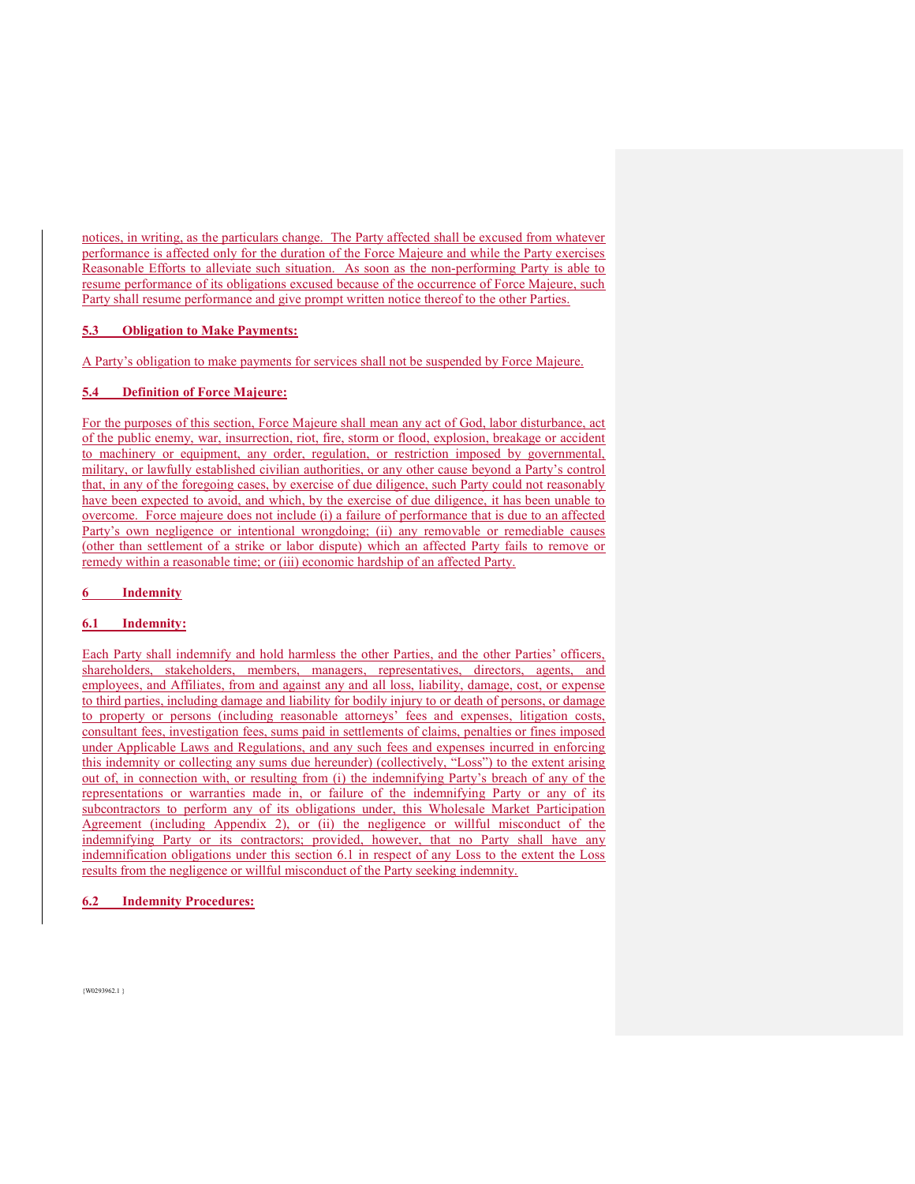notices, in writing, as the particulars change. The Party affected shall be excused from whatever performance is affected only for the duration of the Force Majeure and while the Party exercises Reasonable Efforts to alleviate such situation. As soon as the non-performing Party is able to resume performance of its obligations excused because of the occurrence of Force Majeure, such Party shall resume performance and give prompt written notice thereof to the other Parties.

### 5.3 Obligation to Make Payments:

A Party's obligation to make payments for services shall not be suspended by Force Majeure.

### 5.4 Definition of Force Majeure:

For the purposes of this section, Force Majeure shall mean any act of God, labor disturbance, act of the public enemy, war, insurrection, riot, fire, storm or flood, explosion, breakage or accident to machinery or equipment, any order, regulation, or restriction imposed by governmental, military, or lawfully established civilian authorities, or any other cause beyond a Party's control that, in any of the foregoing cases, by exercise of due diligence, such Party could not reasonably have been expected to avoid, and which, by the exercise of due diligence, it has been unable to overcome. Force majeure does not include (i) a failure of performance that is due to an affected Party's own negligence or intentional wrongdoing; (ii) any removable or remediable causes (other than settlement of a strike or labor dispute) which an affected Party fails to remove or remedy within a reasonable time; or (iii) economic hardship of an affected Party.

## 6 Indemnity

### 6.1 Indemnity:

Each Party shall indemnify and hold harmless the other Parties, and the other Parties' officers, shareholders, stakeholders, members, managers, representatives, directors, agents, and employees, and Affiliates, from and against any and all loss, liability, damage, cost, or expense to third parties, including damage and liability for bodily injury to or death of persons, or damage to property or persons (including reasonable attorneys' fees and expenses, litigation costs, consultant fees, investigation fees, sums paid in settlements of claims, penalties or fines imposed under Applicable Laws and Regulations, and any such fees and expenses incurred in enforcing this indemnity or collecting any sums due hereunder) (collectively, "Loss") to the extent arising out of, in connection with, or resulting from (i) the indemnifying Party's breach of any of the representations or warranties made in, or failure of the indemnifying Party or any of its subcontractors to perform any of its obligations under, this Wholesale Market Participation Agreement (including Appendix 2), or (ii) the negligence or willful misconduct of the indemnifying Party or its contractors; provided, however, that no Party shall have any indemnification obligations under this section 6.1 in respect of any Loss to the extent the Loss results from the negligence or willful misconduct of the Party seeking indemnity.

### 6.2 Indemnity Procedures: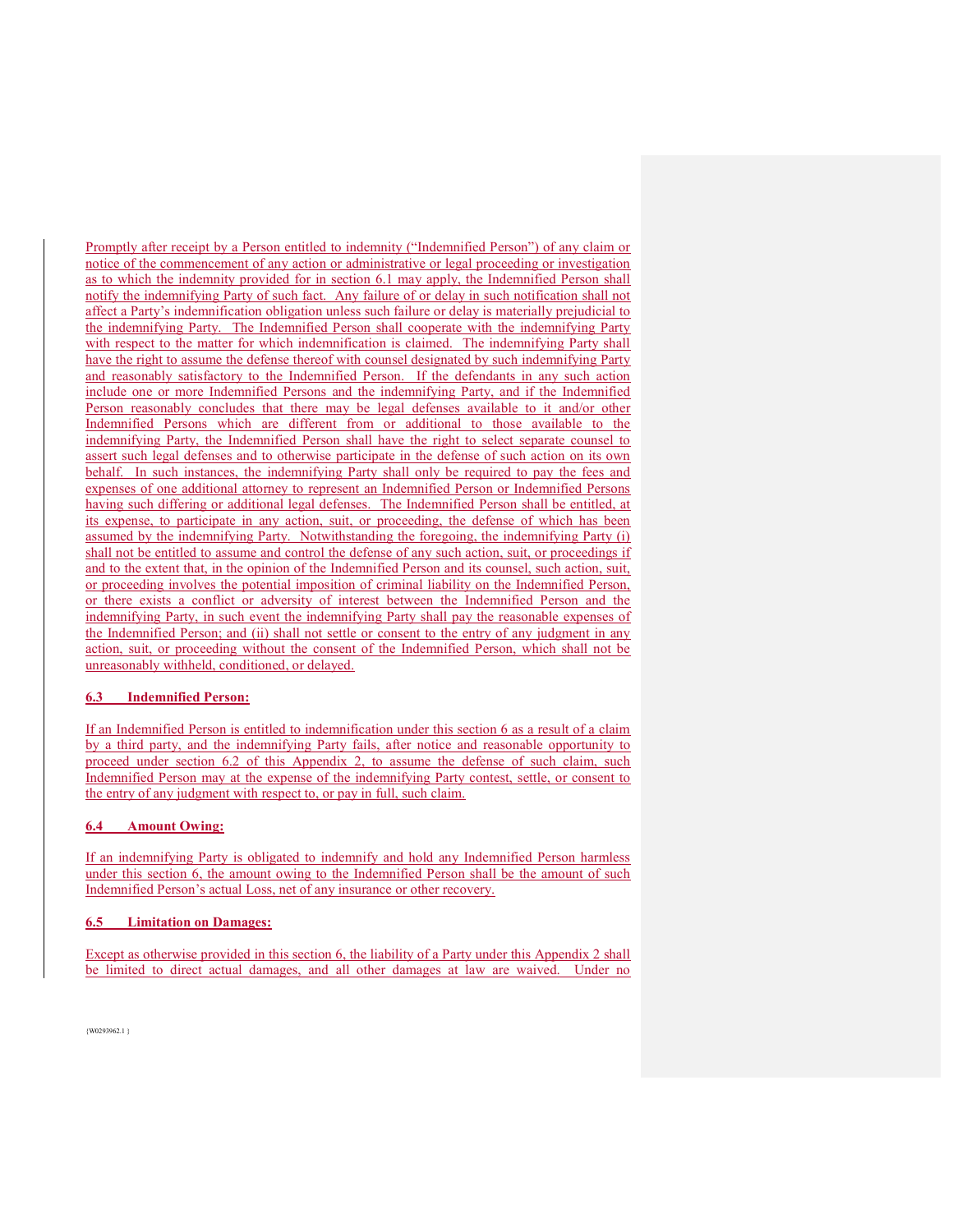Promptly after receipt by a Person entitled to indemnity ("Indemnified Person") of any claim or notice of the commencement of any action or administrative or legal proceeding or investigation as to which the indemnity provided for in section 6.1 may apply, the Indemnified Person shall notify the indemnifying Party of such fact. Any failure of or delay in such notification shall not affect a Party's indemnification obligation unless such failure or delay is materially prejudicial to the indemnifying Party. The Indemnified Person shall cooperate with the indemnifying Party with respect to the matter for which indemnification is claimed. The indemnifying Party shall have the right to assume the defense thereof with counsel designated by such indemnifying Party and reasonably satisfactory to the Indemnified Person. If the defendants in any such action include one or more Indemnified Persons and the indemnifying Party, and if the Indemnified Person reasonably concludes that there may be legal defenses available to it and/or other Indemnified Persons which are different from or additional to those available to the indemnifying Party, the Indemnified Person shall have the right to select separate counsel to assert such legal defenses and to otherwise participate in the defense of such action on its own behalf. In such instances, the indemnifying Party shall only be required to pay the fees and expenses of one additional attorney to represent an Indemnified Person or Indemnified Persons having such differing or additional legal defenses. The Indemnified Person shall be entitled, at its expense, to participate in any action, suit, or proceeding, the defense of which has been assumed by the indemnifying Party. Notwithstanding the foregoing, the indemnifying Party (i) shall not be entitled to assume and control the defense of any such action, suit, or proceedings if and to the extent that, in the opinion of the Indemnified Person and its counsel, such action, suit, or proceeding involves the potential imposition of criminal liability on the Indemnified Person, or there exists a conflict or adversity of interest between the Indemnified Person and the indemnifying Party, in such event the indemnifying Party shall pay the reasonable expenses of the Indemnified Person; and (ii) shall not settle or consent to the entry of any judgment in any action, suit, or proceeding without the consent of the Indemnified Person, which shall not be unreasonably withheld, conditioned, or delayed.

**6.3 Indemnified Person:**

If an Indemnified Person is entitled to indemnification under this section 6 as a result of a claim by a third party, and the indemnifying Party fails, after notice and reasonable opportunity to proceed under section 6.2 of this Appendix 2, to assume the defense of such claim, such Indemnified Person may at the expense of the indemnifying Party contest, settle, or consent to the entry of any judgment with respect to, or pay in full, such claim.

**6.4 Amount Owing:**

If an indemnifying Party is obligated to indemnify and hold any Indemnified Person harmless under this section 6, the amount owing to the Indemnified Person shall be the amount of such Indemnified Person's actual Loss, net of any insurance or other recovery.

**6.5 Limitation on Damages:**

Except as otherwise provided in this section 6, the liability of a Party under this Appendix 2 shall be limited to direct actual damages, and all other damages at law are waived. Under no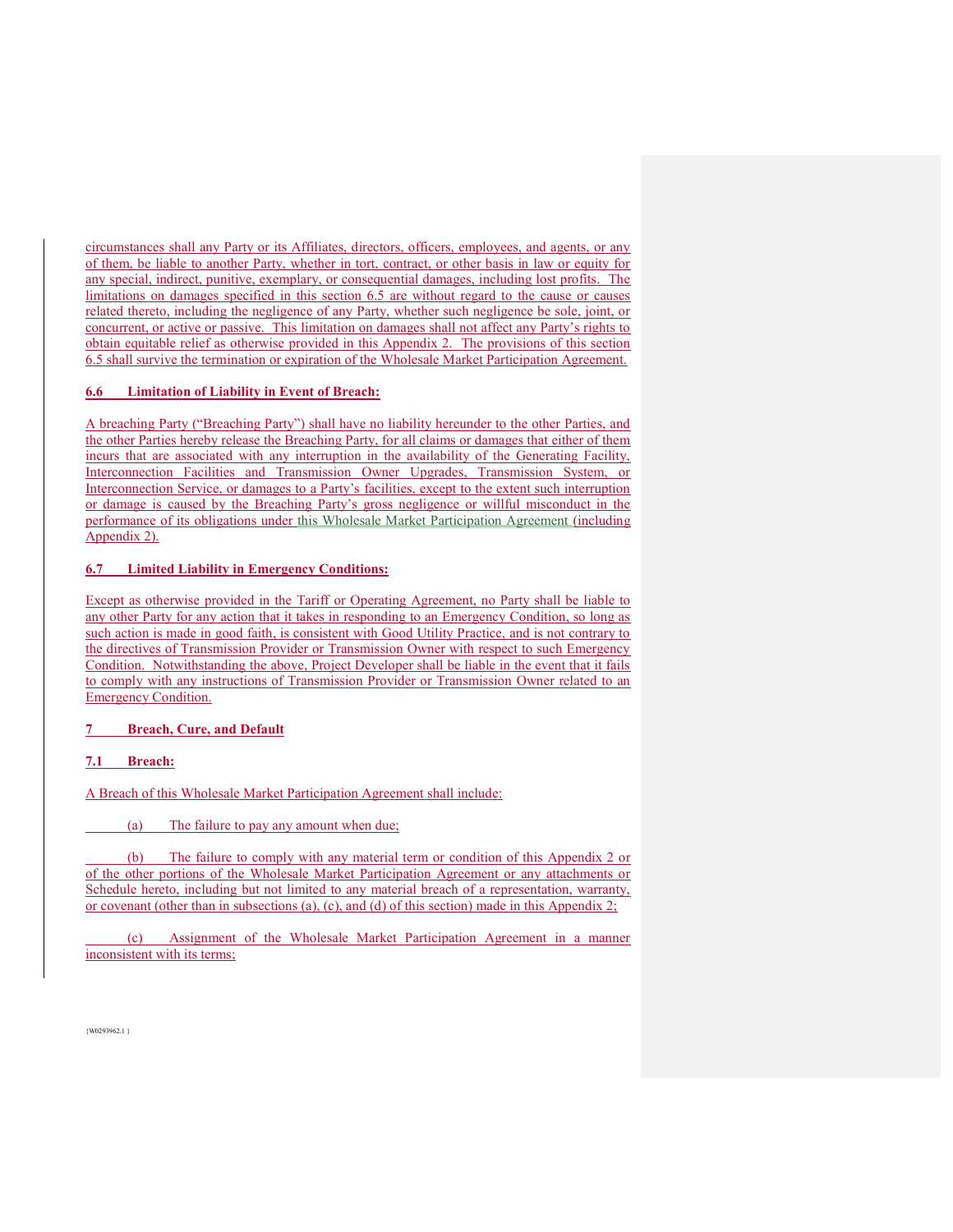circumstances shall any Party or its Affiliates, directors, officers, employees, and agents, or any of them, be liable to another Party, whether in tort, contract, or other basis in law or equity for any special, indirect, punitive, exemplary, or consequential damages, including lost profits. The limitations on damages specified in this section 6.5 are without regard to the cause or causes related thereto, including the negligence of any Party, whether such negligence be sole, joint, or concurrent, or active or passive. This limitation on damages shall not affect any Party's rights to obtain equitable relief as otherwise provided in this Appendix 2. The provisions of this section 6.5 shall survive the termination or expiration of the Wholesale Market Participation Agreement.

**6.6 Limitation of Liability in Event of Breach:**

A breaching Party ("Breaching Party") shall have no liability hereunder to the other Parties, and the other Parties hereby release the Breaching Party, for all claims or damages that either of them incurs that are associated with any interruption in the availability of the Generating Facility, Interconnection Facilities and Transmission Owner Upgrades, Transmission System, or Interconnection Service, or damages to a Party's facilities, except to the extent such interruption or damage is caused by the Breaching Party's gross negligence or willful misconduct in the performance of its obligations under this Wholesale Market Participation Agreement (including Appendix 2).

**6.7 Limited Liability in Emergency Conditions:**

Except as otherwise provided in the Tariff or Operating Agreement, no Party shall be liable to any other Party for any action that it takes in responding to an Emergency Condition, so long as such action is made in good faith, is consistent with Good Utility Practice, and is not contrary to the directives of Transmission Provider or Transmission Owner with respect to such Emergency Condition. Notwithstanding the above, Project Developer shall be liable in the event that it fails to comply with any instructions of Transmission Provider or Transmission Owner related to an Emergency Condition.

**7 Breach, Cure, and Default**

**7.1 Breach:**

A Breach of this Wholesale Market Participation Agreement shall include:

(a) The failure to pay any amount when due;

(b) The failure to comply with any material term or condition of this Appendix 2 or of the other portions of the Wholesale Market Participation Agreement or any attachments or Schedule hereto, including but not limited to any material breach of a representation, warranty, or covenant (other than in subsections (a), (c), and (d) of this section) made in this Appendix 2;

(c) Assignment of the Wholesale Market Participation Agreement in a manner inconsistent with its terms;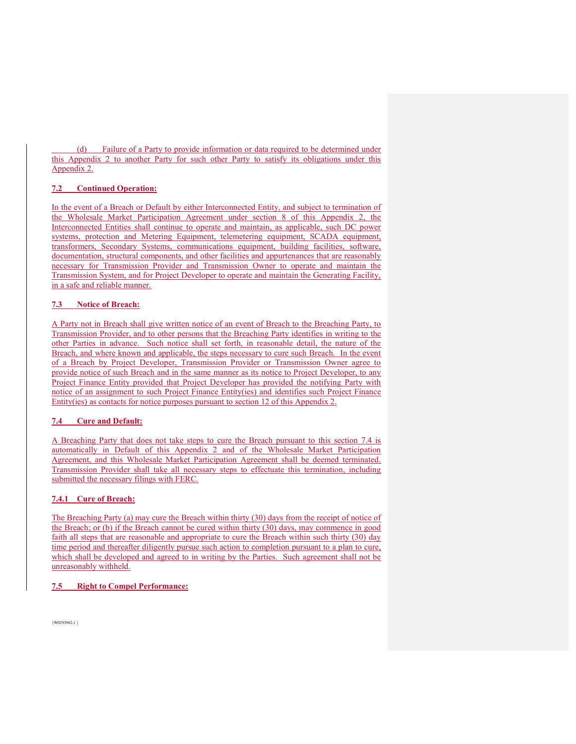(d) Failure of a Party to provide information or data required to be determined under this Appendix 2 to another Party for such other Party to satisfy its obligations under this Appendix 2.

### 7.2 Continued Operation:

In the event of a Breach or Default by either Interconnected Entity, and subject to termination of the Wholesale Market Participation Agreement under section 8 of this Appendix 2, the Interconnected Entities shall continue to operate and maintain, as applicable, such DC power systems, protection and Metering Equipment, telemetering equipment, SCADA equipment, transformers, Secondary Systems, communications equipment, building facilities, software, documentation, structural components, and other facilities and appurtenances that are reasonably necessary for Transmission Provider and Transmission Owner to operate and maintain the Transmission System, and for Project Developer to operate and maintain the Generating Facility, in a safe and reliable manner.

### 7.3 Notice of Breach:

A Party not in Breach shall give written notice of an event of Breach to the Breaching Party, to Transmission Provider, and to other persons that the Breaching Party identifies in writing to the other Parties in advance. Such notice shall set forth, in reasonable detail, the nature of the Breach, and where known and applicable, the steps necessary to cure such Breach. In the event of a Breach by Project Developer, Transmission Provider or Transmission Owner agree to provide notice of such Breach and in the same manner as its notice to Project Developer, to any Project Finance Entity provided that Project Developer has provided the notifying Party with notice of an assignment to such Project Finance Entity(ies) and identifies such Project Finance Entity(ies) as contacts for notice purposes pursuant to section 12 of this Appendix 2.

### 7.4 Cure and Default:

A Breaching Party that does not take steps to cure the Breach pursuant to this section 7.4 is automatically in Default of this Appendix 2 and of the Wholesale Market Participation Agreement, and this Wholesale Market Participation Agreement shall be deemed terminated. Transmission Provider shall take all necessary steps to effectuate this termination, including submitted the necessary filings with FERC.

### 7.4.1 Cure of Breach:

The Breaching Party (a) may cure the Breach within thirty (30) days from the receipt of notice of the Breach; or (b) if the Breach cannot be cured within thirty (30) days, may commence in good faith all steps that are reasonable and appropriate to cure the Breach within such thirty (30) day time period and thereafter diligently pursue such action to completion pursuant to a plan to cure, which shall be developed and agreed to in writing by the Parties. Such agreement shall not be unreasonably withheld.

### 7.5 Right to Compel Performance: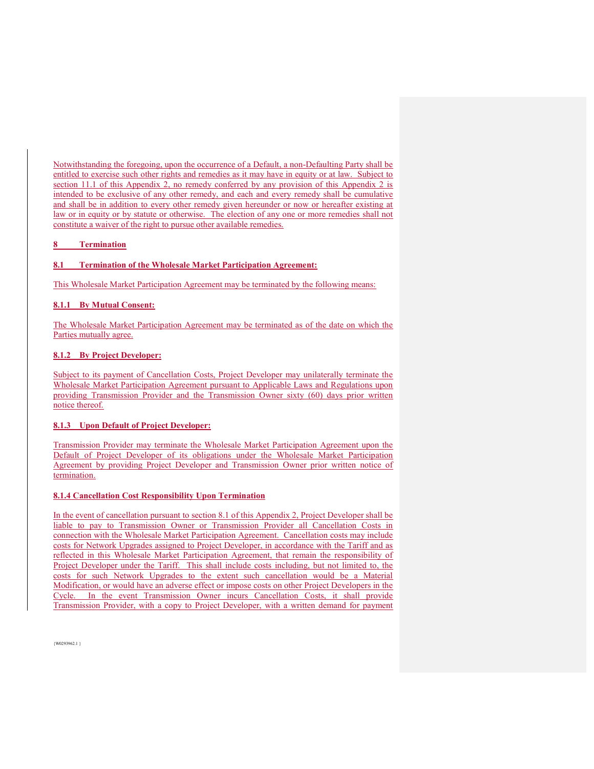Notwithstanding the foregoing, upon the occurrence of a Default, a non-Defaulting Party shall be entitled to exercise such other rights and remedies as it may have in equity or at law. Subject to section 11.1 of this Appendix 2, no remedy conferred by any provision of this Appendix 2 is intended to be exclusive of any other remedy, and each and every remedy shall be cumulative and shall be in addition to every other remedy given hereunder or now or hereafter existing at law or in equity or by statute or otherwise. The election of any one or more remedies shall not constitute a waiver of the right to pursue other available remedies.

## 8 Termination

### 8.1 Termination of the Wholesale Market Participation Agreement:

This Wholesale Market Participation Agreement may be terminated by the following means:

#### 8.1.1 By Mutual Consent:

The Wholesale Market Participation Agreement may be terminated as of the date on which the Parties mutually agree.

#### 8.1.2 By Project Developer:

Subject to its payment of Cancellation Costs, Project Developer may unilaterally terminate the Wholesale Market Participation Agreement pursuant to Applicable Laws and Regulations upon providing Transmission Provider and the Transmission Owner sixty (60) days prior written notice thereof.

#### 8.1.3 Upon Default of Project Developer:

Transmission Provider may terminate the Wholesale Market Participation Agreement upon the Default of Project Developer of its obligations under the Wholesale Market Participation Agreement by providing Project Developer and Transmission Owner prior written notice of termination.

#### 8.1.4 Cancellation Cost Responsibility Upon Termination

In the event of cancellation pursuant to section 8.1 of this Appendix 2, Project Developer shall be liable to pay to Transmission Owner or Transmission Provider all Cancellation Costs in connection with the Wholesale Market Participation Agreement. Cancellation costs may include costs for Network Upgrades assigned to Project Developer, in accordance with the Tariff and as reflected in this Wholesale Market Participation Agreement, that remain the responsibility of Project Developer under the Tariff. This shall include costs including, but not limited to, the costs for such Network Upgrades to the extent such cancellation would be a Material Modification, or would have an adverse effect or impose costs on other Project Developers in the Cycle. In the event Transmission Owner incurs Cancellation Costs, it shall provide Transmission Provider, with a copy to Project Developer, with a written demand for payment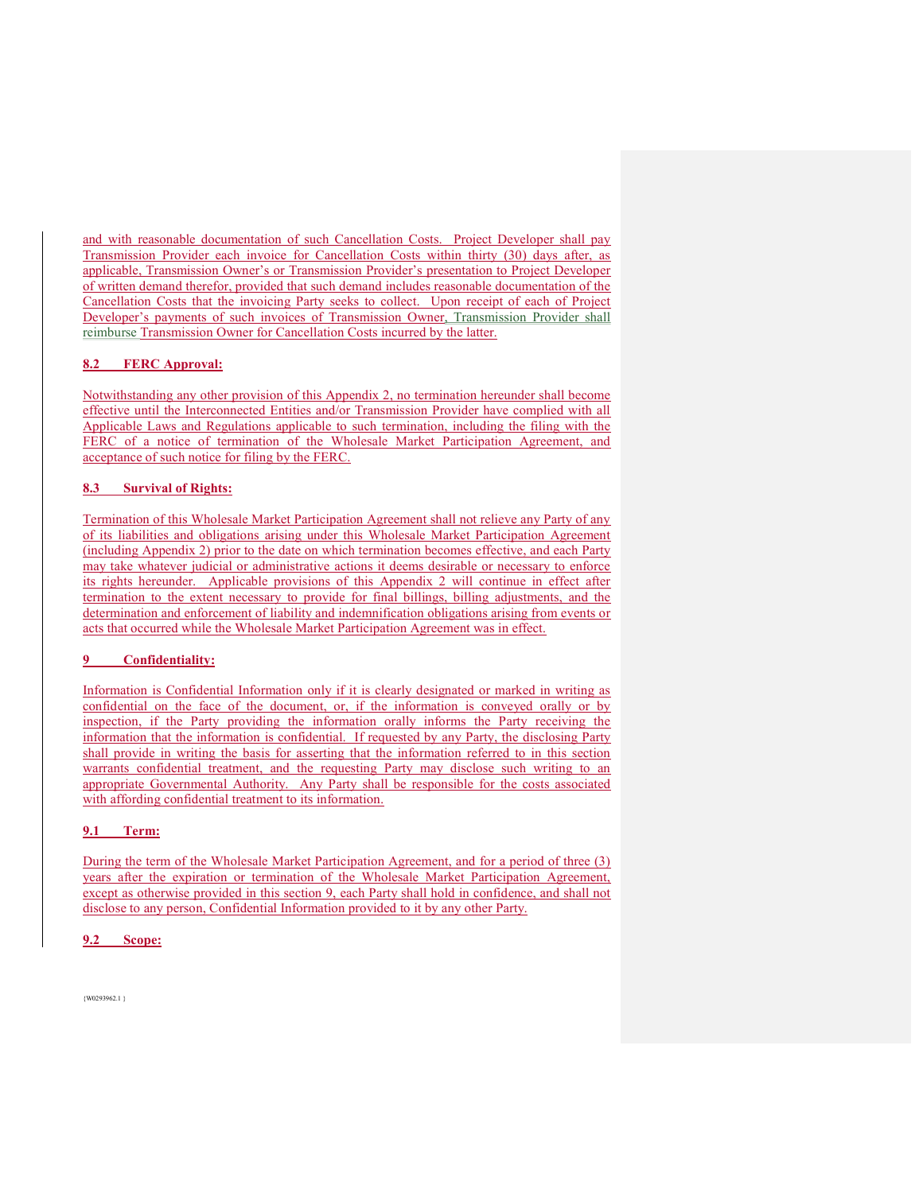and with reasonable documentation of such Cancellation Costs. Project Developer shall pay Transmission Provider each invoice for Cancellation Costs within thirty (30) days after, as applicable, Transmission Owner's or Transmission Provider's presentation to Project Developer of written demand therefor, provided that such demand includes reasonable documentation of the Cancellation Costs that the invoicing Party seeks to collect. Upon receipt of each of Project Developer's payments of such invoices of Transmission Owner, Transmission Provider shall reimburse Transmission Owner for Cancellation Costs incurred by the latter.

**8.2 FERC Approval:**

Notwithstanding any other provision of this Appendix 2, no termination hereunder shall become effective until the Interconnected Entities and/or Transmission Provider have complied with all Applicable Laws and Regulations applicable to such termination, including the filing with the FERC of a notice of termination of the Wholesale Market Participation Agreement, and acceptance of such notice for filing by the FERC.

**8.3 Survival of Rights:**

Termination of this Wholesale Market Participation Agreement shall not relieve any Party of any of its liabilities and obligations arising under this Wholesale Market Participation Agreement (including Appendix 2) prior to the date on which termination becomes effective, and each Party may take whatever judicial or administrative actions it deems desirable or necessary to enforce its rights hereunder. Applicable provisions of this Appendix 2 will continue in effect after termination to the extent necessary to provide for final billings, billing adjustments, and the determination and enforcement of liability and indemnification obligations arising from events or acts that occurred while the Wholesale Market Participation Agreement was in effect.

**9 Confidentiality:**

Information is Confidential Information only if it is clearly designated or marked in writing as confidential on the face of the document, or, if the information is conveyed orally or by inspection, if the Party providing the information orally informs the Party receiving the information that the information is confidential. If requested by any Party, the disclosing Party shall provide in writing the basis for asserting that the information referred to in this section warrants confidential treatment, and the requesting Party may disclose such writing to an appropriate Governmental Authority. Any Party shall be responsible for the costs associated with affording confidential treatment to its information.

**9.1 Term:**

During the term of the Wholesale Market Participation Agreement, and for a period of three (3) years after the expiration or termination of the Wholesale Market Participation Agreement, except as otherwise provided in this section 9, each Party shall hold in confidence, and shall not disclose to any person, Confidential Information provided to it by any other Party.

**9.2 Scope:**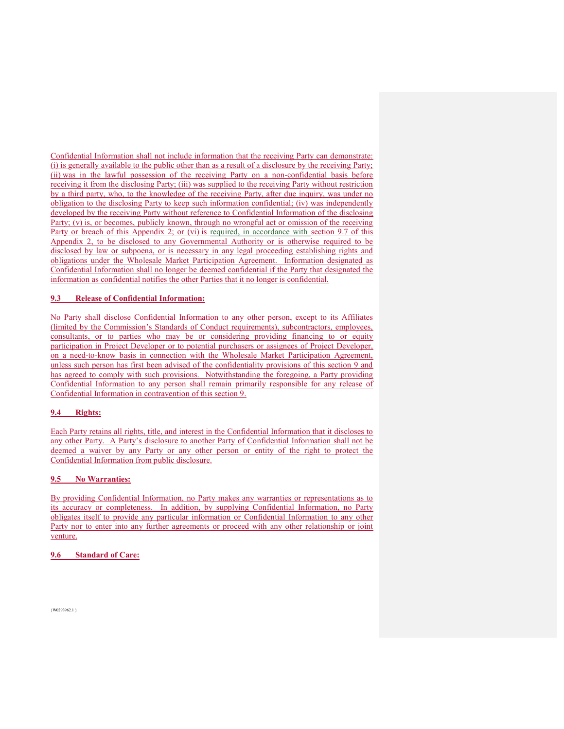Confidential Information shall not include information that the receiving Party can demonstrate: (i) is generally available to the public other than as a result of a disclosure by the receiving Party; (ii) was in the lawful possession of the receiving Party on a non-confidential basis before receiving it from the disclosing Party; (iii) was supplied to the receiving Party without restriction by a third party, who, to the knowledge of the receiving Party, after due inquiry, was under no obligation to the disclosing Party to keep such information confidential; (iv) was independently developed by the receiving Party without reference to Confidential Information of the disclosing Party; (v) is, or becomes, publicly known, through no wrongful act or omission of the receiving Party or breach of this Appendix 2; or (vi) is required, in accordance with section 9.7 of this Appendix 2, to be disclosed to any Governmental Authority or is otherwise required to be disclosed by law or subpoena, or is necessary in any legal proceeding establishing rights and obligations under the Wholesale Market Participation Agreement. Information designated as Confidential Information shall no longer be deemed confidential if the Party that designated the information as confidential notifies the other Parties that it no longer is confidential.

**9.3 Release of Confidential Information:**

No Party shall disclose Confidential Information to any other person, except to its Affiliates (limited by the Commission's Standards of Conduct requirements), subcontractors, employees, consultants, or to parties who may be or considering providing financing to or equity participation in Project Developer or to potential purchasers or assignees of Project Developer, on a need-to-know basis in connection with the Wholesale Market Participation Agreement, unless such person has first been advised of the confidentiality provisions of this section 9 and has agreed to comply with such provisions. Notwithstanding the foregoing, a Party providing Confidential Information to any person shall remain primarily responsible for any release of Confidential Information in contravention of this section 9.

**9.4 Rights:**

Each Party retains all rights, title, and interest in the Confidential Information that it discloses to any other Party. A Party's disclosure to another Party of Confidential Information shall not be deemed a waiver by any Party or any other person or entity of the right to protect the Confidential Information from public disclosure.

**9.5 No Warranties:**

By providing Confidential Information, no Party makes any warranties or representations as to its accuracy or completeness. In addition, by supplying Confidential Information, no Party obligates itself to provide any particular information or Confidential Information to any other Party nor to enter into any further agreements or proceed with any other relationship or joint venture.

**9.6 Standard of Care:**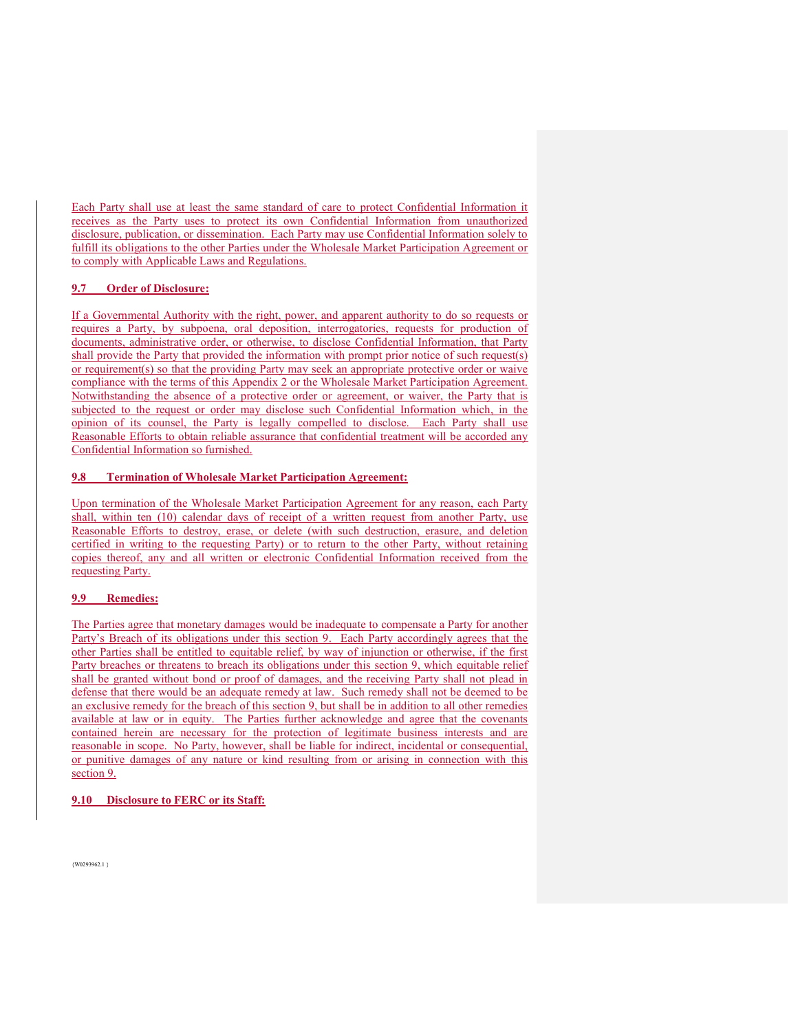Each Party shall use at least the same standard of care to protect Confidential Information it receives as the Party uses to protect its own Confidential Information from unauthorized disclosure, publication, or dissemination. Each Party may use Confidential Information solely to fulfill its obligations to the other Parties under the Wholesale Market Participation Agreement or to comply with Applicable Laws and Regulations.

**9.7 Order of Disclosure:**

If a Governmental Authority with the right, power, and apparent authority to do so requests or requires a Party, by subpoena, oral deposition, interrogatories, requests for production of documents, administrative order, or otherwise, to disclose Confidential Information, that Party shall provide the Party that provided the information with prompt prior notice of such request(s) or requirement(s) so that the providing Party may seek an appropriate protective order or waive compliance with the terms of this Appendix 2 or the Wholesale Market Participation Agreement. Notwithstanding the absence of a protective order or agreement, or waiver, the Party that is subjected to the request or order may disclose such Confidential Information which, in the opinion of its counsel, the Party is legally compelled to disclose. Each Party shall use Reasonable Efforts to obtain reliable assurance that confidential treatment will be accorded any Confidential Information so furnished.

**9.8 Termination of Wholesale Market Participation Agreement:**

Upon termination of the Wholesale Market Participation Agreement for any reason, each Party shall, within ten (10) calendar days of receipt of a written request from another Party, use Reasonable Efforts to destroy, erase, or delete (with such destruction, erasure, and deletion certified in writing to the requesting Party) or to return to the other Party, without retaining copies thereof, any and all written or electronic Confidential Information received from the requesting Party.

**9.9 Remedies:**

The Parties agree that monetary damages would be inadequate to compensate a Party for another Party's Breach of its obligations under this section 9. Each Party accordingly agrees that the other Parties shall be entitled to equitable relief, by way of injunction or otherwise, if the first Party breaches or threatens to breach its obligations under this section 9, which equitable relief shall be granted without bond or proof of damages, and the receiving Party shall not plead in defense that there would be an adequate remedy at law. Such remedy shall not be deemed to be an exclusive remedy for the breach of this section 9, but shall be in addition to all other remedies available at law or in equity. The Parties further acknowledge and agree that the covenants contained herein are necessary for the protection of legitimate business interests and are reasonable in scope. No Party, however, shall be liable for indirect, incidental or consequential, or punitive damages of any nature or kind resulting from or arising in connection with this section 9.

**9.10 Disclosure to FERC or its Staff:**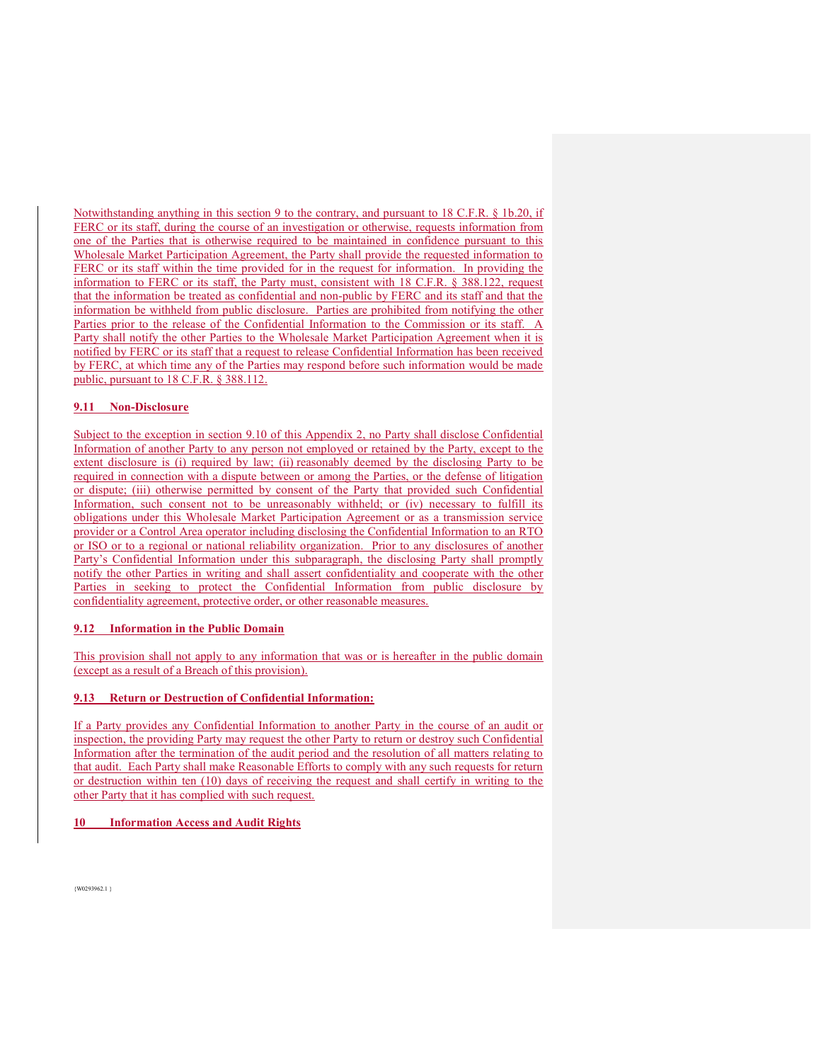Notwithstanding anything in this section 9 to the contrary, and pursuant to 18 C.F.R. § 1b.20, if FERC or its staff, during the course of an investigation or otherwise, requests information from one of the Parties that is otherwise required to be maintained in confidence pursuant to this Wholesale Market Participation Agreement, the Party shall provide the requested information to FERC or its staff within the time provided for in the request for information. In providing the information to FERC or its staff, the Party must, consistent with 18 C.F.R. § 388.122, request that the information be treated as confidential and non-public by FERC and its staff and that the information be withheld from public disclosure. Parties are prohibited from notifying the other Parties prior to the release of the Confidential Information to the Commission or its staff. A Party shall notify the other Parties to the Wholesale Market Participation Agreement when it is notified by FERC or its staff that a request to release Confidential Information has been received by FERC, at which time any of the Parties may respond before such information would be made public, pursuant to 18 C.F.R. § 388.112.

**9.11 Non-Disclosure**

Subject to the exception in section 9.10 of this Appendix 2, no Party shall disclose Confidential Information of another Party to any person not employed or retained by the Party, except to the extent disclosure is (i) required by law; (ii) reasonably deemed by the disclosing Party to be required in connection with a dispute between or among the Parties, or the defense of litigation or dispute; (iii) otherwise permitted by consent of the Party that provided such Confidential Information, such consent not to be unreasonably withheld; or (iv) necessary to fulfill its obligations under this Wholesale Market Participation Agreement or as a transmission service provider or a Control Area operator including disclosing the Confidential Information to an RTO or ISO or to a regional or national reliability organization. Prior to any disclosures of another Party's Confidential Information under this subparagraph, the disclosing Party shall promptly notify the other Parties in writing and shall assert confidentiality and cooperate with the other Parties in seeking to protect the Confidential Information from public disclosure by confidentiality agreement, protective order, or other reasonable measures.

**9.12 Information in the Public Domain**

This provision shall not apply to any information that was or is hereafter in the public domain (except as a result of a Breach of this provision).

**9.13 Return or Destruction of Confidential Information:**

If a Party provides any Confidential Information to another Party in the course of an audit or inspection, the providing Party may request the other Party to return or destroy such Confidential Information after the termination of the audit period and the resolution of all matters relating to that audit. Each Party shall make Reasonable Efforts to comply with any such requests for return or destruction within ten (10) days of receiving the request and shall certify in writing to the other Party that it has complied with such request.

**10 Information Access and Audit Rights**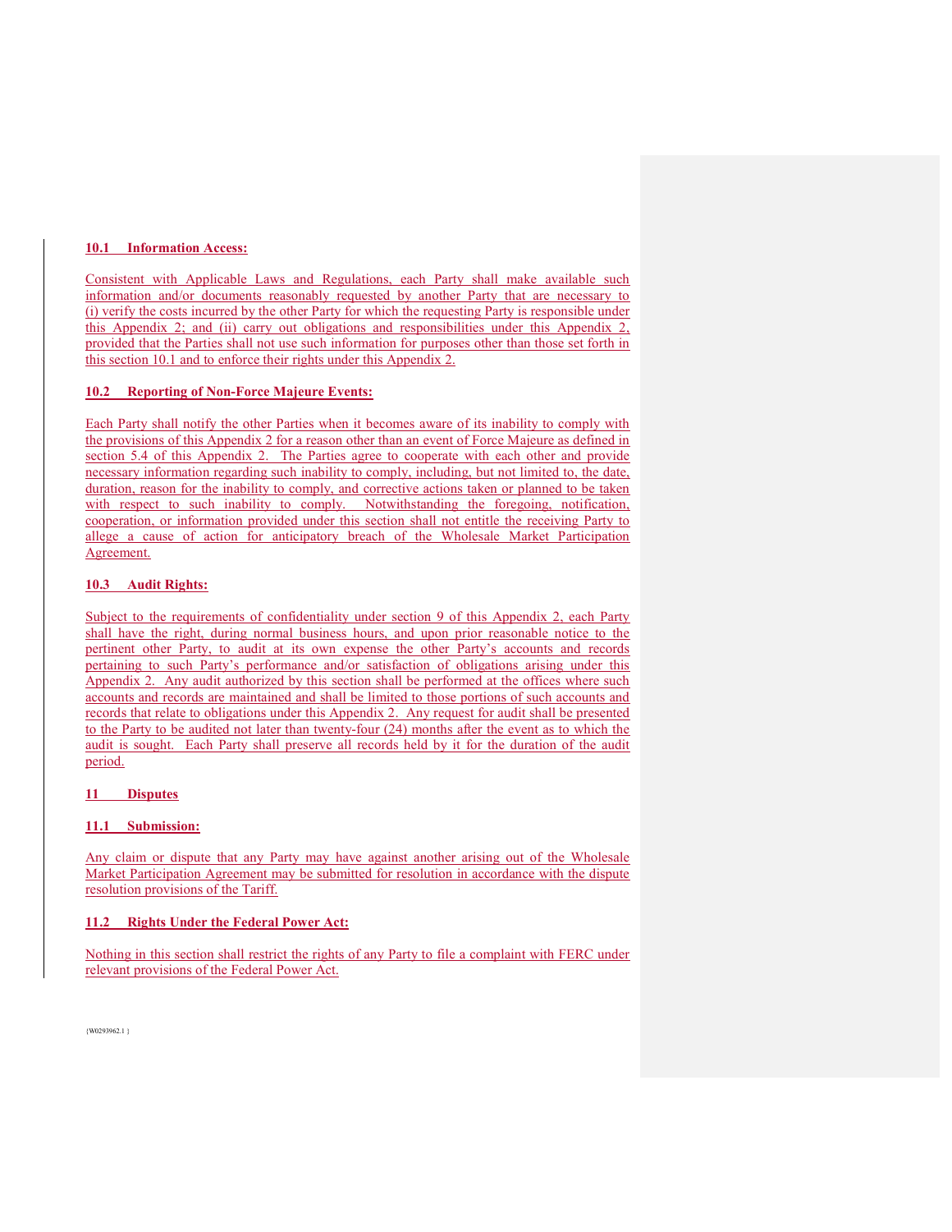### **10.1 Information Access:**

Consistent with Applicable Laws and Regulations, each Party shall make available such information and/or documents reasonably requested by another Party that are necessary to (i) verify the costs incurred by the other Party for which the requesting Party is responsible under this Appendix 2; and (ii) carry out obligations and responsibilities under this Appendix 2, provided that the Parties shall not use such information for purposes other than those set forth in this section 10.1 and to enforce their rights under this Appendix 2.

### **10.2 Reporting of Non-Force Majeure Events:**

Each Party shall notify the other Parties when it becomes aware of its inability to comply with the provisions of this Appendix 2 for a reason other than an event of Force Majeure as defined in section 5.4 of this Appendix 2. The Parties agree to cooperate with each other and provide necessary information regarding such inability to comply, including, but not limited to, the date, duration, reason for the inability to comply, and corrective actions taken or planned to be taken with respect to such inability to comply. Notwithstanding the foregoing, notification, cooperation, or information provided under this section shall not entitle the receiving Party to allege a cause of action for anticipatory breach of the Wholesale Market Participation Agreement.

### **10.3 Audit Rights:**

Subject to the requirements of confidentiality under section 9 of this Appendix 2, each Party shall have the right, during normal business hours, and upon prior reasonable notice to the pertinent other Party, to audit at its own expense the other Party's accounts and records pertaining to such Party's performance and/or satisfaction of obligations arising under this Appendix 2. Any audit authorized by this section shall be performed at the offices where such accounts and records are maintained and shall be limited to those portions of such accounts and records that relate to obligations under this Appendix 2. Any request for audit shall be presented to the Party to be audited not later than twenty-four (24) months after the event as to which the audit is sought. Each Party shall preserve all records held by it for the duration of the audit period.

## **11 Disputes**

### **11.1 Submission:**

Any claim or dispute that any Party may have against another arising out of the Wholesale Market Participation Agreement may be submitted for resolution in accordance with the dispute resolution provisions of the Tariff.

### **11.2 Rights Under the Federal Power Act:**

Nothing in this section shall restrict the rights of any Party to file a complaint with FERC under relevant provisions of the Federal Power Act.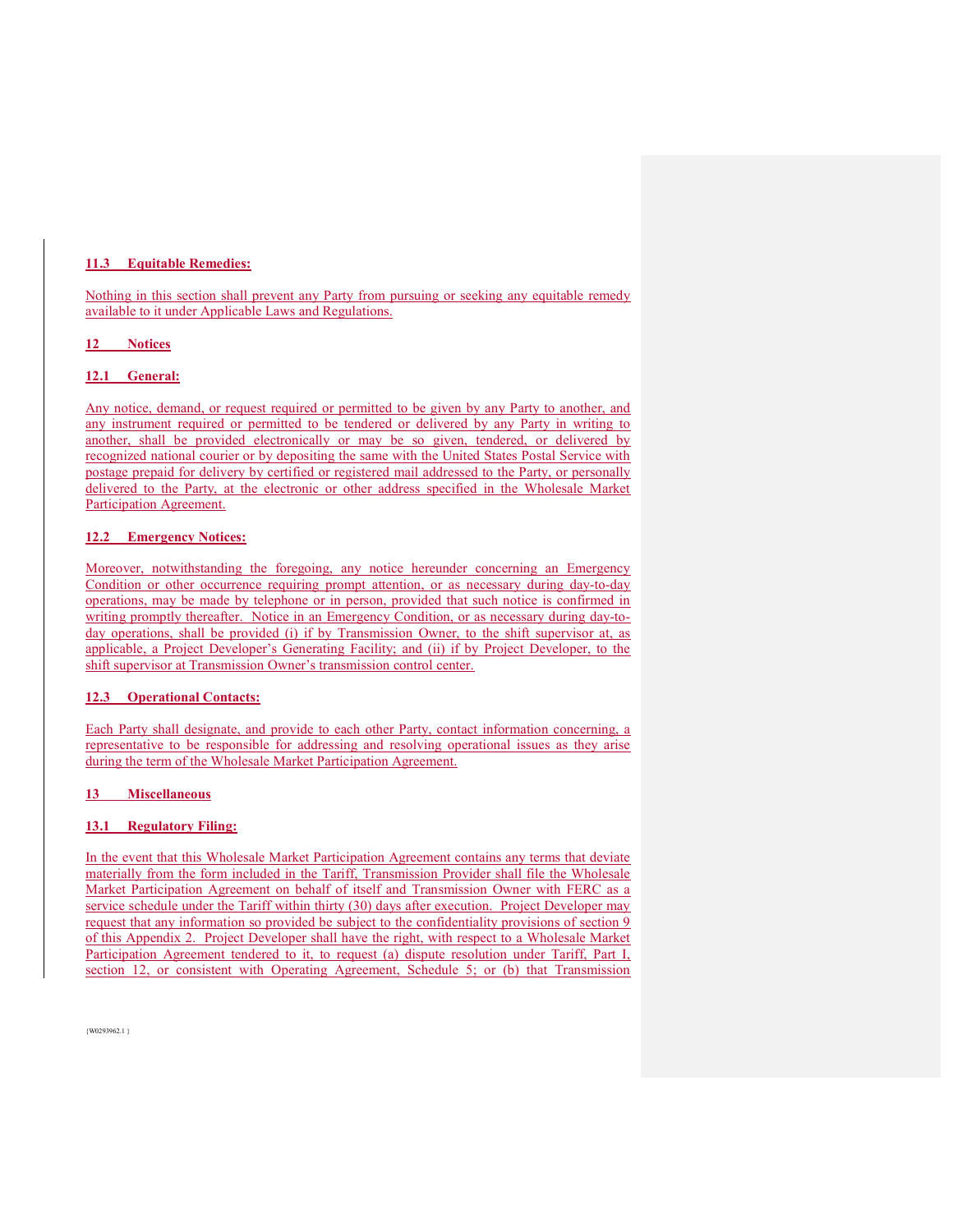### 11.3 Equitable Remedies:

Nothing in this section shall prevent any Party from pursuing or seeking any equitable remedy available to it under Applicable Laws and Regulations.

## 12 Notices

### 12.1 General:

Any notice, demand, or request required or permitted to be given by any Party to another, and any instrument required or permitted to be tendered or delivered by any Party in writing to another, shall be provided electronically or may be so given, tendered, or delivered by recognized national courier or by depositing the same with the United States Postal Service with postage prepaid for delivery by certified or registered mail addressed to the Party, or personally delivered to the Party, at the electronic or other address specified in the Wholesale Market Participation Agreement.

### 12.2 Emergency Notices:

Moreover, notwithstanding the foregoing, any notice hereunder concerning an Emergency Condition or other occurrence requiring prompt attention, or as necessary during day-to-day operations, may be made by telephone or in person, provided that such notice is confirmed in writing promptly thereafter. Notice in an Emergency Condition, or as necessary during day-to-day operations, shall be provided (i) if by Transmission Owner, to the shift supervisor at, as applicable, a Project Developer's Generating Facility; and (ii) if by Project Developer, to the shift supervisor at Transmission Owner's transmission control center.

### 12.3 Operational Contacts:

Each Party shall designate, and provide to each other Party, contact information concerning, a representative to be responsible for addressing and resolving operational issues as they arise during the term of the Wholesale Market Participation Agreement.

## 13 Miscellaneous

### 13.1 Regulatory Filing:

In the event that this Wholesale Market Participation Agreement contains any terms that deviate materially from the form included in the Tariff, Transmission Provider shall file the Wholesale Market Participation Agreement on behalf of itself and Transmission Owner with FERC as a service schedule under the Tariff within thirty (30) days after execution. Project Developer may request that any information so provided be subject to the confidentiality provisions of section 9 of this Appendix 2. Project Developer shall have the right, with respect to a Wholesale Market Participation Agreement tendered to it, to request (a) dispute resolution under Tariff, Part I, section 12, or consistent with Operating Agreement, Schedule 5; or (b) that Transmission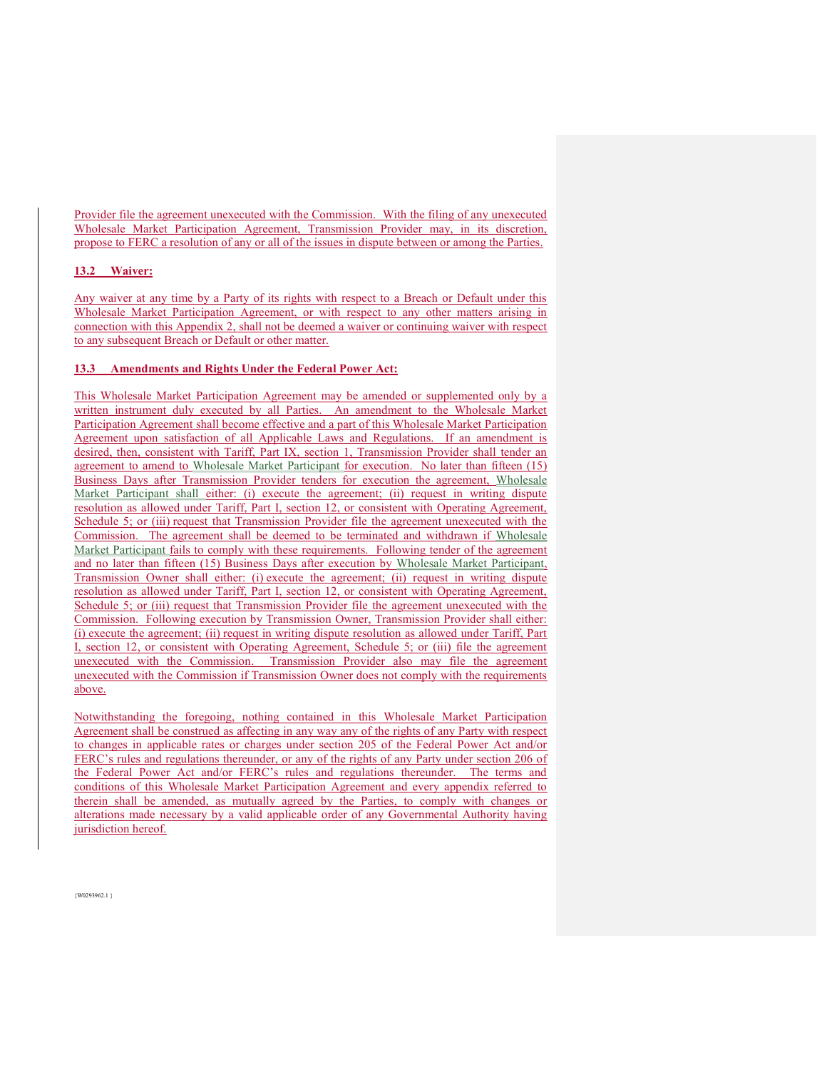Provider file the agreement unexecuted with the Commission. With the filing of any unexecuted Wholesale Market Participation Agreement, Transmission Provider may, in its discretion, propose to FERC a resolution of any or all of the issues in dispute between or among the Parties.

### 13.2 Waiver:

Any waiver at any time by a Party of its rights with respect to a Breach or Default under this Wholesale Market Participation Agreement, or with respect to any other matters arising in connection with this Appendix 2, shall not be deemed a waiver or continuing waiver with respect to any subsequent Breach or Default or other matter.

### 13.3 Amendments and Rights Under the Federal Power Act:

This Wholesale Market Participation Agreement may be amended or supplemented only by a written instrument duly executed by all Parties. An amendment to the Wholesale Market Participation Agreement shall become effective and a part of this Wholesale Market Participation Agreement upon satisfaction of all Applicable Laws and Regulations. If an amendment is desired, then, consistent with Tariff, Part IX, section 1, Transmission Provider shall tender an agreement to amend to Wholesale Market Participant for execution. No later than fifteen (15) Business Days after Transmission Provider tenders for execution the agreement, Wholesale Market Participant shall either: (i) execute the agreement; (ii) request in writing dispute resolution as allowed under Tariff, Part I, section 12, or consistent with Operating Agreement, Schedule 5; or (iii) request that Transmission Provider file the agreement unexecuted with the Commission. The agreement shall be deemed to be terminated and withdrawn if Wholesale Market Participant fails to comply with these requirements. Following tender of the agreement and no later than fifteen (15) Business Days after execution by Wholesale Market Participant, Transmission Owner shall either: (i) execute the agreement; (ii) request in writing dispute resolution as allowed under Tariff, Part I, section 12, or consistent with Operating Agreement, Schedule 5; or (iii) request that Transmission Provider file the agreement unexecuted with the Commission. Following execution by Transmission Owner, Transmission Provider shall either: (i) execute the agreement; (ii) request in writing dispute resolution as allowed under Tariff, Part I, section 12, or consistent with Operating Agreement, Schedule 5; or (iii) file the agreement unexecuted with the Commission. Transmission Provider also may file the agreement unexecuted with the Commission if Transmission Owner does not comply with the requirements above.

Notwithstanding the foregoing, nothing contained in this Wholesale Market Participation Agreement shall be construed as affecting in any way any of the rights of any Party with respect to changes in applicable rates or charges under section 205 of the Federal Power Act and/or FERC's rules and regulations thereunder, or any of the rights of any Party under section 206 of the Federal Power Act and/or FERC's rules and regulations thereunder. The terms and conditions of this Wholesale Market Participation Agreement and every appendix referred to therein shall be amended, as mutually agreed by the Parties, to comply with changes or alterations made necessary by a valid applicable order of any Governmental Authority having jurisdiction hereof.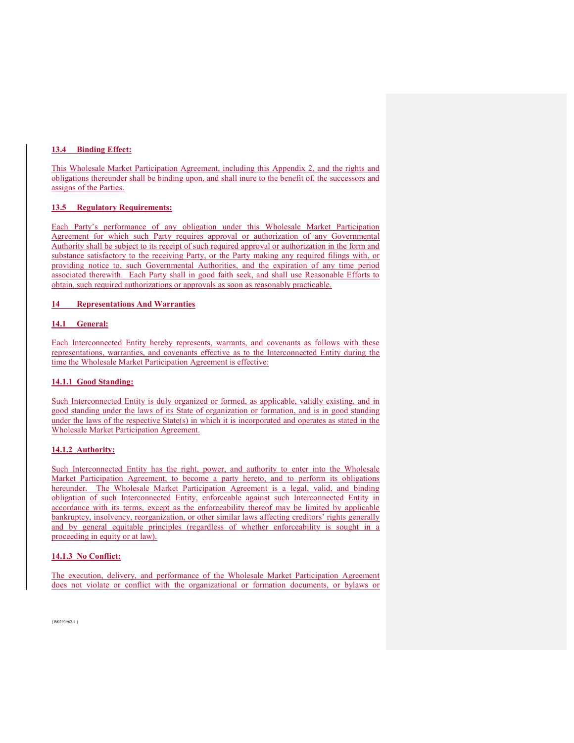**13.4 Binding Effect:**

This Wholesale Market Participation Agreement, including this Appendix 2, and the rights and obligations thereunder shall be binding upon, and shall inure to the benefit of, the successors and assigns of the Parties.

**13.5 Regulatory Requirements:**

Each Party's performance of any obligation under this Wholesale Market Participation Agreement for which such Party requires approval or authorization of any Governmental Authority shall be subject to its receipt of such required approval or authorization in the form and substance satisfactory to the receiving Party, or the Party making any required filings with, or providing notice to, such Governmental Authorities, and the expiration of any time period associated therewith. Each Party shall in good faith seek, and shall use Reasonable Efforts to obtain, such required authorizations or approvals as soon as reasonably practicable.

**14 Representations And Warranties**

**14.1 General:**

Each Interconnected Entity hereby represents, warrants, and covenants as follows with these representations, warranties, and covenants effective as to the Interconnected Entity during the time the Wholesale Market Participation Agreement is effective:

**14.1.1 Good Standing:**

Such Interconnected Entity is duly organized or formed, as applicable, validly existing, and in good standing under the laws of its State of organization or formation, and is in good standing under the laws of the respective State(s) in which it is incorporated and operates as stated in the Wholesale Market Participation Agreement.

**14.1.2 Authority:**

Such Interconnected Entity has the right, power, and authority to enter into the Wholesale Market Participation Agreement, to become a party hereto, and to perform its obligations hereunder. The Wholesale Market Participation Agreement is a legal, valid, and binding obligation of such Interconnected Entity, enforceable against such Interconnected Entity in accordance with its terms, except as the enforceability thereof may be limited by applicable bankruptcy, insolvency, reorganization, or other similar laws affecting creditors' rights generally and by general equitable principles (regardless of whether enforceability is sought in a proceeding in equity or at law).

**14.1.3 No Conflict:**

The execution, delivery, and performance of the Wholesale Market Participation Agreement does not violate or conflict with the organizational or formation documents, or bylaws or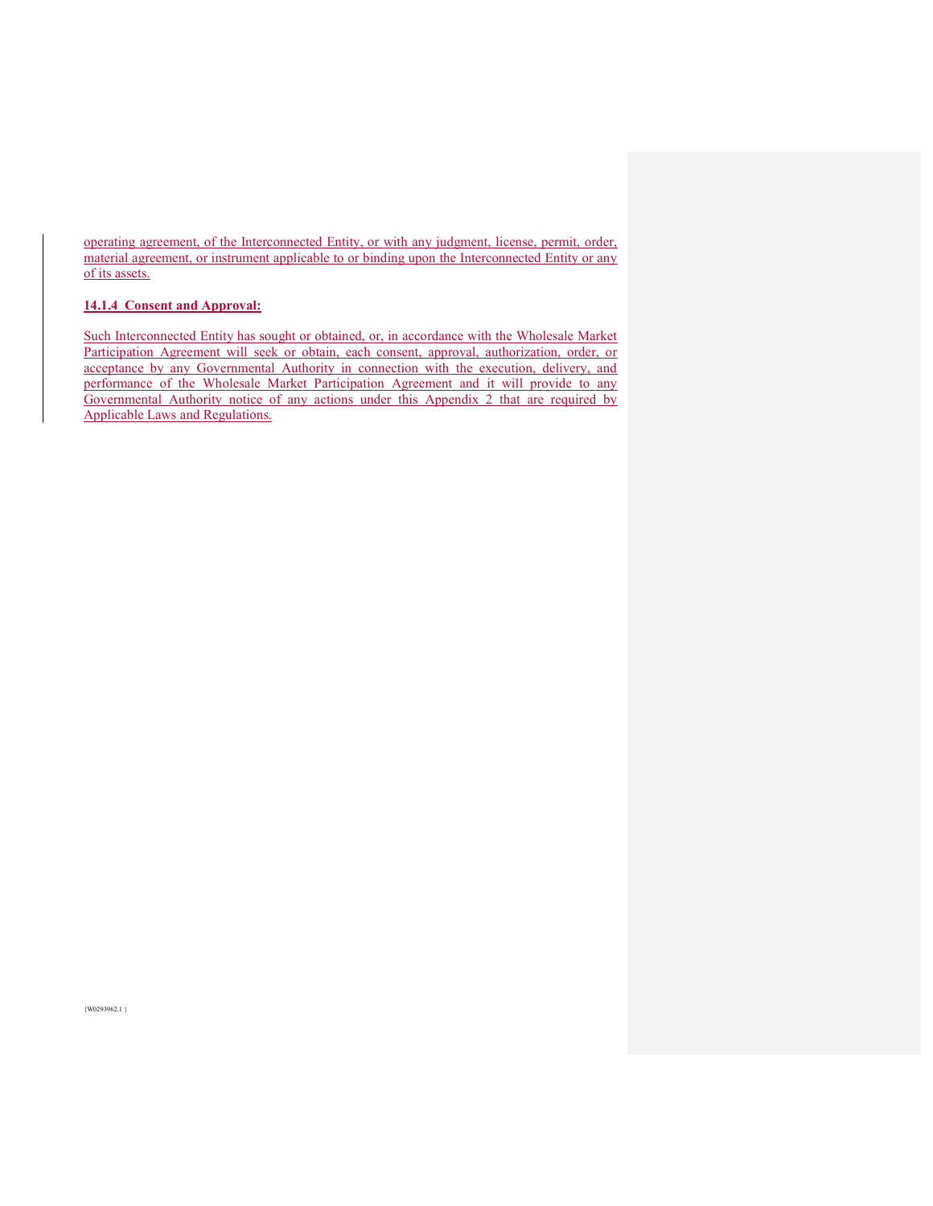operating agreement, of the Interconnected Entity, or with any judgment, license, permit, order, material agreement, or instrument applicable to or binding upon the Interconnected Entity or any of its assets.

**14.1.4 Consent and Approval:**

Such Interconnected Entity has sought or obtained, or, in accordance with the Wholesale Market Participation Agreement will seek or obtain, each consent, approval, authorization, order, or acceptance by any Governmental Authority in connection with the execution, delivery, and performance of the Wholesale Market Participation Agreement and it will provide to any Governmental Authority notice of any actions under this Appendix 2 that are required by Applicable Laws and Regulations.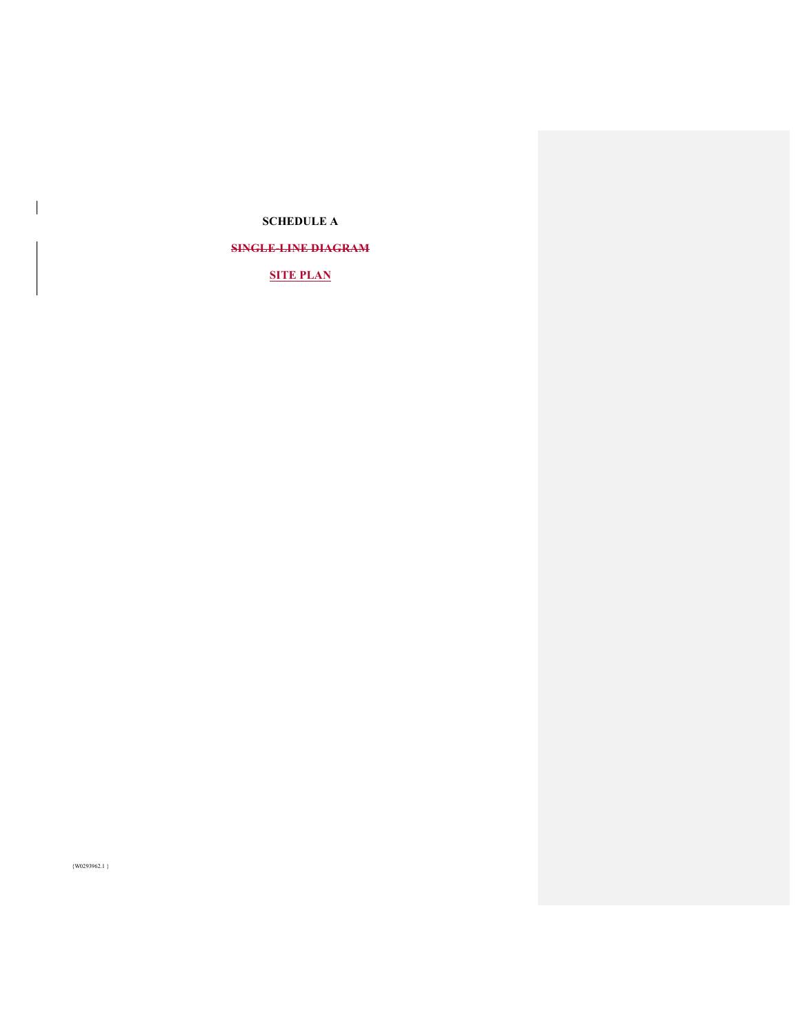**SCHEDULE A**

~~**SINGLE-LINE DIAGRAM**~~

**SITE PLAN**

{W0293962.1 }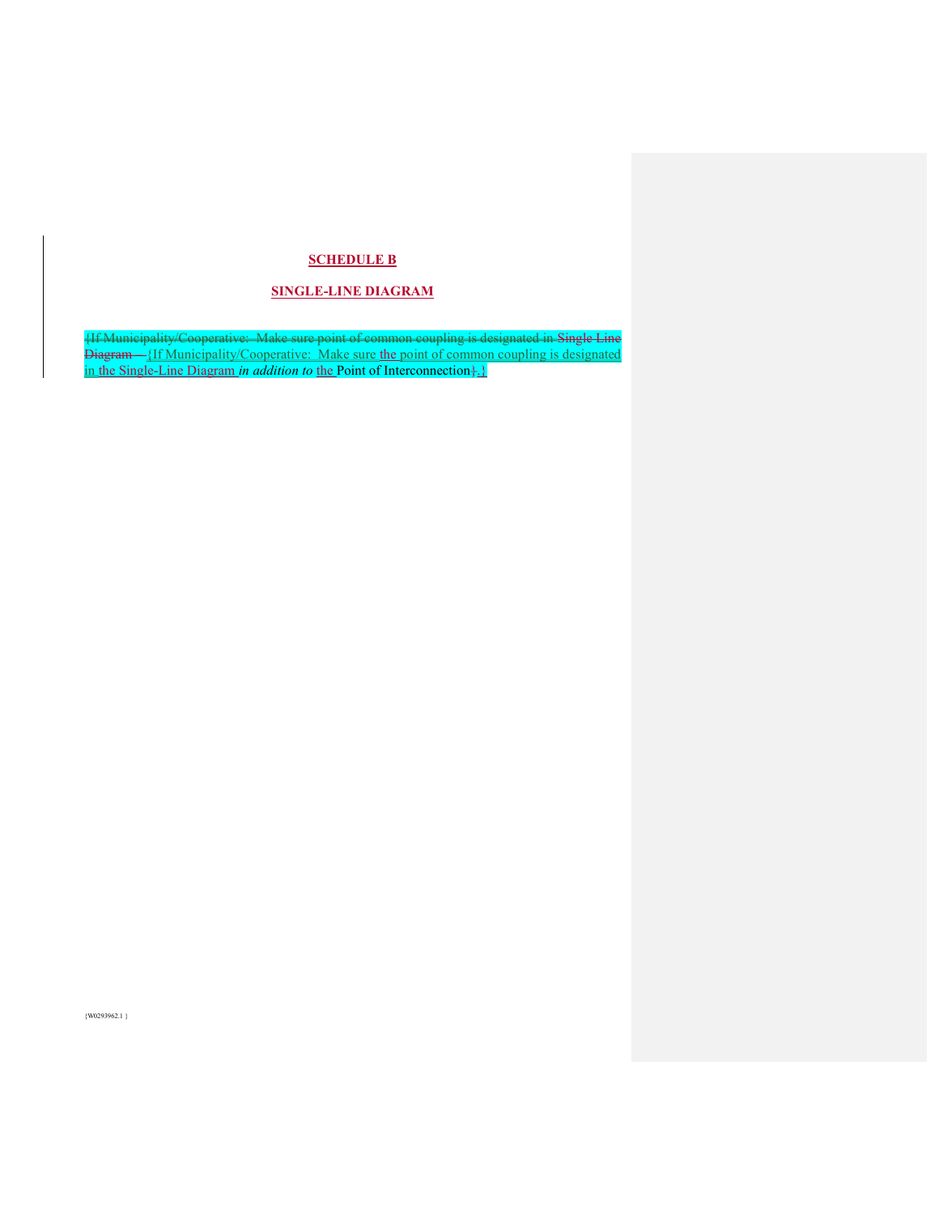**SCHEDULE B**

**SINGLE-LINE DIAGRAM**

{If Municipality/Cooperative: Make sure the point of common coupling is designated in the Single-Line Diagram *in addition to* the Point of Interconnection.}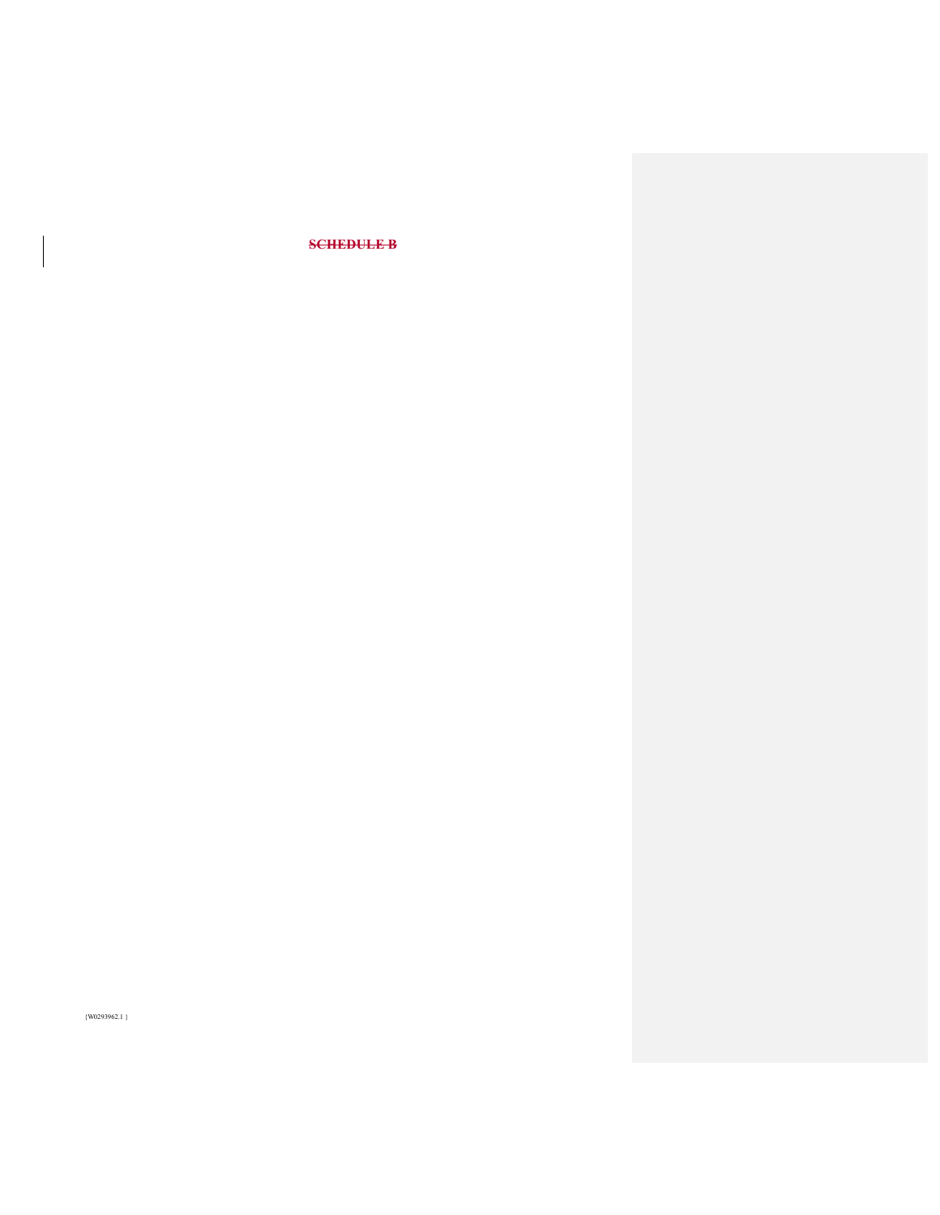~~**SCHEDULE B**~~

{W0293962.1 }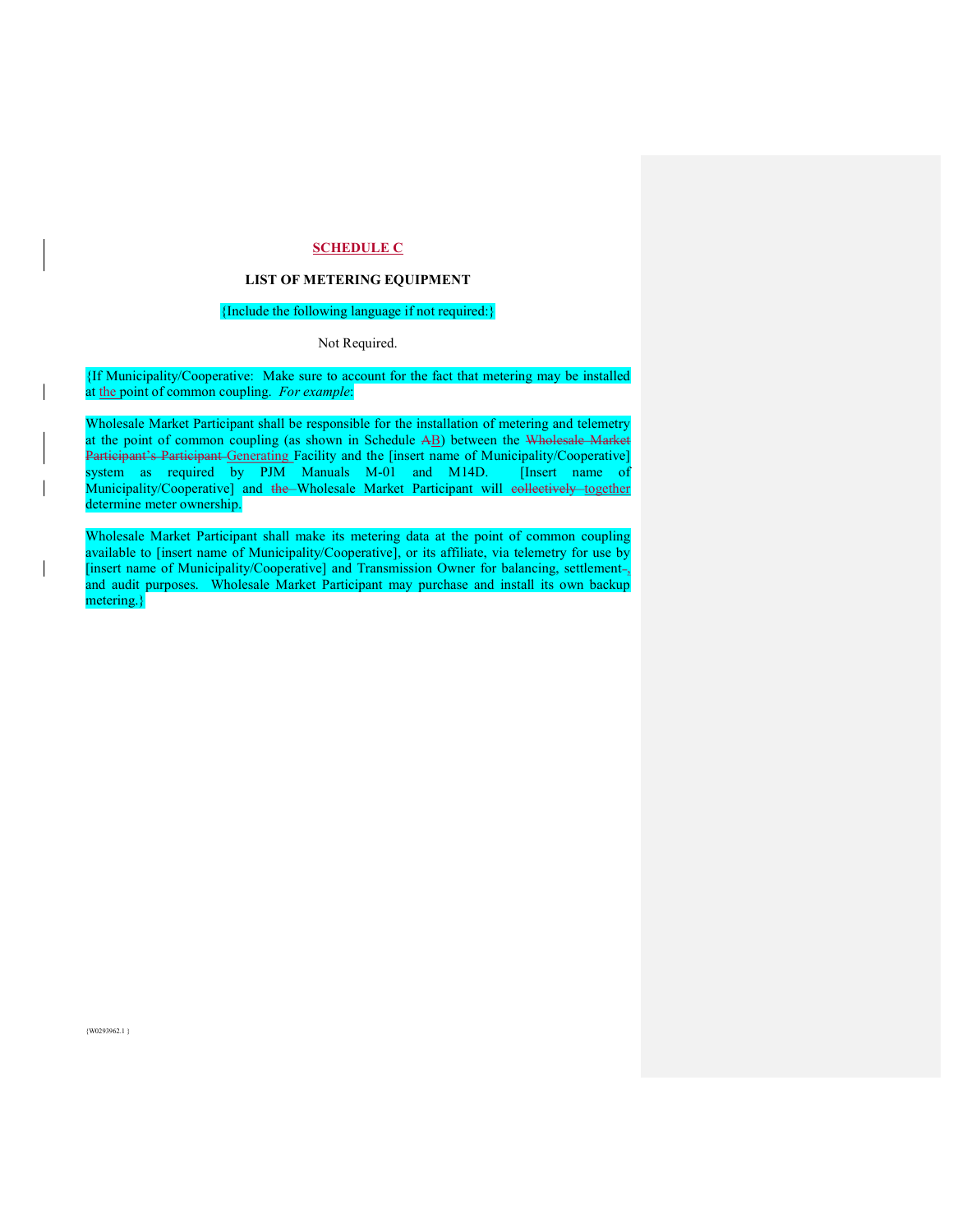## SCHEDULE C

**LIST OF METERING EQUIPMENT**

{Include the following language if not required:}

Not Required.

{If Municipality/Cooperative: Make sure to account for the fact that metering may be installed at the point of common coupling. *For example:*

Wholesale Market Participant shall be responsible for the installation of metering and telemetry at the point of common coupling (as shown in Schedule B) between the Generating Facility and the [insert name of Municipality/Cooperative] system as required by PJM Manuals M-01 and M14D. [Insert name of Municipality/Cooperative] and Wholesale Market Participant will together determine meter ownership.

Wholesale Market Participant shall make its metering data at the point of common coupling available to [insert name of Municipality/Cooperative], or its affiliate, via telemetry for use by [insert name of Municipality/Cooperative] and Transmission Owner for balancing, settlement, and audit purposes. Wholesale Market Participant may purchase and install its own backup metering.}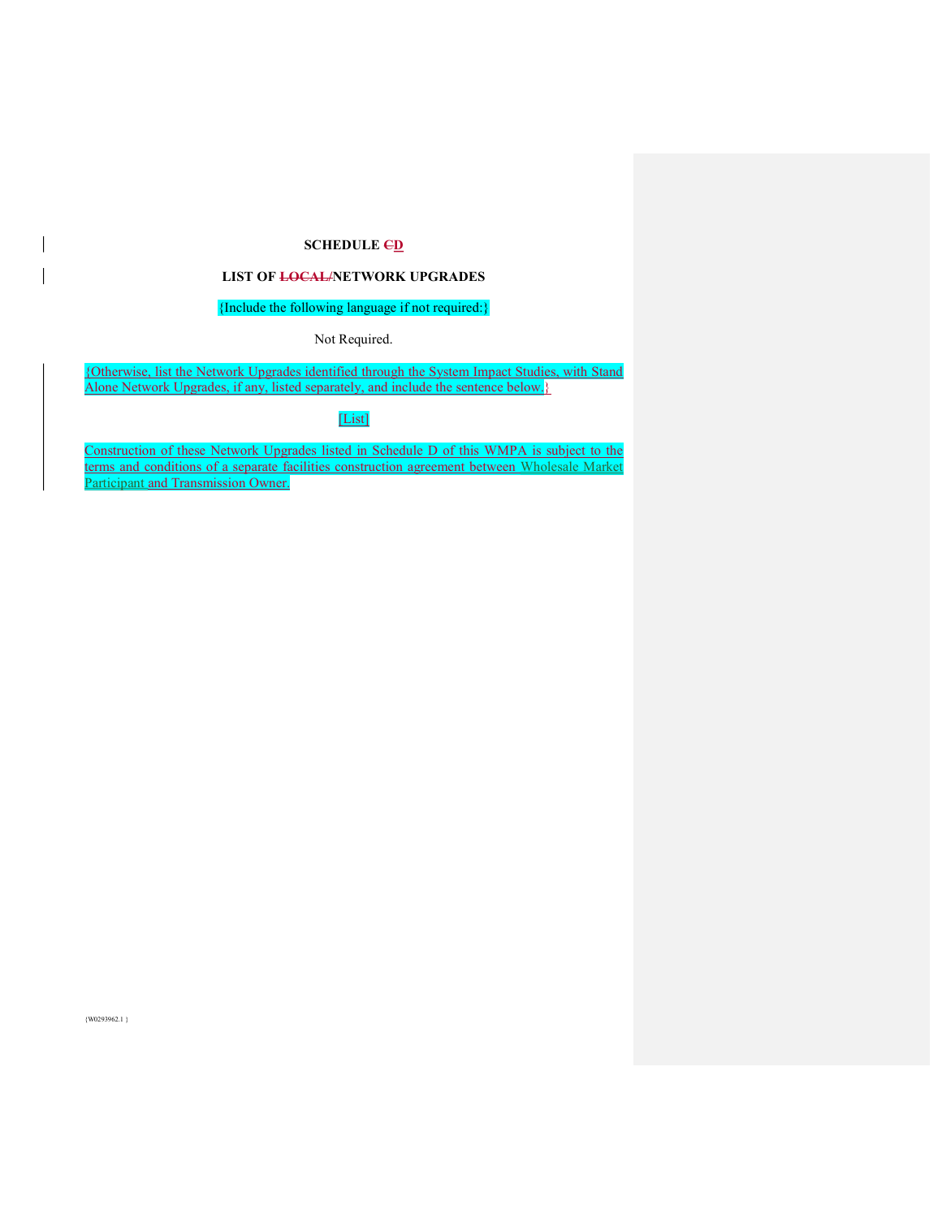**SCHEDULE ~~C~~D**

**LIST OF ~~LOCAL/~~NETWORK UPGRADES**

{Include the following language if not required:}

Not Required.

{Otherwise, list the Network Upgrades identified through the System Impact Studies, with Stand Alone Network Upgrades, if any, listed separately, and include the sentence below.}

[List]

Construction of these Network Upgrades listed in Schedule D of this WMPA is subject to the terms and conditions of a separate facilities construction agreement between Wholesale Market Participant and Transmission Owner.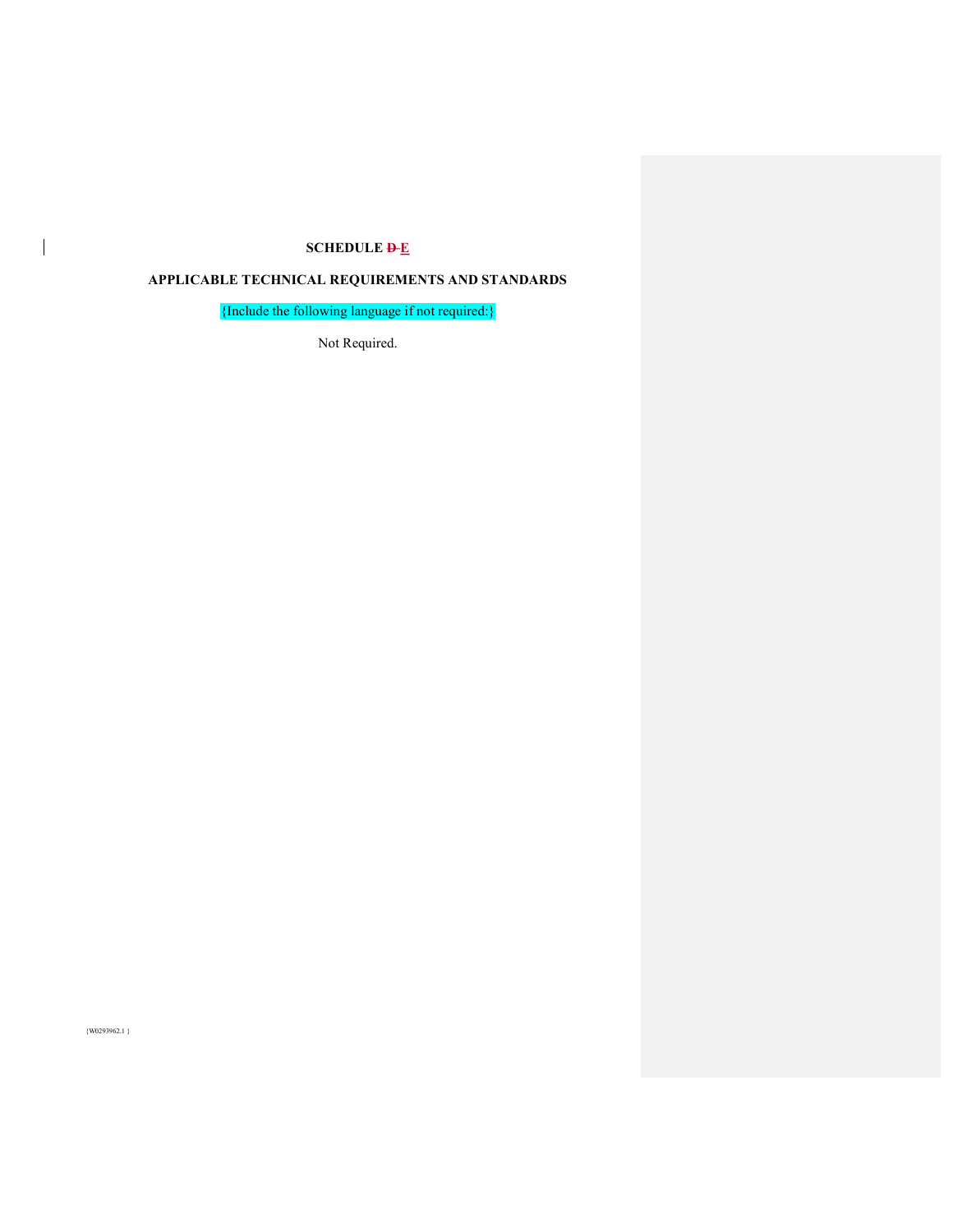# SCHEDULE ~~D~~ E

## APPLICABLE TECHNICAL REQUIREMENTS AND STANDARDS

{Include the following language if not required:}

Not Required.

{W0293962.1 }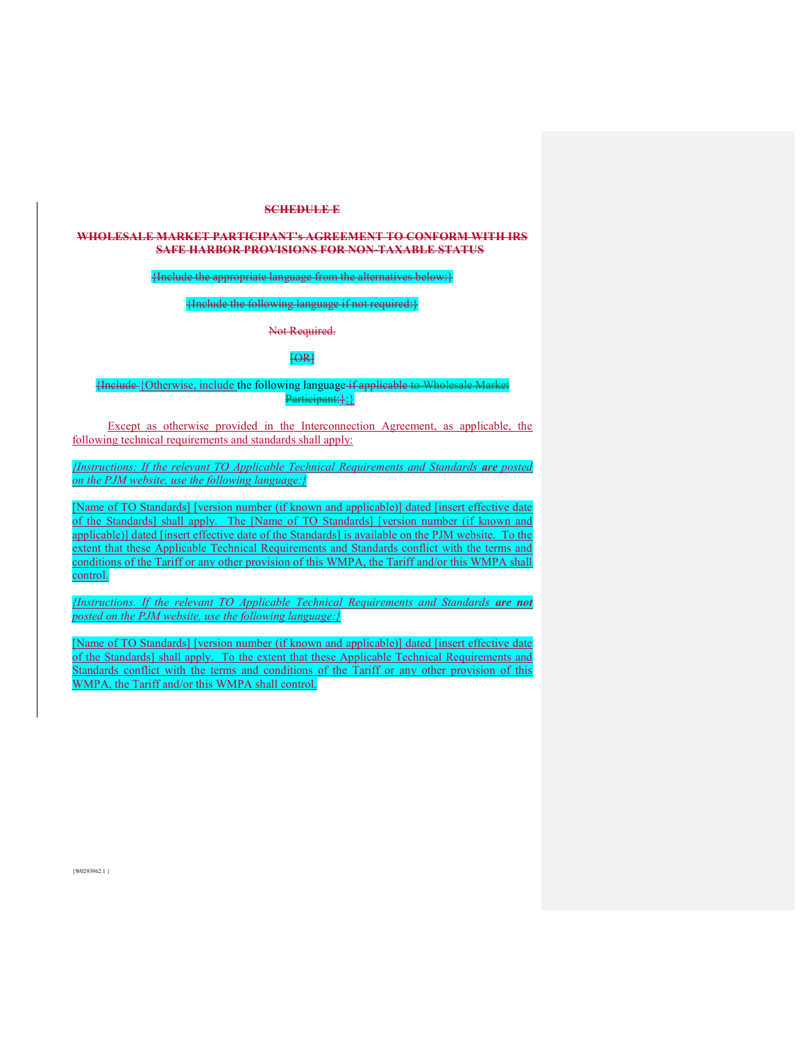**SCHEDULE E**

**WHOLESALE MARKET PARTICIPANT's AGREEMENT TO CONFORM WITH IRS SAFE HARBOR PROVISIONS FOR NON-TAXABLE STATUS**

{Include the appropriate language from the alternatives below:}

{Include the following language if not required:}

Not Required.

[OR]

{Include {Otherwise, include the following language if applicable to Wholesale Market Participant:}:}

Except as otherwise provided in the Interconnection Agreement, as applicable, the following technical requirements and standards shall apply:

*{Instructions: If the relevant TO Applicable Technical Requirements and Standards **are** posted on the PJM website, use the following language:}*

[Name of TO Standards] [version number (if known and applicable)] dated [insert effective date of the Standards] shall apply. The [Name of TO Standards] [version number (if known and applicable)] dated [insert effective date of the Standards] is available on the PJM website. To the extent that these Applicable Technical Requirements and Standards conflict with the terms and conditions of the Tariff or any other provision of this WMPA, the Tariff and/or this WMPA shall control.

*{Instructions. If the relevant TO Applicable Technical Requirements and Standards **are not** posted on the PJM website, use the following language:}*

[Name of TO Standards] [version number (if known and applicable)] dated [insert effective date of the Standards] shall apply. To the extent that these Applicable Technical Requirements and Standards conflict with the terms and conditions of the Tariff or any other provision of this WMPA, the Tariff and/or this WMPA shall control.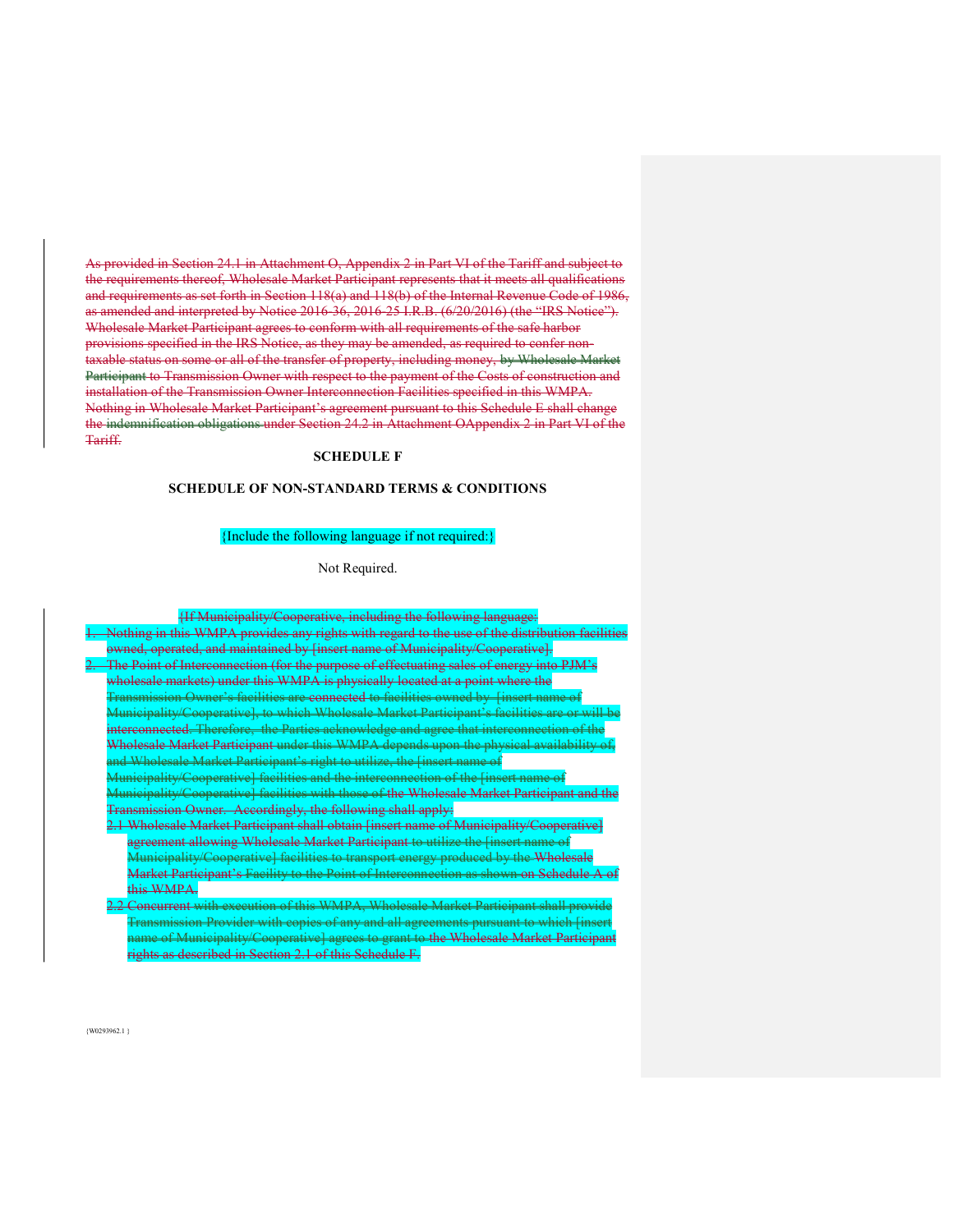As provided in Section 24.1 in Attachment O, Appendix 2 in Part VI of the Tariff and subject to the requirements thereof, Wholesale Market Participant represents that it meets all qualifications and requirements as set forth in Section 118(a) and 118(b) of the Internal Revenue Code of 1986, as amended and interpreted by Notice 2016-36, 2016-25 I.R.B. (6/20/2016) (the "IRS Notice"). Wholesale Market Participant agrees to conform with all requirements of the safe harbor provisions specified in the IRS Notice, as they may be amended, as required to confer non-taxable status on some or all of the transfer of property, including money, by Wholesale Market Participant to Transmission Owner with respect to the payment of the Costs of construction and installation of the Transmission Owner Interconnection Facilities specified in this WMPA. Nothing in Wholesale Market Participant's agreement pursuant to this Schedule E shall change the indemnification obligations under Section 24.2 in Attachment OAppendix 2 in Part VI of the Tariff.

**SCHEDULE F**

**SCHEDULE OF NON-STANDARD TERMS & CONDITIONS**

{Include the following language if not required:}

Not Required.

{If Municipality/Cooperative, including the following language:

1. Nothing in this WMPA provides any rights with regard to the use of the distribution facilities owned, operated, and maintained by [insert name of Municipality/Cooperative].
2. The Point of Interconnection (for the purpose of effectuating sales of energy into PJM's wholesale markets) under this WMPA is physically located at a point where the Transmission Owner's facilities are connected to facilities owned by [insert name of Municipality/Cooperative], to which Wholesale Market Participant's facilities are or will be interconnected. Therefore, the Parties acknowledge and agree that interconnection of the Wholesale Market Participant under this WMPA depends upon the physical availability of, and Wholesale Market Participant's right to utilize, the [insert name of Municipality/Cooperative] facilities and the interconnection of the [insert name of Municipality/Cooperative] facilities with those of the Wholesale Market Participant and the Transmission Owner. Accordingly, the following shall apply:
   - 2.1 Wholesale Market Participant shall obtain [insert name of Municipality/Cooperative] agreement allowing Wholesale Market Participant to utilize the [insert name of Municipality/Cooperative] facilities to transport energy produced by the Wholesale Market Participant's Facility to the Point of Interconnection as shown on Schedule A of this WMPA.
   - 2.2 Concurrent with execution of this WMPA, Wholesale Market Participant shall provide Transmission Provider with copies of any and all agreements pursuant to which [insert name of Municipality/Cooperative] agrees to grant to the Wholesale Market Participant rights as described in Section 2.1 of this Schedule F.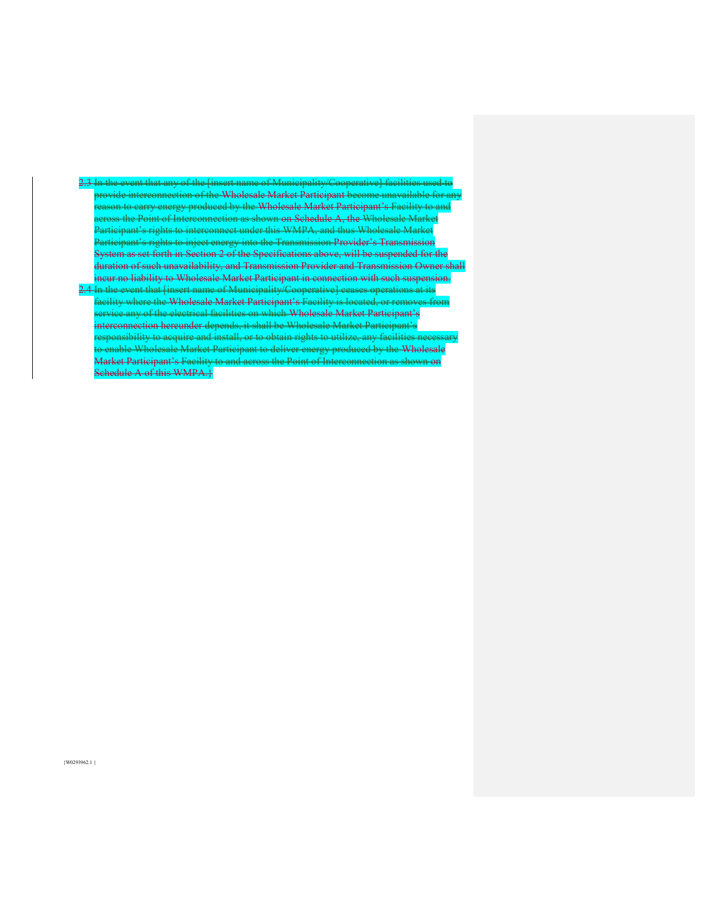2.3 In the event that any of the [insert name of Municipality/Cooperative] facilities used to provide interconnection of the Wholesale Market Participant become unavailable for any reason to carry energy produced by the Wholesale Market Participant's Facility to and across the Point of Interconnection as shown on Schedule A, the Wholesale Market Participant's rights to interconnect under this WMPA, and thus Wholesale Market Participant's rights to inject energy into the Transmission Provider's Transmission System as set forth in Section 2 of the Specifications above, will be suspended for the duration of such unavailability, and Transmission Provider and Transmission Owner shall incur no liability to Wholesale Market Participant in connection with such suspension.

2.4 In the event that [insert name of Municipality/Cooperative] ceases operations at its facility where the Wholesale Market Participant's Facility is located, or removes from service any of the electrical facilities on which Wholesale Market Participant's interconnection hereunder depends, it shall be Wholesale Market Participant's responsibility to acquire and install, or to obtain rights to utilize, any facilities necessary to enable Wholesale Market Participant to deliver energy produced by the Wholesale Market Participant's Facility to and across the Point of Interconnection as shown on Schedule A of this WMPA.}